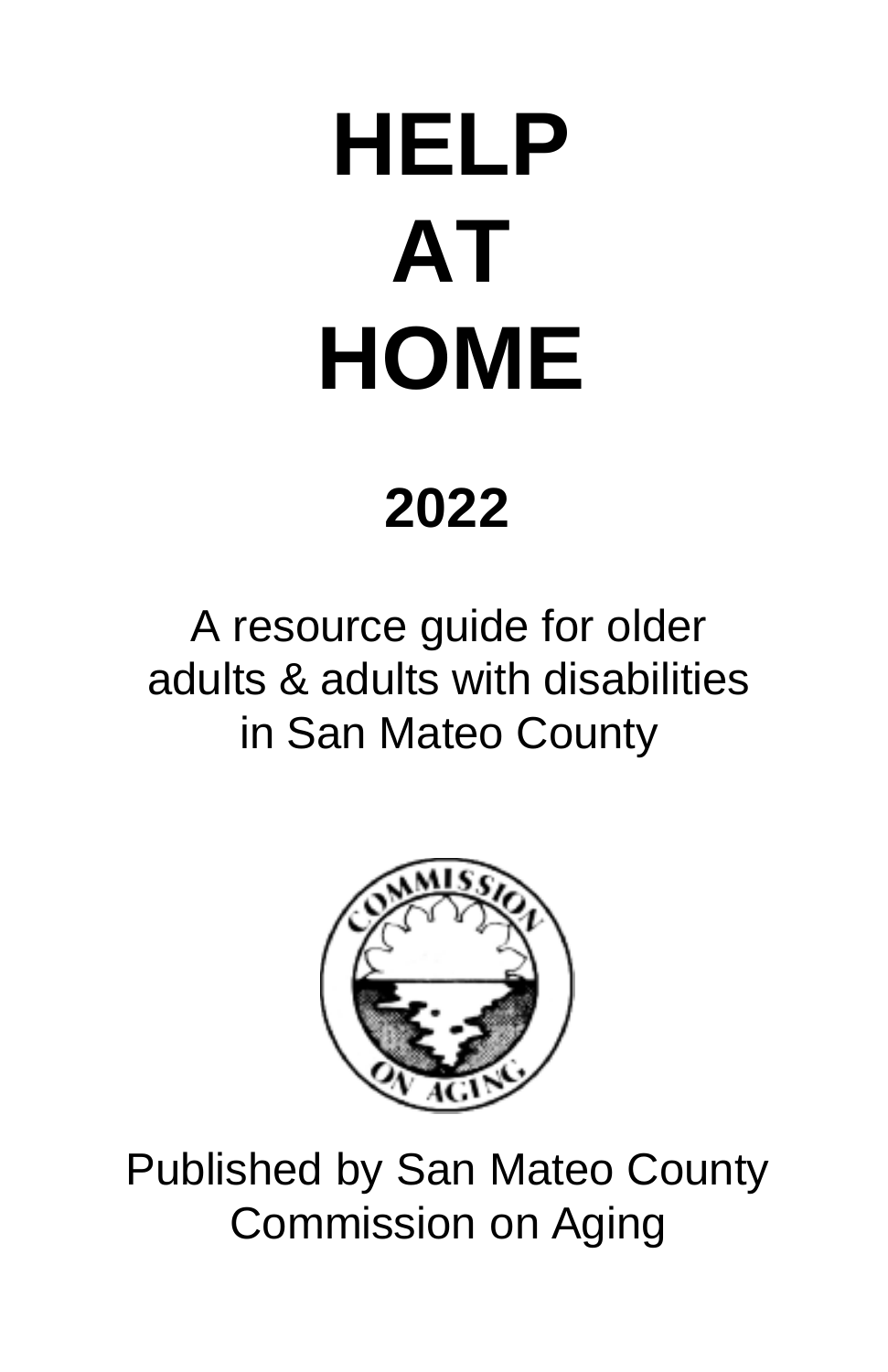# HELP AT HOME

## 2022

A resource guide for older adults & adults with disabilities in San Mateo County

Published by San Mateo County Commission on Aging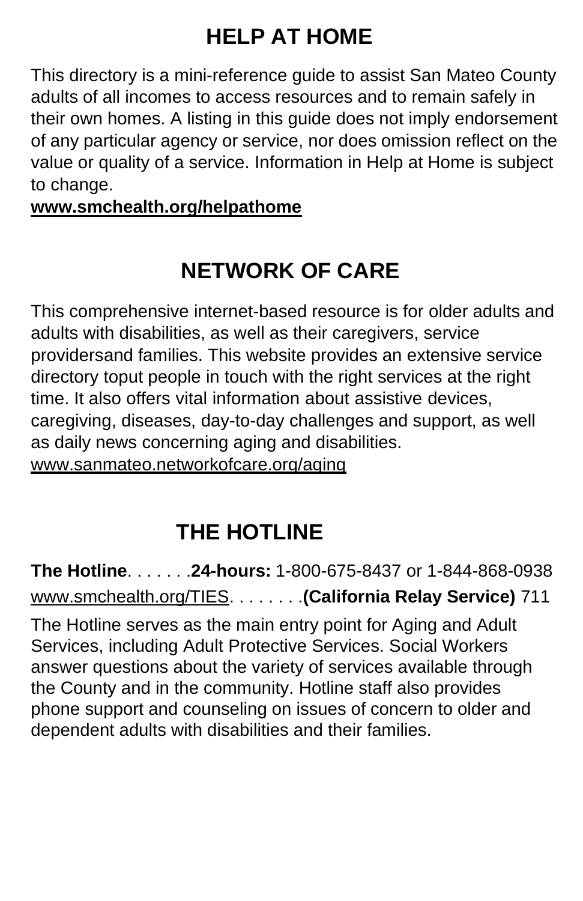# HELP AT HOME

This directory is a mini-reference guide to assist San Mateo County adults of all incomes to access resources and to remain safely in their own homes. A listing in this guide does not imply endorsement of any particular agency or service, nor does omission reflect on the value or quality of a service. Information in Help at Home is subject to change.

**www.smchealth.org/helpathome**

# NETWORK OF CARE

This comprehensive internet-based resource is for older adults and adults with disabilities, as well as their caregivers, service providersand families. This website provides an extensive service directory toput people in touch with the right services at the right time. It also offers vital information about assistive devices, caregiving, diseases, day-to-day challenges and support, as well as daily news concerning aging and disabilities.

www.sanmateo.networkofcare.org/aging

# THE HOTLINE

**The Hotline**. . . . . . .**24-hours:** 1-800-675-8437 or 1-844-868-0938

www.smchealth.org/TIES. . . . . . . .**(California Relay Service)** 711

The Hotline serves as the main entry point for Aging and Adult Services, including Adult Protective Services. Social Workers answer questions about the variety of services available through the County and in the community. Hotline staff also provides phone support and counseling on issues of concern to older and dependent adults with disabilities and their families.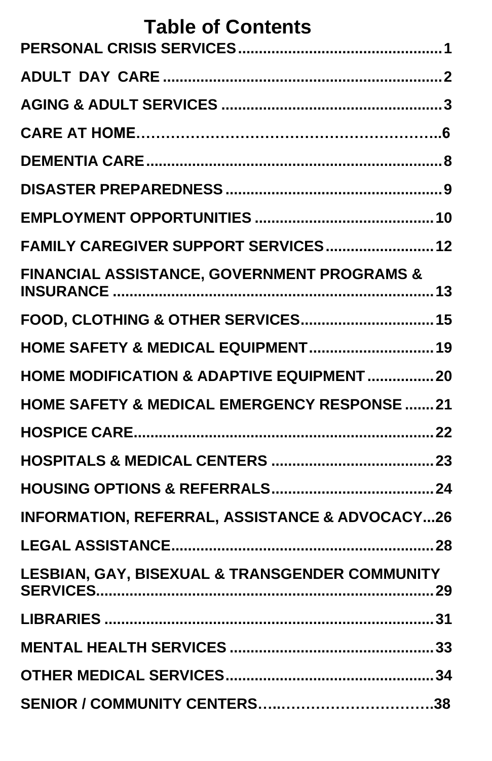# Table of Contents

PERSONAL CRISIS SERVICES................................................1

ADULT DAY CARE .................................................................2

AGING & ADULT SERVICES ....................................................3

CARE AT HOME………………………………………………..6

DEMENTIA CARE.......................................................................8

DISASTER PREPAREDNESS ....................................................9

EMPLOYMENT OPPORTUNITIES ..........................................10

FAMILY CAREGIVER SUPPORT SERVICES.........................12

FINANCIAL ASSISTANCE, GOVERNMENT PROGRAMS & INSURANCE ..........................................................................13

FOOD, CLOTHING & OTHER SERVICES...............................15

HOME SAFETY & MEDICAL EQUIPMENT.............................19

HOME MODIFICATION & ADAPTIVE EQUIPMENT ...............20

HOME SAFETY & MEDICAL EMERGENCY RESPONSE .......21

HOSPICE CARE.......................................................................22

HOSPITALS & MEDICAL CENTERS ......................................23

HOUSING OPTIONS & REFERRALS......................................24

INFORMATION, REFERRAL, ASSISTANCE & ADVOCACY...26

LEGAL ASSISTANCE..............................................................28

LESBIAN, GAY, BISEXUAL & TRANSGENDER COMMUNITY SERVICES..................................................................................29

LIBRARIES ...............................................................................31

MENTAL HEALTH SERVICES ................................................33

OTHER MEDICAL SERVICES.................................................34

SENIOR / COMMUNITY CENTERS….………………………….38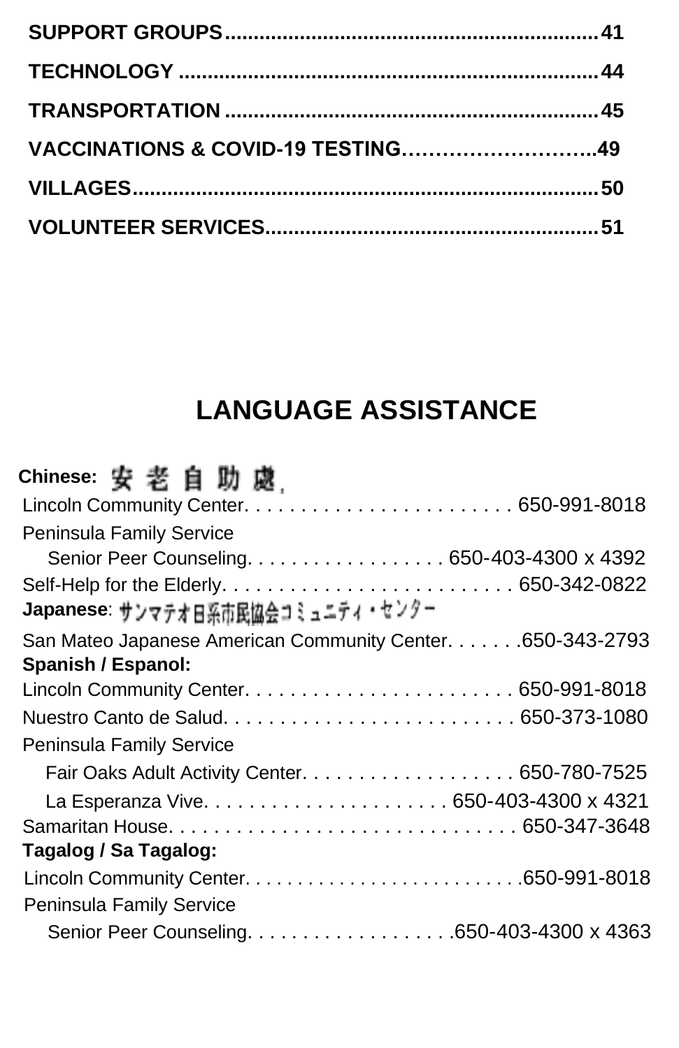SUPPORT GROUPS.................................................................41

TECHNOLOGY .......................................................................44

TRANSPORTATION ................................................................45

VACCINATIONS & COVID-19 TESTING……………………….49

VILLAGES..............................................................................50

VOLUNTEER SERVICES.......................................................51

# LANGUAGE ASSISTANCE

**Chinese:** 安 老 自 助 處

Lincoln Community Center. . . . . . . . . . . . . . . . . . . . . . . . 650-991-8018

Peninsula Family Service

Senior Peer Counseling. . . . . . . . . . . . . . . . . . 650-403-4300 x 4392

Self-Help for the Elderly. . . . . . . . . . . . . . . . . . . . . . . . . . 650-342-0822

**Japanese**: サンマテオ日系市民協会コミュニティ・センター

San Mateo Japanese American Community Center. . . . . . .650-343-2793

**Spanish / Espanol:**

Lincoln Community Center. . . . . . . . . . . . . . . . . . . . . . . . . 650-991-8018

Nuestro Canto de Salud. . . . . . . . . . . . . . . . . . . . . . . . . . 650-373-1080

Peninsula Family Service

Fair Oaks Adult Activity Center. . . . . . . . . . . . . . . . . . . 650-780-7525

La Esperanza Vive. . . . . . . . . . . . . . . . . . . . . . 650-403-4300 x 4321

Samaritan House. . . . . . . . . . . . . . . . . . . . . . . . . . . . . . . 650-347-3648

**Tagalog / Sa Tagalog:**

Lincoln Community Center. . . . . . . . . . . . . . . . . . . . . . . . . .650-991-8018

Peninsula Family Service

Senior Peer Counseling. . . . . . . . . . . . . . . . . . .650-403-4300 x 4363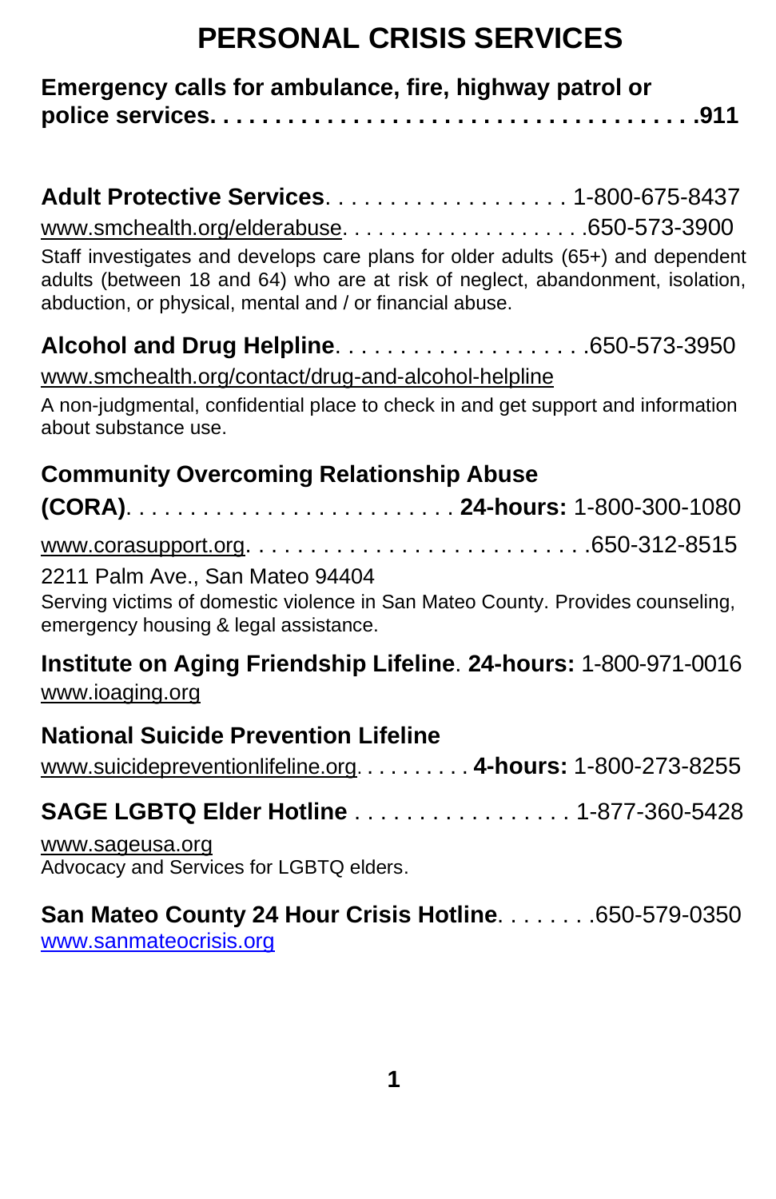# PERSONAL CRISIS SERVICES

**Emergency calls for ambulance, fire, highway patrol or police services. . . . . . . . . . . . . . . . . . . . . . . . . . . . . . . . . . . . . .911**

**Adult Protective Services**. . . . . . . . . . . . . . . . . . . 1-800-675-8437
www.smchealth.org/elderabuse. . . . . . . . . . . . . . . . . . . .650-573-3900
Staff investigates and develops care plans for older adults (65+) and dependent adults (between 18 and 64) who are at risk of neglect, abandonment, isolation, abduction, or physical, mental and / or financial abuse.

**Alcohol and Drug Helpline**. . . . . . . . . . . . . . . . . . . .650-573-3950
www.smchealth.org/contact/drug-and-alcohol-helpline
A non-judgmental, confidential place to check in and get support and information about substance use.

**Community Overcoming Relationship Abuse (CORA)**. . . . . . . . . . . . . . . . . . . . . . . . . **24-hours:** 1-800-300-1080
www.corasupport.org. . . . . . . . . . . . . . . . . . . . . . . . . . .650-312-8515
2211 Palm Ave., San Mateo 94404
Serving victims of domestic violence in San Mateo County. Provides counseling, emergency housing & legal assistance.

**Institute on Aging Friendship Lifeline**. **24-hours:** 1-800-971-0016
www.ioaging.org

**National Suicide Prevention Lifeline**
www.suicidepreventionlifeline.org. . . . . . . . . . **4-hours:** 1-800-273-8255

**SAGE LGBTQ Elder Hotline** . . . . . . . . . . . . . . . . . 1-877-360-5428
www.sageusa.org
Advocacy and Services for LGBTQ elders.

**San Mateo County 24 Hour Crisis Hotline**. . . . . . . .650-579-0350
www.sanmateocrisis.org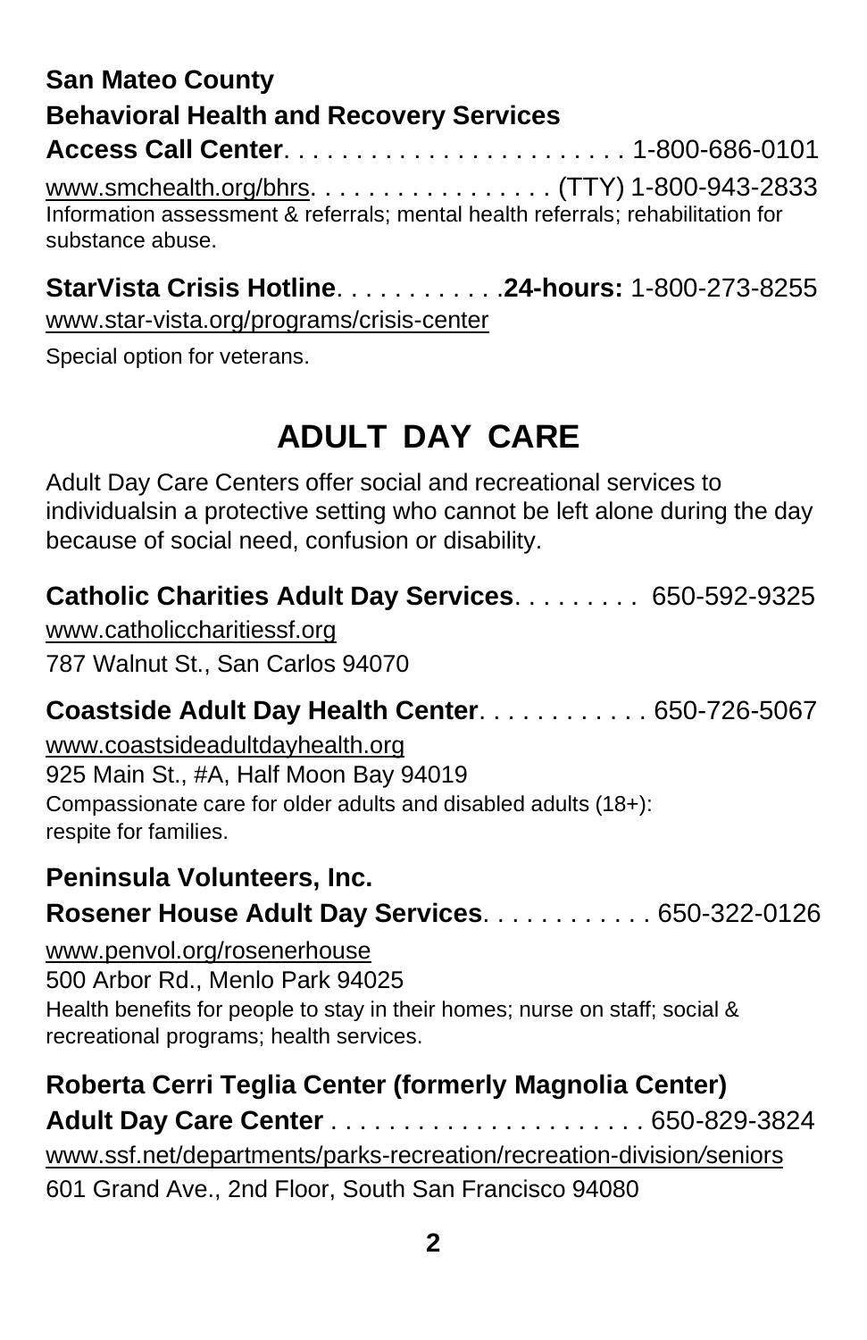**San Mateo County**
**Behavioral Health and Recovery Services**
**Access Call Center**. . . . . . . . . . . . . . . . . . . . . . . 1-800-686-0101
www.smchealth.org/bhrs. . . . . . . . . . . . . . . . . (TTY) 1-800-943-2833
Information assessment & referrals; mental health referrals; rehabilitation for substance abuse.

**StarVista Crisis Hotline**. . . . . . . . . . . .**24-hours:** 1-800-273-8255
www.star-vista.org/programs/crisis-center
Special option for veterans.

# ADULT DAY CARE

Adult Day Care Centers offer social and recreational services to individualsin a protective setting who cannot be left alone during the day because of social need, confusion or disability.

**Catholic Charities Adult Day Services**. . . . . . . . . 650-592-9325
www.catholiccharitiessf.org
787 Walnut St., San Carlos 94070

**Coastside Adult Day Health Center**. . . . . . . . . . . . 650-726-5067
www.coastsideadultdayhealth.org
925 Main St., #A, Half Moon Bay 94019
Compassionate care for older adults and disabled adults (18+): respite for families.

**Peninsula Volunteers, Inc.**
**Rosener House Adult Day Services**. . . . . . . . . . . . 650-322-0126
www.penvol.org/rosenerhouse
500 Arbor Rd., Menlo Park 94025
Health benefits for people to stay in their homes; nurse on staff; social & recreational programs; health services.

**Roberta Cerri Teglia Center (formerly Magnolia Center)**
**Adult Day Care Center** . . . . . . . . . . . . . . . . . . . . . 650-829-3824
www.ssf.net/departments/parks-recreation/recreation-division/seniors
601 Grand Ave., 2nd Floor, South San Francisco 94080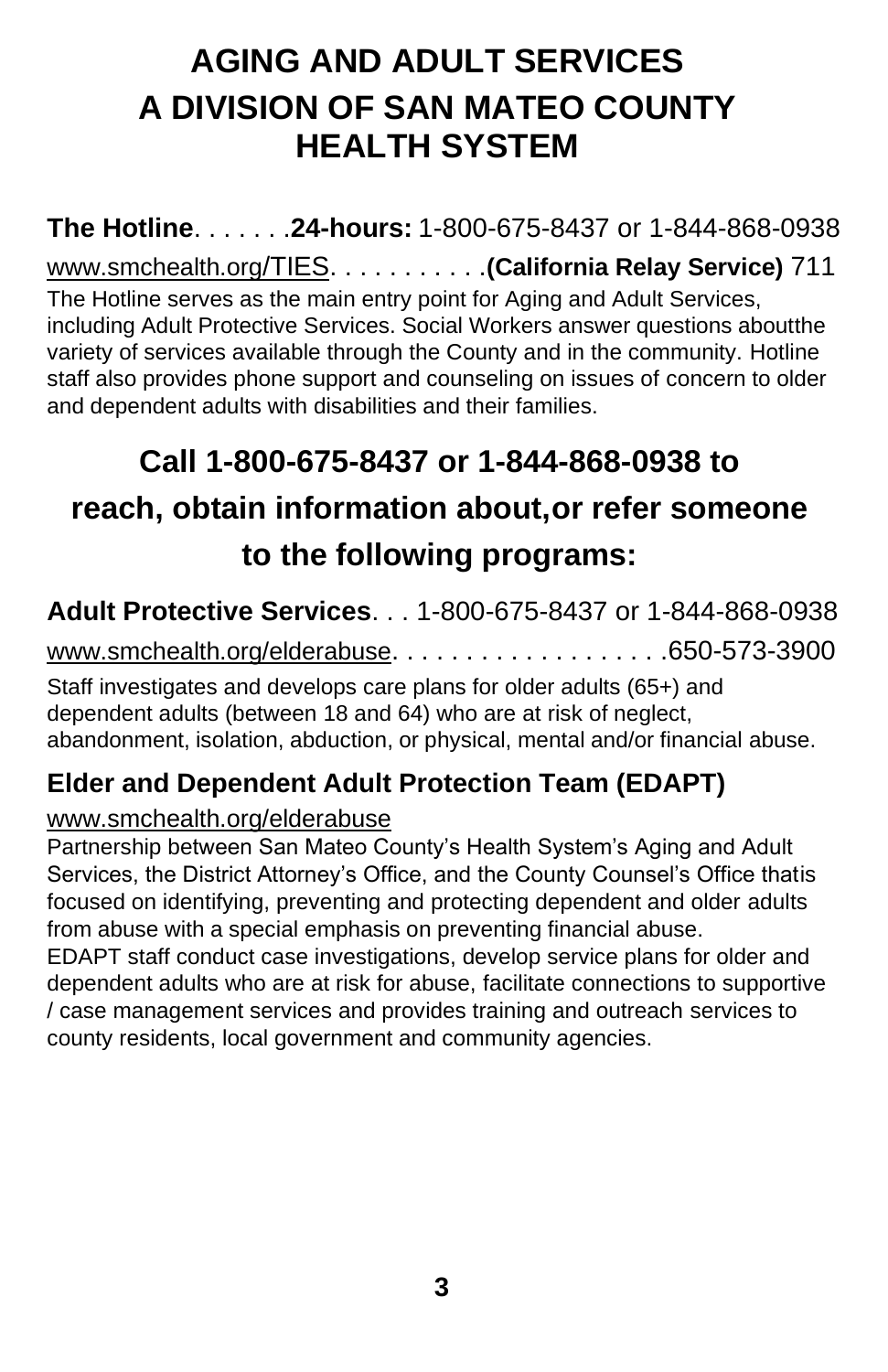# AGING AND ADULT SERVICES
# A DIVISION OF SAN MATEO COUNTY HEALTH SYSTEM

**The Hotline**. . . . . . .**24-hours:** 1-800-675-8437 or 1-844-868-0938

www.smchealth.org/TIES. . . . . . . . . . .**(California Relay Service)** 711

The Hotline serves as the main entry point for Aging and Adult Services, including Adult Protective Services. Social Workers answer questions aboutthe variety of services available through the County and in the community. Hotline staff also provides phone support and counseling on issues of concern to older and dependent adults with disabilities and their families.

## Call 1-800-675-8437 or 1-844-868-0938 to reach, obtain information about,or refer someone to the following programs:

**Adult Protective Services**. . . 1-800-675-8437 or 1-844-868-0938

www.smchealth.org/elderabuse. . . . . . . . . . . . . . . . . . .650-573-3900

Staff investigates and develops care plans for older adults (65+) and dependent adults (between 18 and 64) who are at risk of neglect, abandonment, isolation, abduction, or physical, mental and/or financial abuse.

### Elder and Dependent Adult Protection Team (EDAPT)

www.smchealth.org/elderabuse

Partnership between San Mateo County's Health System's Aging and Adult Services, the District Attorney's Office, and the County Counsel's Office thatis focused on identifying, preventing and protecting dependent and older adults from abuse with a special emphasis on preventing financial abuse.

EDAPT staff conduct case investigations, develop service plans for older and dependent adults who are at risk for abuse, facilitate connections to supportive / case management services and provides training and outreach services to county residents, local government and community agencies.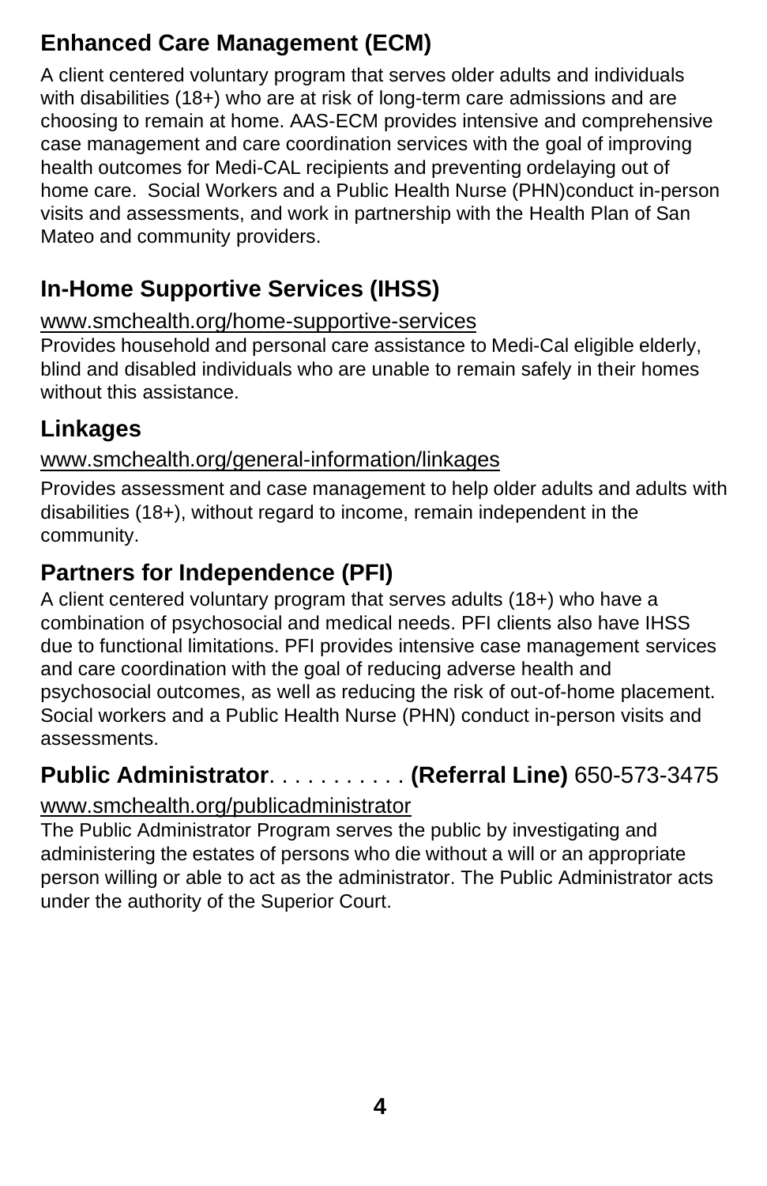## Enhanced Care Management (ECM)

A client centered voluntary program that serves older adults and individuals with disabilities (18+) who are at risk of long-term care admissions and are choosing to remain at home. AAS-ECM provides intensive and comprehensive case management and care coordination services with the goal of improving health outcomes for Medi-CAL recipients and preventing ordelaying out of home care. Social Workers and a Public Health Nurse (PHN)conduct in-person visits and assessments, and work in partnership with the Health Plan of San Mateo and community providers.

## In-Home Supportive Services (IHSS)

www.smchealth.org/home-supportive-services

Provides household and personal care assistance to Medi-Cal eligible elderly, blind and disabled individuals who are unable to remain safely in their homes without this assistance.

## Linkages

www.smchealth.org/general-information/linkages

Provides assessment and case management to help older adults and adults with disabilities (18+), without regard to income, remain independent in the community.

## Partners for Independence (PFI)

A client centered voluntary program that serves adults (18+) who have a combination of psychosocial and medical needs. PFI clients also have IHSS due to functional limitations. PFI provides intensive case management services and care coordination with the goal of reducing adverse health and psychosocial outcomes, as well as reducing the risk of out-of-home placement. Social workers and a Public Health Nurse (PHN) conduct in-person visits and assessments.

## Public Administrator. . . . . . . . . . . **(Referral Line)** 650-573-3475

www.smchealth.org/publicadministrator

The Public Administrator Program serves the public by investigating and administering the estates of persons who die without a will or an appropriate person willing or able to act as the administrator. The Public Administrator acts under the authority of the Superior Court.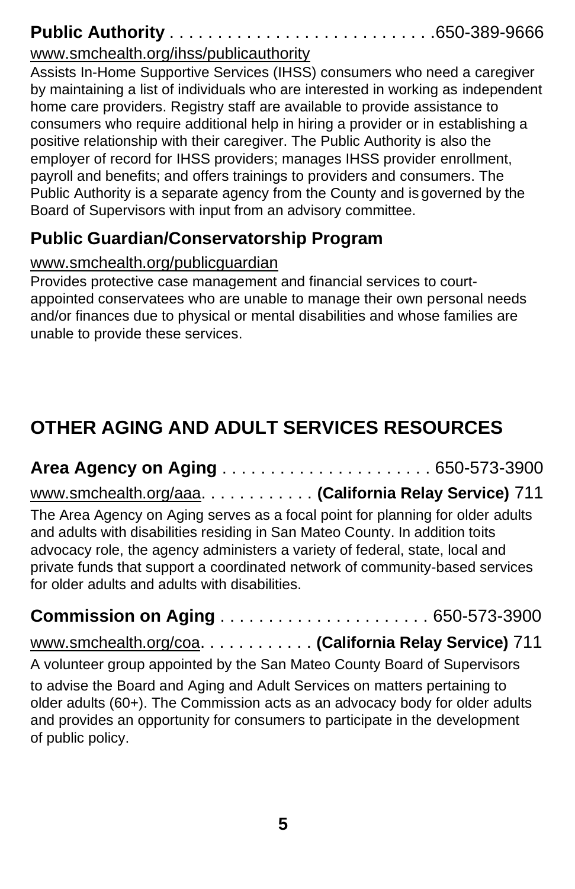**Public Authority** . . . . . . . . . . . . . . . . . . . . . . . . . . .650-389-9666

www.smchealth.org/ihss/publicauthority

Assists In-Home Supportive Services (IHSS) consumers who need a caregiver by maintaining a list of individuals who are interested in working as independent home care providers. Registry staff are available to provide assistance to consumers who require additional help in hiring a provider or in establishing a positive relationship with their caregiver. The Public Authority is also the employer of record for IHSS providers; manages IHSS provider enrollment, payroll and benefits; and offers trainings to providers and consumers. The Public Authority is a separate agency from the County and is governed by the Board of Supervisors with input from an advisory committee.

### Public Guardian/Conservatorship Program

www.smchealth.org/publicguardian

Provides protective case management and financial services to court-appointed conservatees who are unable to manage their own personal needs and/or finances due to physical or mental disabilities and whose families are unable to provide these services.

## OTHER AGING AND ADULT SERVICES RESOURCES

**Area Agency on Aging** . . . . . . . . . . . . . . . . . . . . . . 650-573-3900

www.smchealth.org/aaa. . . . . . . . . . . . **(California Relay Service)** 711

The Area Agency on Aging serves as a focal point for planning for older adults and adults with disabilities residing in San Mateo County. In addition toits advocacy role, the agency administers a variety of federal, state, local and private funds that support a coordinated network of community-based services for older adults and adults with disabilities.

**Commission on Aging** . . . . . . . . . . . . . . . . . . . . . 650-573-3900

www.smchealth.org/coa. . . . . . . . . . . . **(California Relay Service)** 711

A volunteer group appointed by the San Mateo County Board of Supervisors to advise the Board and Aging and Adult Services on matters pertaining to older adults (60+). The Commission acts as an advocacy body for older adults and provides an opportunity for consumers to participate in the development of public policy.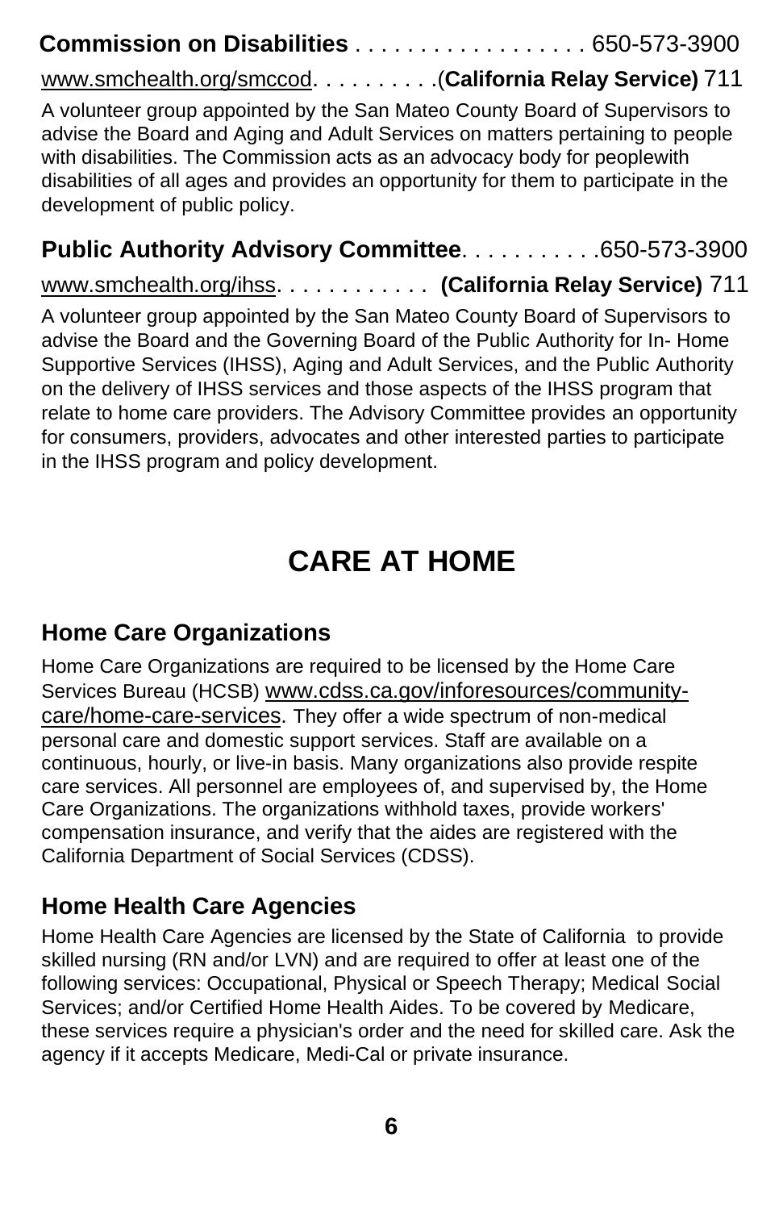**Commission on Disabilities** . . . . . . . . . . . . . . . . . 650-573-3900

www.smchealth.org/smccod. . . . . . . . . .(**California Relay Service)** 711

A volunteer group appointed by the San Mateo County Board of Supervisors to advise the Board and Aging and Adult Services on matters pertaining to people with disabilities. The Commission acts as an advocacy body for peoplewith disabilities of all ages and provides an opportunity for them to participate in the development of public policy.

**Public Authority Advisory Committee**. . . . . . . . . . .650-573-3900

www.smchealth.org/ihss. . . . . . . . . . . . **(California Relay Service)** 711

A volunteer group appointed by the San Mateo County Board of Supervisors to advise the Board and the Governing Board of the Public Authority for In- Home Supportive Services (IHSS), Aging and Adult Services, and the Public Authority on the delivery of IHSS services and those aspects of the IHSS program that relate to home care providers. The Advisory Committee provides an opportunity for consumers, providers, advocates and other interested parties to participate in the IHSS program and policy development.

# CARE AT HOME

## Home Care Organizations

Home Care Organizations are required to be licensed by the Home Care Services Bureau (HCSB) www.cdss.ca.gov/inforesources/community-care/home-care-services. They offer a wide spectrum of non-medical personal care and domestic support services. Staff are available on a continuous, hourly, or live-in basis. Many organizations also provide respite care services. All personnel are employees of, and supervised by, the Home Care Organizations. The organizations withhold taxes, provide workers' compensation insurance, and verify that the aides are registered with the California Department of Social Services (CDSS).

## Home Health Care Agencies

Home Health Care Agencies are licensed by the State of California to provide skilled nursing (RN and/or LVN) and are required to offer at least one of the following services: Occupational, Physical or Speech Therapy; Medical Social Services; and/or Certified Home Health Aides. To be covered by Medicare, these services require a physician's order and the need for skilled care. Ask the agency if it accepts Medicare, Medi-Cal or private insurance.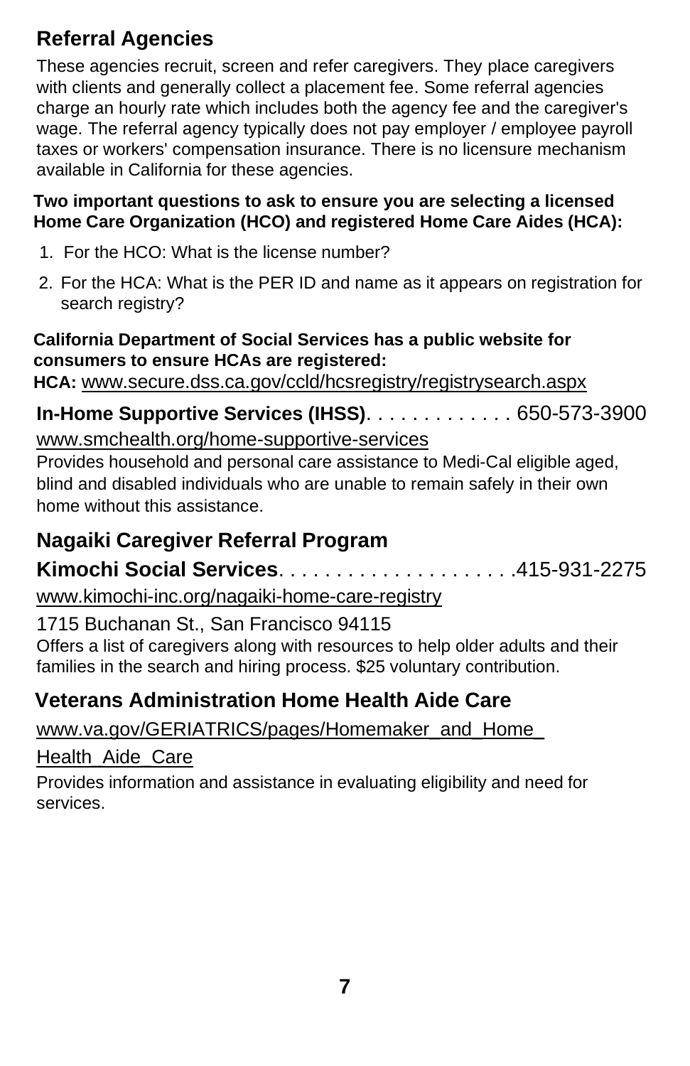## Referral Agencies

These agencies recruit, screen and refer caregivers. They place caregivers with clients and generally collect a placement fee. Some referral agencies charge an hourly rate which includes both the agency fee and the caregiver's wage. The referral agency typically does not pay employer / employee payroll taxes or workers' compensation insurance. There is no licensure mechanism available in California for these agencies.

**Two important questions to ask to ensure you are selecting a licensed Home Care Organization (HCO) and registered Home Care Aides (HCA):**

1. For the HCO: What is the license number?
2. For the HCA: What is the PER ID and name as it appears on registration for search registry?

**California Department of Social Services has a public website for consumers to ensure HCAs are registered:**
**HCA:** www.secure.dss.ca.gov/ccld/hcsregistry/registrysearch.aspx

**In-Home Supportive Services (IHSS)**. . . . . . . . . . . . . 650-573-3900
www.smchealth.org/home-supportive-services
Provides household and personal care assistance to Medi-Cal eligible aged, blind and disabled individuals who are unable to remain safely in their own home without this assistance.

**Nagaiki Caregiver Referral Program**
**Kimochi Social Services**. . . . . . . . . . . . . . . . . . . . .415-931-2275
www.kimochi-inc.org/nagaiki-home-care-registry
1715 Buchanan St., San Francisco 94115
Offers a list of caregivers along with resources to help older adults and their families in the search and hiring process. $25 voluntary contribution.

**Veterans Administration Home Health Aide Care**
www.va.gov/GERIATRICS/pages/Homemaker_and_Home_Health_Aide_Care
Provides information and assistance in evaluating eligibility and need for services.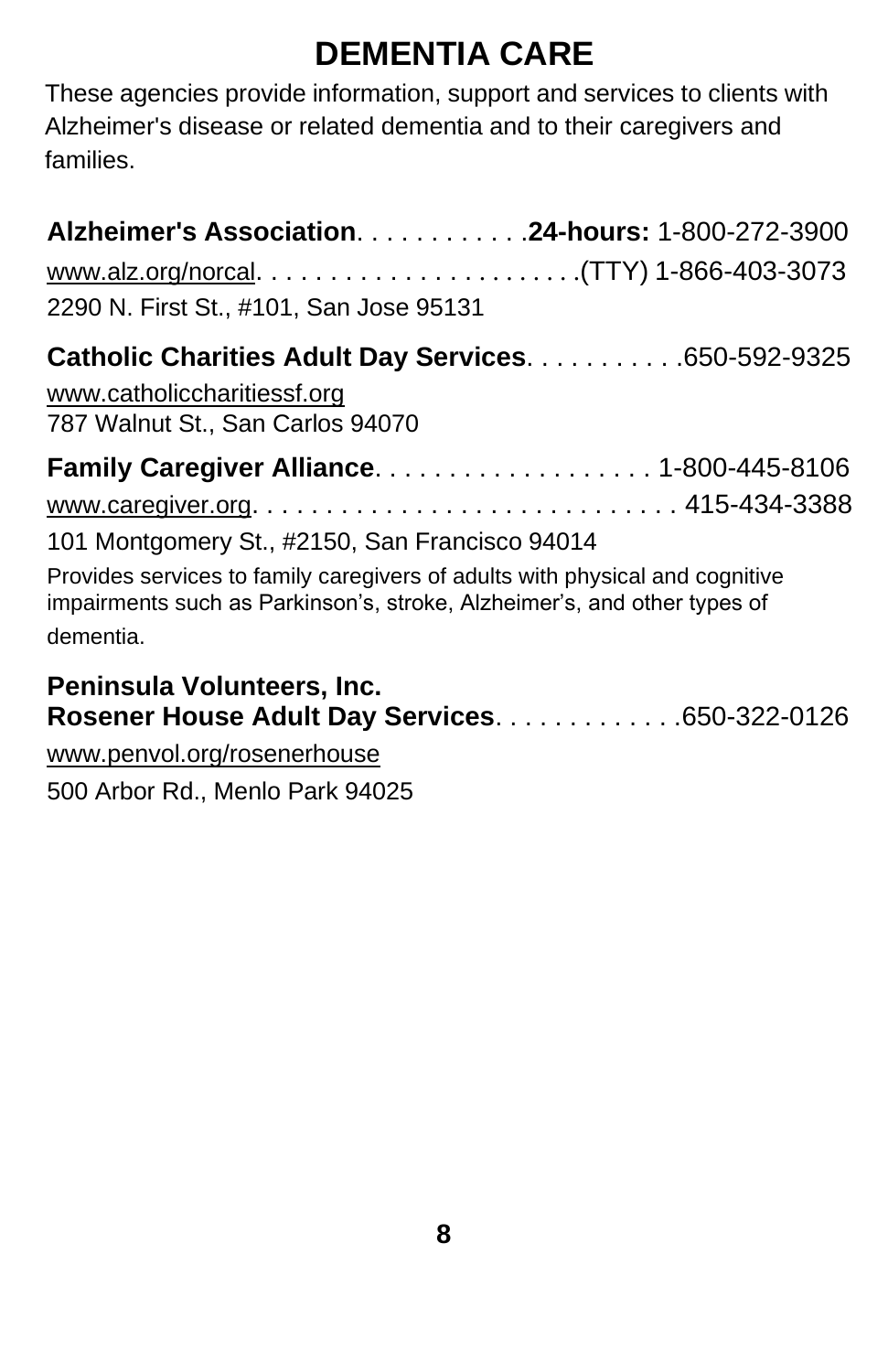# DEMENTIA CARE

These agencies provide information, support and services to clients with Alzheimer's disease or related dementia and to their caregivers and families.

**Alzheimer's Association**. . . . . . . . . . . .**24-hours:** 1-800-272-3900
www.alz.org/norcal. . . . . . . . . . . . . . . . . . . . . . .(TTY) 1-866-403-3073
2290 N. First St., #101, San Jose 95131

**Catholic Charities Adult Day Services**. . . . . . . . . . .650-592-9325
www.catholiccharitiessf.org
787 Walnut St., San Carlos 94070

**Family Caregiver Alliance**. . . . . . . . . . . . . . . . . . . 1-800-445-8106
www.caregiver.org. . . . . . . . . . . . . . . . . . . . . . . . . . . . 415-434-3388
101 Montgomery St., #2150, San Francisco 94014
Provides services to family caregivers of adults with physical and cognitive impairments such as Parkinson's, stroke, Alzheimer's, and other types of dementia.

**Peninsula Volunteers, Inc.**
**Rosener House Adult Day Services**. . . . . . . . . . . . .650-322-0126
www.penvol.org/rosenerhouse
500 Arbor Rd., Menlo Park 94025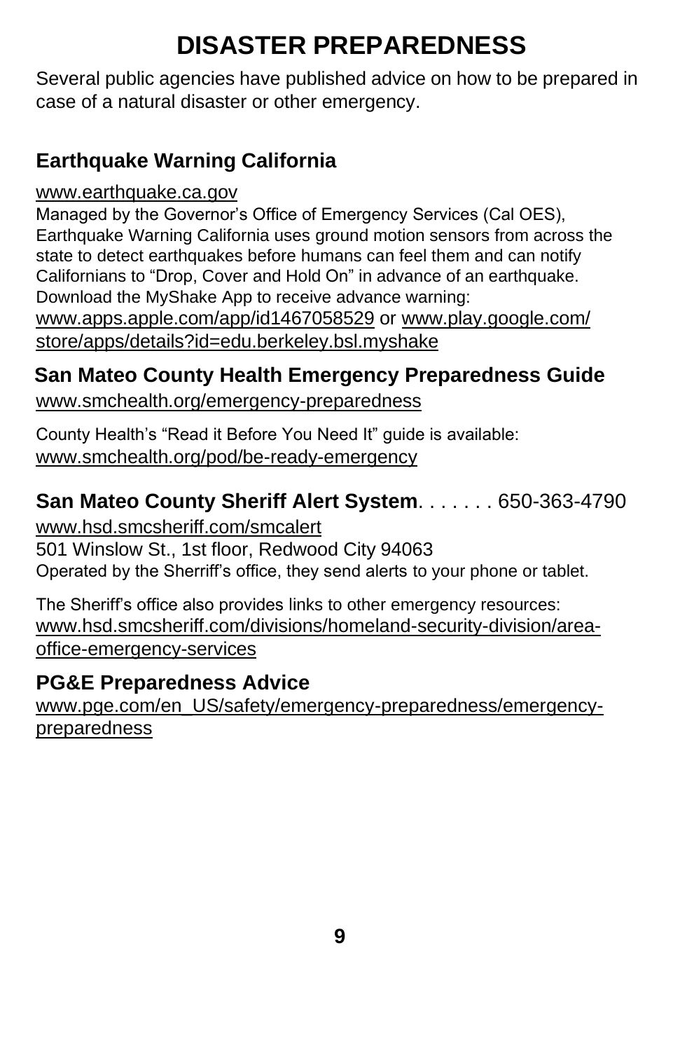# DISASTER PREPAREDNESS

Several public agencies have published advice on how to be prepared in case of a natural disaster or other emergency.

## Earthquake Warning California

www.earthquake.ca.gov

Managed by the Governor's Office of Emergency Services (Cal OES), Earthquake Warning California uses ground motion sensors from across the state to detect earthquakes before humans can feel them and can notify Californians to "Drop, Cover and Hold On" in advance of an earthquake. Download the MyShake App to receive advance warning: www.apps.apple.com/app/id1467058529 or www.play.google.com/store/apps/details?id=edu.berkeley.bsl.myshake

## San Mateo County Health Emergency Preparedness Guide

www.smchealth.org/emergency-preparedness

County Health's "Read it Before You Need It" guide is available: www.smchealth.org/pod/be-ready-emergency

## San Mateo County Sheriff Alert System. . . . . . . 650-363-4790

www.hsd.smcsheriff.com/smcalert

501 Winslow St., 1st floor, Redwood City 94063

Operated by the Sherriff's office, they send alerts to your phone or tablet.

The Sheriff's office also provides links to other emergency resources: www.hsd.smcsheriff.com/divisions/homeland-security-division/area-office-emergency-services

## PG&E Preparedness Advice

www.pge.com/en_US/safety/emergency-preparedness/emergency-preparedness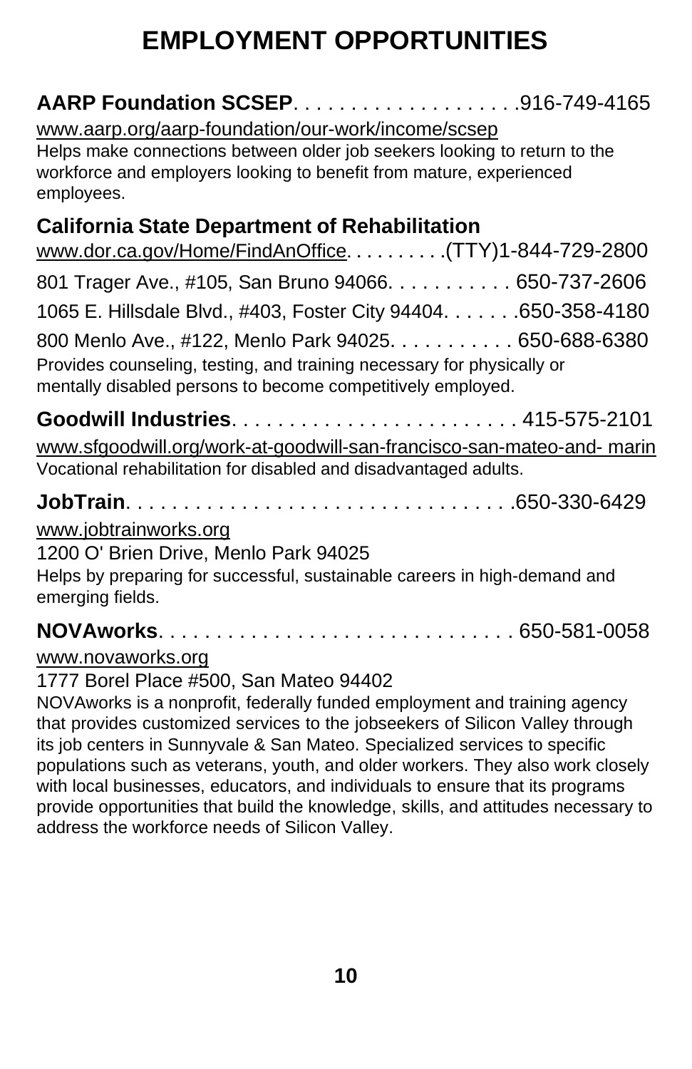# EMPLOYMENT OPPORTUNITIES

**AARP Foundation SCSEP**. . . . . . . . . . . . . . . . . . . .916-749-4165

www.aarp.org/aarp-foundation/our-work/income/scsep

Helps make connections between older job seekers looking to return to the workforce and employers looking to benefit from mature, experienced employees.

**California State Department of Rehabilitation**

www.dor.ca.gov/Home/FindAnOffice. . . . . . . . . .(TTY)1-844-729-2800

801 Trager Ave., #105, San Bruno 94066. . . . . . . . . . . 650-737-2606

1065 E. Hillsdale Blvd., #403, Foster City 94404. . . . . . .650-358-4180

800 Menlo Ave., #122, Menlo Park 94025. . . . . . . . . . . 650-688-6380

Provides counseling, testing, and training necessary for physically or mentally disabled persons to become competitively employed.

**Goodwill Industries**. . . . . . . . . . . . . . . . . . . . . . . . . 415-575-2101

www.sfgoodwill.org/work-at-goodwill-san-francisco-san-mateo-and- marin

Vocational rehabilitation for disabled and disadvantaged adults.

**JobTrain**. . . . . . . . . . . . . . . . . . . . . . . . . . . . . . . . .650-330-6429

www.jobtrainworks.org

1200 O' Brien Drive, Menlo Park 94025

Helps by preparing for successful, sustainable careers in high-demand and emerging fields.

**NOVAworks**. . . . . . . . . . . . . . . . . . . . . . . . . . . . . . 650-581-0058

www.novaworks.org

1777 Borel Place #500, San Mateo 94402

NOVAworks is a nonprofit, federally funded employment and training agency that provides customized services to the jobseekers of Silicon Valley through its job centers in Sunnyvale & San Mateo. Specialized services to specific populations such as veterans, youth, and older workers. They also work closely with local businesses, educators, and individuals to ensure that its programs provide opportunities that build the knowledge, skills, and attitudes necessary to address the workforce needs of Silicon Valley.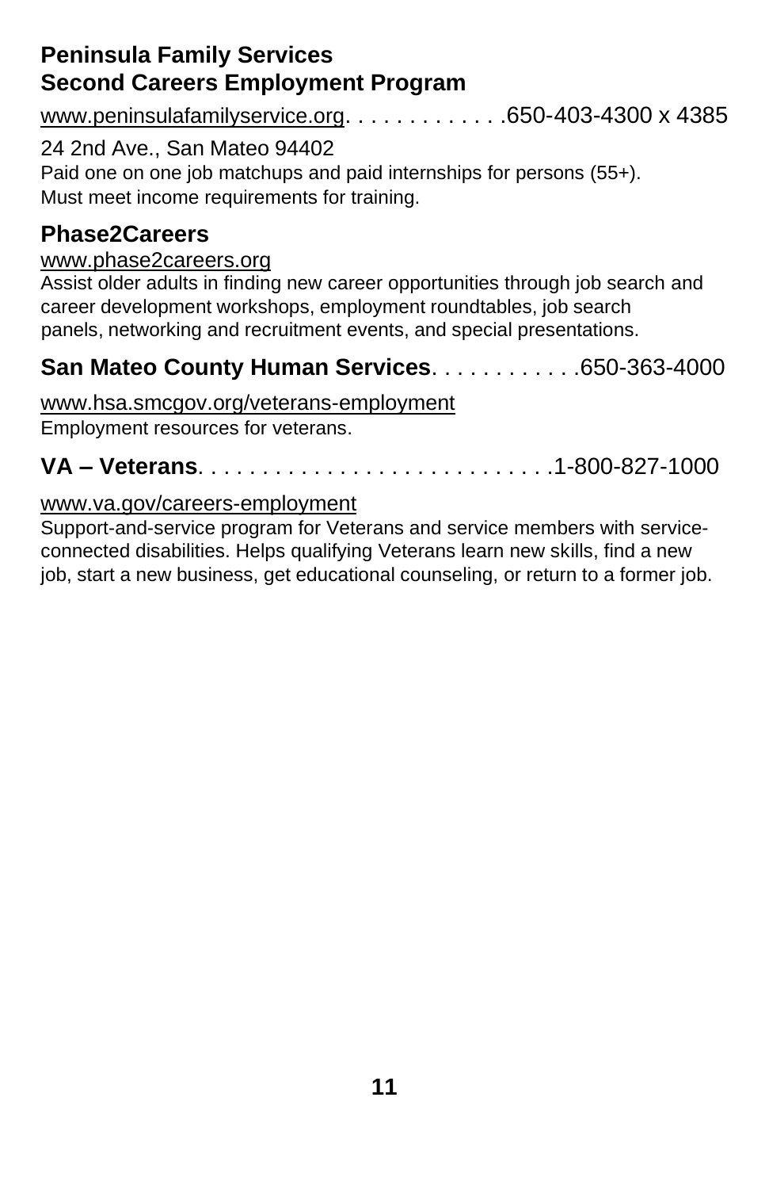**Peninsula Family Services**
**Second Careers Employment Program**

www.peninsulafamilyservice.org. . . . . . . . . . . . .650-403-4300 x 4385

24 2nd Ave., San Mateo 94402
Paid one on one job matchups and paid internships for persons (55+). Must meet income requirements for training.

**Phase2Careers**

www.phase2careers.org
Assist older adults in finding new career opportunities through job search and career development workshops, employment roundtables, job search panels, networking and recruitment events, and special presentations.

**San Mateo County Human Services**. . . . . . . . . . . .650-363-4000

www.hsa.smcgov.org/veterans-employment
Employment resources for veterans.

**VA – Veterans**. . . . . . . . . . . . . . . . . . . . . . . . . . .1-800-827-1000

www.va.gov/careers-employment
Support-and-service program for Veterans and service members with service-connected disabilities. Helps qualifying Veterans learn new skills, find a new job, start a new business, get educational counseling, or return to a former job.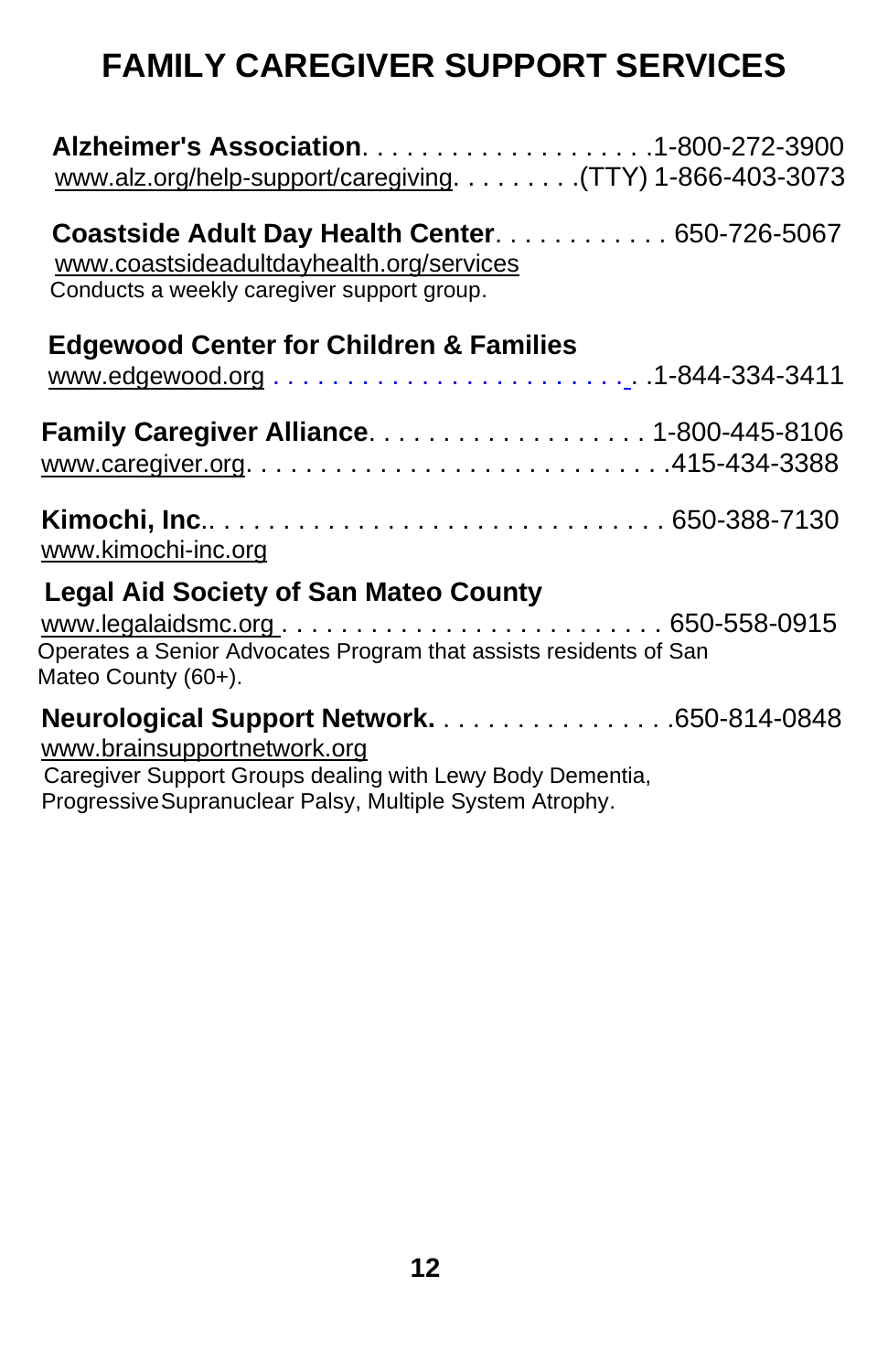# FAMILY CAREGIVER SUPPORT SERVICES

**Alzheimer's Association**. . . . . . . . . . . . . . . . . . . .1-800-272-3900
www.alz.org/help-support/caregiving. . . . . . . . . .(TTY) 1-866-403-3073

**Coastside Adult Day Health Center**. . . . . . . . . . . . 650-726-5067
www.coastsideadultdayhealth.org/services
Conducts a weekly caregiver support group.

**Edgewood Center for Children & Families**
www.edgewood.org . . . . . . . . . . . . . . . . . . . . . . . . . . .1-844-334-3411

**Family Caregiver Alliance**. . . . . . . . . . . . . . . . . . . 1-800-445-8106
www.caregiver.org. . . . . . . . . . . . . . . . . . . . . . . . . . . . .415-434-3388

**Kimochi, Inc**.. . . . . . . . . . . . . . . . . . . . . . . . . . . . . . 650-388-7130
www.kimochi-inc.org

**Legal Aid Society of San Mateo County**
www.legalaidsmc.org . . . . . . . . . . . . . . . . . . . . . . . . . . 650-558-0915
Operates a Senior Advocates Program that assists residents of San Mateo County (60+).

**Neurological Support Network.** . . . . . . . . . . . . . . . . .650-814-0848
www.brainsupportnetwork.org
Caregiver Support Groups dealing with Lewy Body Dementia, Progressive Supranuclear Palsy, Multiple System Atrophy.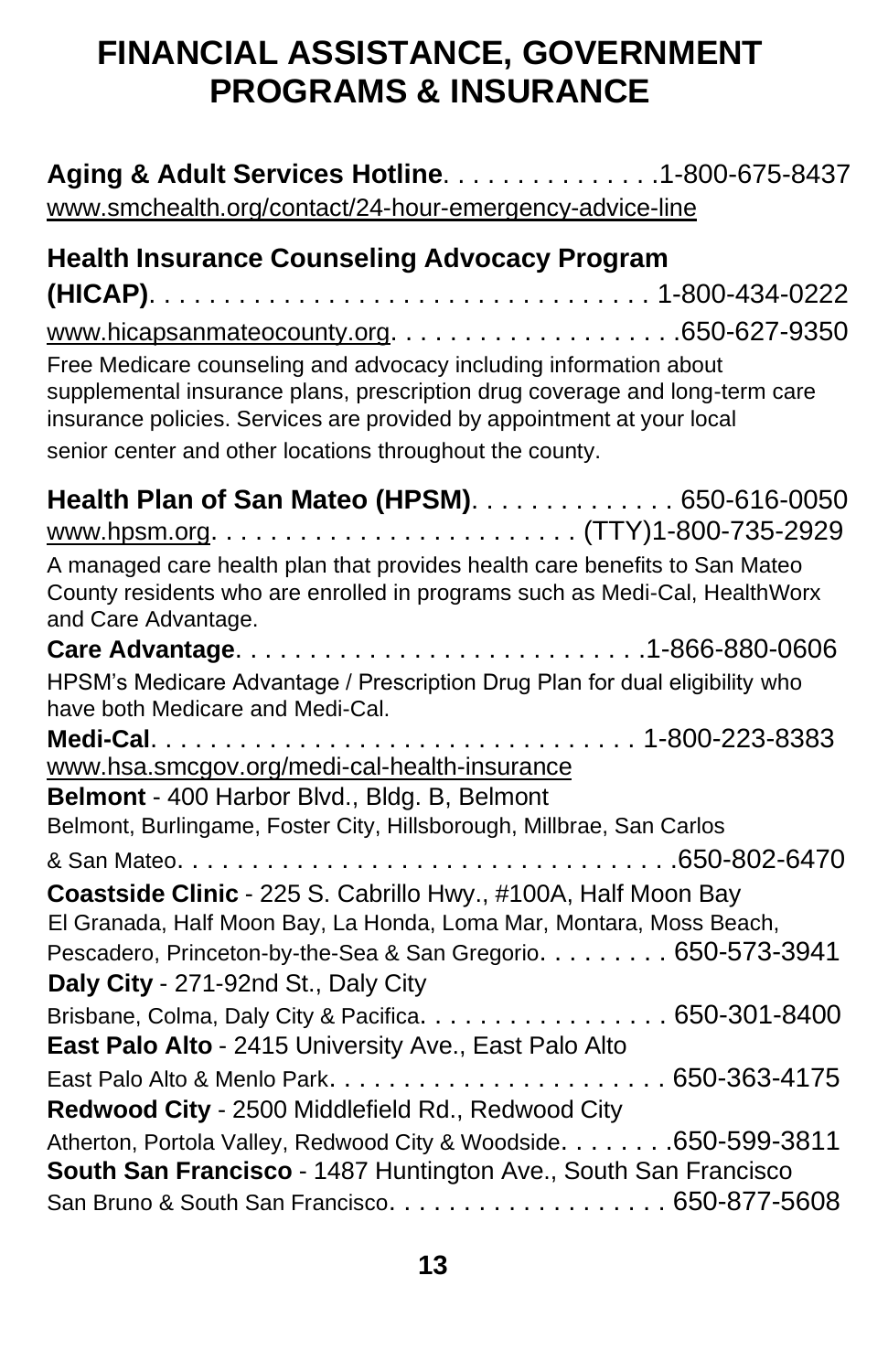# FINANCIAL ASSISTANCE, GOVERNMENT PROGRAMS & INSURANCE

**Aging & Adult Services Hotline**. . . . . . . . . . . . . . .1-800-675-8437
www.smchealth.org/contact/24-hour-emergency-advice-line

**Health Insurance Counseling Advocacy Program (HICAP)**. . . . . . . . . . . . . . . . . . . . . . . . . . . . . . . . . 1-800-434-0222
www.hicapsanmateocounty.org. . . . . . . . . . . . . . . . . . .650-627-9350
Free Medicare counseling and advocacy including information about supplemental insurance plans, prescription drug coverage and long-term care insurance policies. Services are provided by appointment at your local senior center and other locations throughout the county.

**Health Plan of San Mateo (HPSM)**. . . . . . . . . . . . . 650-616-0050
www.hpsm.org. . . . . . . . . . . . . . . . . . . . . . . . . (TTY)1-800-735-2929
A managed care health plan that provides health care benefits to San Mateo County residents who are enrolled in programs such as Medi-Cal, HealthWorx and Care Advantage.

**Care Advantage**. . . . . . . . . . . . . . . . . . . . . . . . . . .1-866-880-0606
HPSM's Medicare Advantage / Prescription Drug Plan for dual eligibility who have both Medicare and Medi-Cal.

**Medi-Cal**. . . . . . . . . . . . . . . . . . . . . . . . . . . . . . . . 1-800-223-8383
www.hsa.smcgov.org/medi-cal-health-insurance

**Belmont** - 400 Harbor Blvd., Bldg. B, Belmont
Belmont, Burlingame, Foster City, Hillsborough, Millbrae, San Carlos & San Mateo. . . . . . . . . . . . . . . . . . . . . . . . . . . . . . . . .650-802-6470

**Coastside Clinic** - 225 S. Cabrillo Hwy., #100A, Half Moon Bay
El Granada, Half Moon Bay, La Honda, Loma Mar, Montara, Moss Beach, Pescadero, Princeton-by-the-Sea & San Gregorio. . . . . . . . . 650-573-3941

**Daly City** - 271-92nd St., Daly City
Brisbane, Colma, Daly City & Pacifica. . . . . . . . . . . . . . . . . 650-301-8400

**East Palo Alto** - 2415 University Ave., East Palo Alto
East Palo Alto & Menlo Park. . . . . . . . . . . . . . . . . . . . . . . 650-363-4175

**Redwood City** - 2500 Middlefield Rd., Redwood City
Atherton, Portola Valley, Redwood City & Woodside. . . . . . . .650-599-3811

**South San Francisco** - 1487 Huntington Ave., South San Francisco
San Bruno & South San Francisco. . . . . . . . . . . . . . . . . . 650-877-5608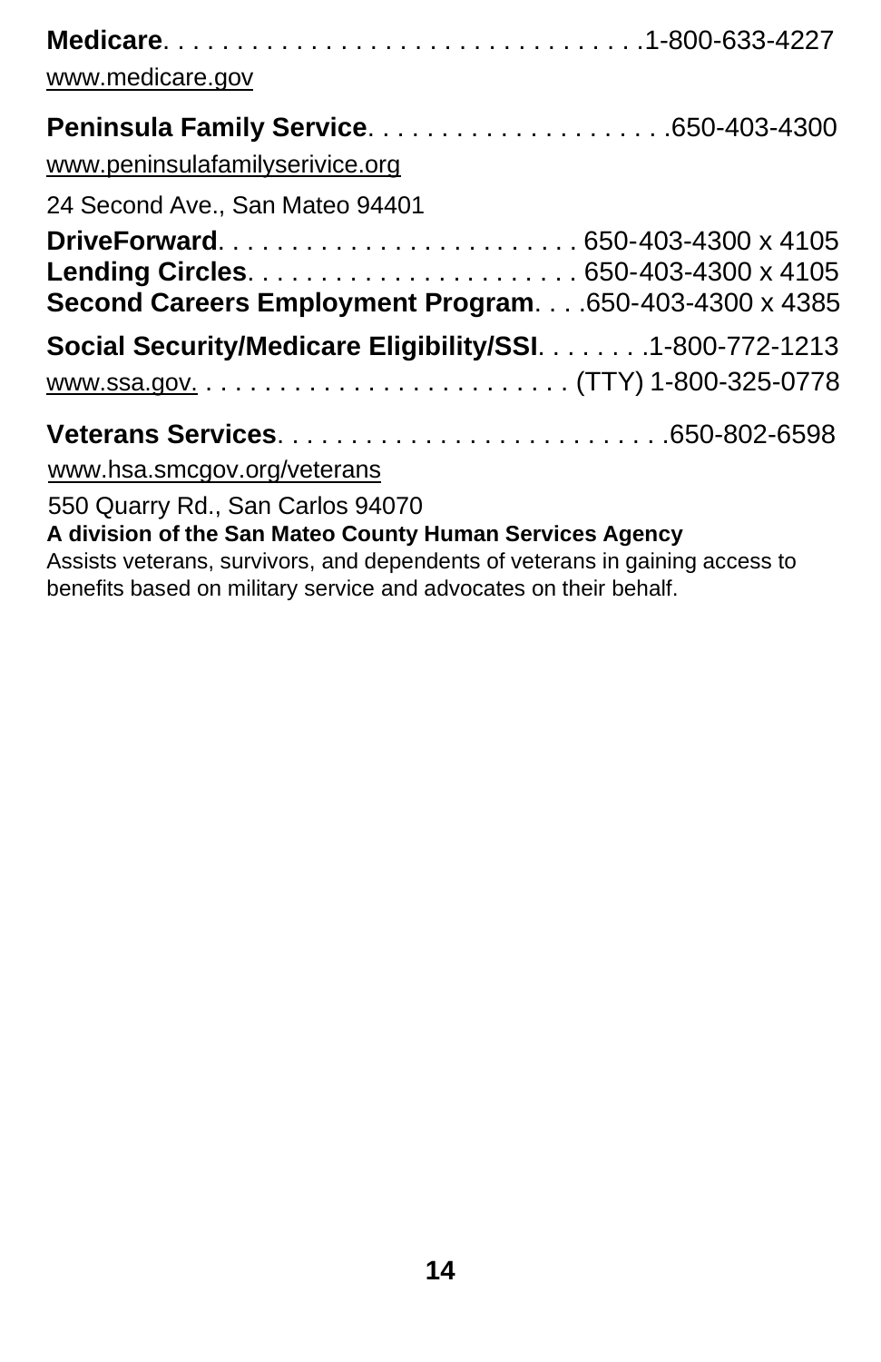**Medicare**. . . . . . . . . . . . . . . . . . . . . . . . . . . . . . . .1-800-633-4227
www.medicare.gov

**Peninsula Family Service**. . . . . . . . . . . . . . . . . . . . .650-403-4300
www.peninsulafamilyserivice.org

24 Second Ave., San Mateo 94401

**DriveForward**. . . . . . . . . . . . . . . . . . . . . . . . 650-403-4300 x 4105
**Lending Circles**. . . . . . . . . . . . . . . . . . . . . . . 650-403-4300 x 4105
**Second Careers Employment Program**. . . .650-403-4300 x 4385

**Social Security/Medicare Eligibility/SSI**. . . . . . . .1-800-772-1213
www.ssa.gov. . . . . . . . . . . . . . . . . . . . . . . . . . (TTY) 1-800-325-0778

**Veterans Services**. . . . . . . . . . . . . . . . . . . . . . . . . .650-802-6598
www.hsa.smcgov.org/veterans

550 Quarry Rd., San Carlos 94070
**A division of the San Mateo County Human Services Agency**
Assists veterans, survivors, and dependents of veterans in gaining access to benefits based on military service and advocates on their behalf.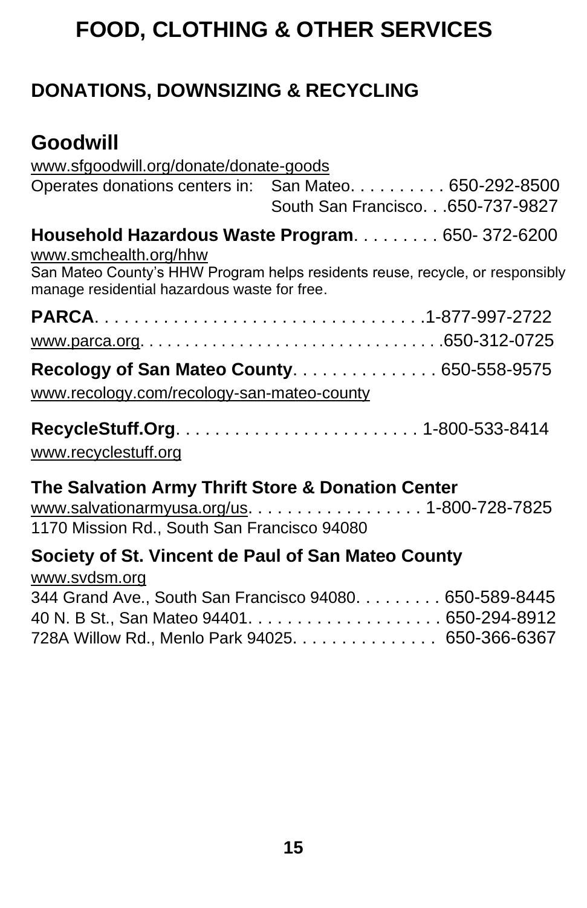# FOOD, CLOTHING & OTHER SERVICES

## DONATIONS, DOWNSIZING & RECYCLING

### Goodwill

www.sfgoodwill.org/donate/donate-goods

Operates donations centers in: San Mateo. . . . . . . . . . 650-292-8500
South San Francisco. . .650-737-9827

**Household Hazardous Waste Program**. . . . . . . . . 650- 372-6200
www.smchealth.org/hhw
San Mateo County's HHW Program helps residents reuse, recycle, or responsibly manage residential hazardous waste for free.

**PARCA**. . . . . . . . . . . . . . . . . . . . . . . . . . . . . . . . .1-877-997-2722
www.parca.org. . . . . . . . . . . . . . . . . . . . . . . . . . . . . . . . .650-312-0725

**Recology of San Mateo County**. . . . . . . . . . . . . . . 650-558-9575
www.recology.com/recology-san-mateo-county

**RecycleStuff.Org**. . . . . . . . . . . . . . . . . . . . . . . . . 1-800-533-8414
www.recyclestuff.org

**The Salvation Army Thrift Store & Donation Center**
www.salvationarmyusa.org/us. . . . . . . . . . . . . . . . . . 1-800-728-7825
1170 Mission Rd., South San Francisco 94080

**Society of St. Vincent de Paul of San Mateo County**
www.svdsm.org
344 Grand Ave., South San Francisco 94080. . . . . . . . . 650-589-8445
40 N. B St., San Mateo 94401. . . . . . . . . . . . . . . . . . . . 650-294-8912
728A Willow Rd., Menlo Park 94025. . . . . . . . . . . . . . . 650-366-6367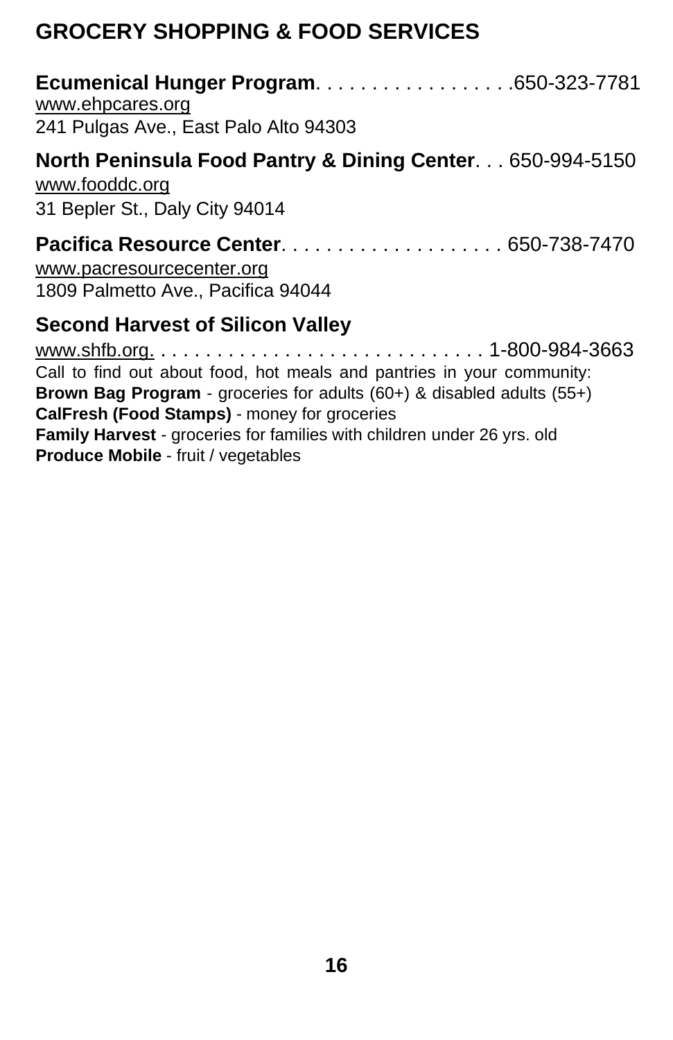## GROCERY SHOPPING & FOOD SERVICES

**Ecumenical Hunger Program**. . . . . . . . . . . . . . . . . .650-323-7781
www.ehpcares.org
241 Pulgas Ave., East Palo Alto 94303

**North Peninsula Food Pantry & Dining Center**. . . 650-994-5150
www.fooddc.org
31 Bepler St., Daly City 94014

**Pacifica Resource Center**. . . . . . . . . . . . . . . . . . . . 650-738-7470
www.pacresourcecenter.org
1809 Palmetto Ave., Pacifica 94044

**Second Harvest of Silicon Valley**
www.shfb.org. . . . . . . . . . . . . . . . . . . . . . . . . . . . . . 1-800-984-3663
Call to find out about food, hot meals and pantries in your community:
**Brown Bag Program** - groceries for adults (60+) & disabled adults (55+)
**CalFresh (Food Stamps)** - money for groceries
**Family Harvest** - groceries for families with children under 26 yrs. old
**Produce Mobile** - fruit / vegetables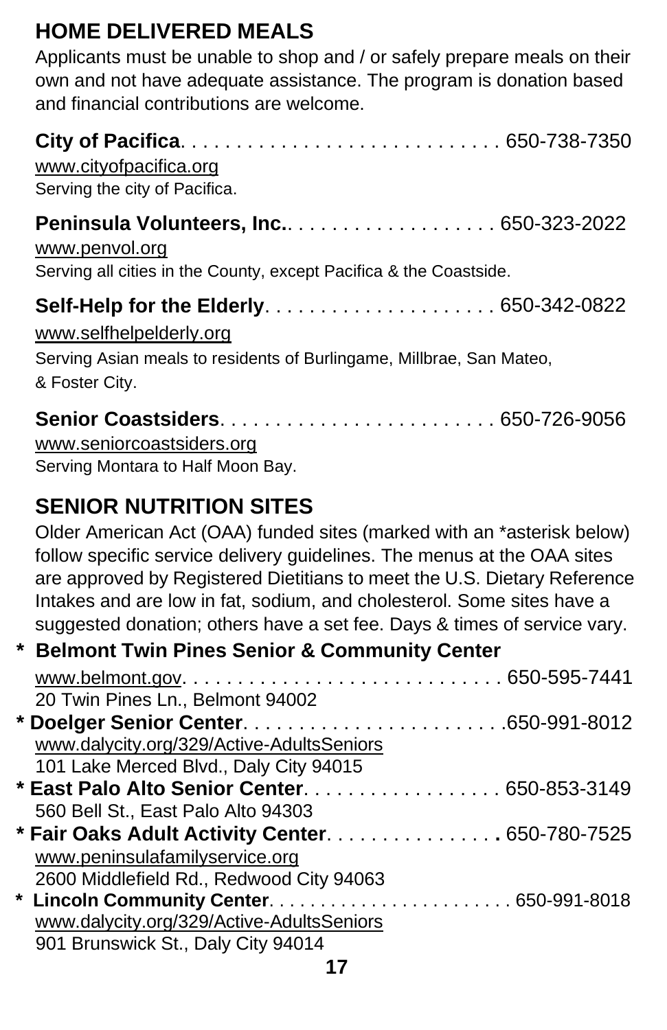## HOME DELIVERED MEALS

Applicants must be unable to shop and / or safely prepare meals on their own and not have adequate assistance. The program is donation based and financial contributions are welcome.

**City of Pacifica**. . . . . . . . . . . . . . . . . . . . . . . . . . . . . 650-738-7350
www.cityofpacifica.org
Serving the city of Pacifica.

**Peninsula Volunteers, Inc.**. . . . . . . . . . . . . . . . . . . 650-323-2022
www.penvol.org
Serving all cities in the County, except Pacifica & the Coastside.

**Self-Help for the Elderly**. . . . . . . . . . . . . . . . . . . . 650-342-0822
www.selfhelpelderly.org
Serving Asian meals to residents of Burlingame, Millbrae, San Mateo, & Foster City.

**Senior Coastsiders**. . . . . . . . . . . . . . . . . . . . . . . . . 650-726-9056
www.seniorcoastsiders.org
Serving Montara to Half Moon Bay.

## SENIOR NUTRITION SITES

Older American Act (OAA) funded sites (marked with an *asterisk below) follow specific service delivery guidelines. The menus at the OAA sites are approved by Registered Dietitians to meet the U.S. Dietary Reference Intakes and are low in fat, sodium, and cholesterol. Some sites have a suggested donation; others have a set fee. Days & times of service vary.

**\* Belmont Twin Pines Senior & Community Center**
www.belmont.gov. . . . . . . . . . . . . . . . . . . . . . . . . . . . . 650-595-7441
20 Twin Pines Ln., Belmont 94002

**\* Doelger Senior Center**. . . . . . . . . . . . . . . . . . . . . . . .650-991-8012
www.dalycity.org/329/Active-AdultsSeniors
101 Lake Merced Blvd., Daly City 94015

**\* East Palo Alto Senior Center**. . . . . . . . . . . . . . . . . . 650-853-3149
560 Bell St., East Palo Alto 94303

**\* Fair Oaks Adult Activity Center**. . . . . . . . . . . . . . . . 650-780-7525
www.peninsulafamilyservice.org
2600 Middlefield Rd., Redwood City 94063

**\* Lincoln Community Center**. . . . . . . . . . . . . . . . . . . . . . . 650-991-8018
www.dalycity.org/329/Active-AdultsSeniors
901 Brunswick St., Daly City 94014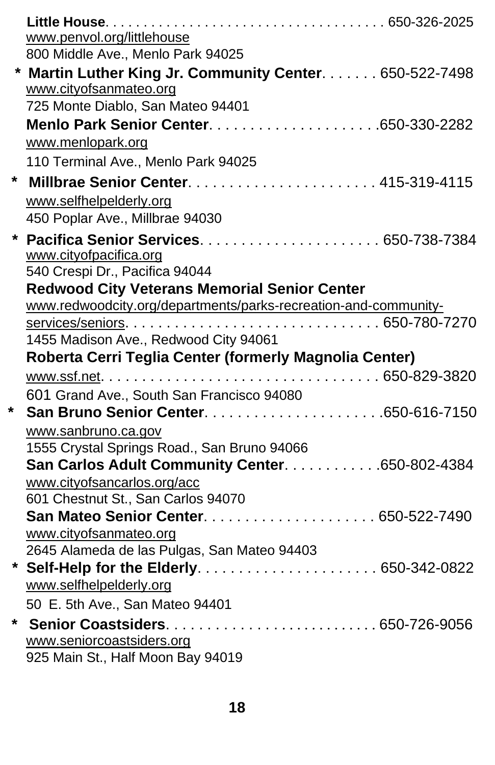**Little House**. . . . . . . . . . . . . . . . . . . . . . . . . . . . . . . . . . . . 650-326-2025
www.penvol.org/littlehouse
800 Middle Ave., Menlo Park 94025

* **Martin Luther King Jr. Community Center**. . . . . . . 650-522-7498
www.cityofsanmateo.org
725 Monte Diablo, San Mateo 94401

**Menlo Park Senior Center**. . . . . . . . . . . . . . . . . . . .650-330-2282
www.menlopark.org
110 Terminal Ave., Menlo Park 94025

* **Millbrae Senior Center**. . . . . . . . . . . . . . . . . . . . . . . 415-319-4115
www.selfhelpelderly.org
450 Poplar Ave., Millbrae 94030

* **Pacifica Senior Services**. . . . . . . . . . . . . . . . . . . . . 650-738-7384
www.cityofpacifica.org
540 Crespi Dr., Pacifica 94044

**Redwood City Veterans Memorial Senior Center**
www.redwoodcity.org/departments/parks-recreation-and-community-services/seniors. . . . . . . . . . . . . . . . . . . . . . . . . . . . . . 650-780-7270
1455 Madison Ave., Redwood City 94061

**Roberta Cerri Teglia Center (formerly Magnolia Center)**
www.ssf.net. . . . . . . . . . . . . . . . . . . . . . . . . . . . . . . . . . 650-829-3820
601 Grand Ave., South San Francisco 94080

* **San Bruno Senior Center**. . . . . . . . . . . . . . . . . . . . .650-616-7150
www.sanbruno.ca.gov
1555 Crystal Springs Road., San Bruno 94066

**San Carlos Adult Community Center**. . . . . . . . . . . .650-802-4384
www.cityofsancarlos.org/acc
601 Chestnut St., San Carlos 94070

**San Mateo Senior Center**. . . . . . . . . . . . . . . . . . . . 650-522-7490
www.cityofsanmateo.org
2645 Alameda de las Pulgas, San Mateo 94403

* **Self-Help for the Elderly**. . . . . . . . . . . . . . . . . . . . . 650-342-0822
www.selfhelpelderly.org
50 E. 5th Ave., San Mateo 94401

* **Senior Coastsiders**. . . . . . . . . . . . . . . . . . . . . . . . . . 650-726-9056
www.seniorcoastsiders.org
925 Main St., Half Moon Bay 94019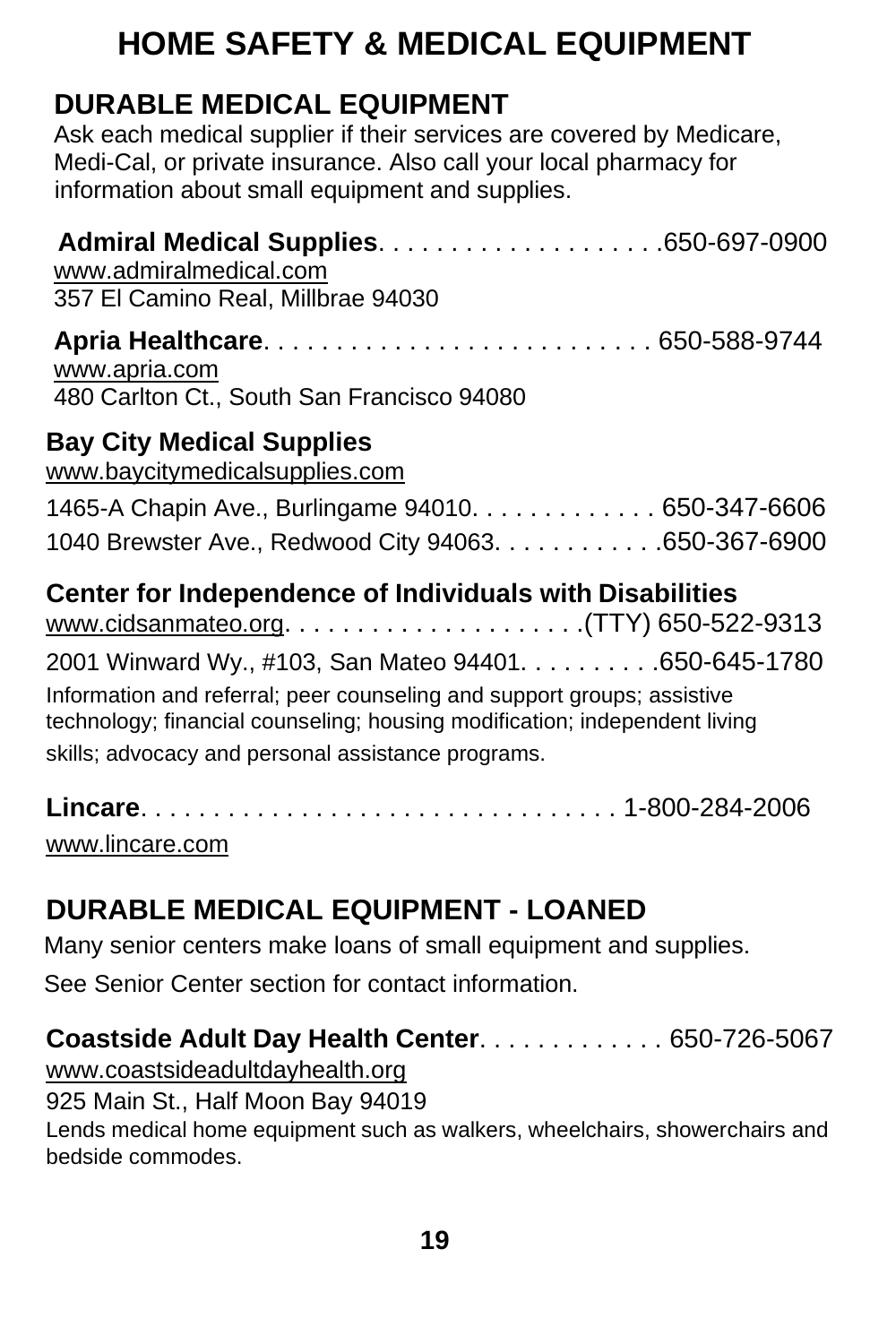# HOME SAFETY & MEDICAL EQUIPMENT

## DURABLE MEDICAL EQUIPMENT

Ask each medical supplier if their services are covered by Medicare, Medi-Cal, or private insurance. Also call your local pharmacy for information about small equipment and supplies.

**Admiral Medical Supplies**. . . . . . . . . . . . . . . . . . . .650-697-0900
www.admiralmedical.com
357 El Camino Real, Millbrae 94030

**Apria Healthcare**. . . . . . . . . . . . . . . . . . . . . . . . . . 650-588-9744
www.apria.com
480 Carlton Ct., South San Francisco 94080

**Bay City Medical Supplies**
www.baycitymedicalsupplies.com
1465-A Chapin Ave., Burlingame 94010. . . . . . . . . . . . . 650-347-6606
1040 Brewster Ave., Redwood City 94063. . . . . . . . . . . .650-367-6900

**Center for Independence of Individuals with Disabilities**
www.cidsanmateo.org. . . . . . . . . . . . . . . . . . . .(TTY) 650-522-9313
2001 Winward Wy., #103, San Mateo 94401. . . . . . . . . .650-645-1780
Information and referral; peer counseling and support groups; assistive technology; financial counseling; housing modification; independent living skills; advocacy and personal assistance programs.

**Lincare**. . . . . . . . . . . . . . . . . . . . . . . . . . . . . . . . 1-800-284-2006
www.lincare.com

## DURABLE MEDICAL EQUIPMENT - LOANED

Many senior centers make loans of small equipment and supplies. See Senior Center section for contact information.

**Coastside Adult Day Health Center**. . . . . . . . . . . . . 650-726-5067
www.coastsideadultdayhealth.org
925 Main St., Half Moon Bay 94019
Lends medical home equipment such as walkers, wheelchairs, showerchairs and bedside commodes.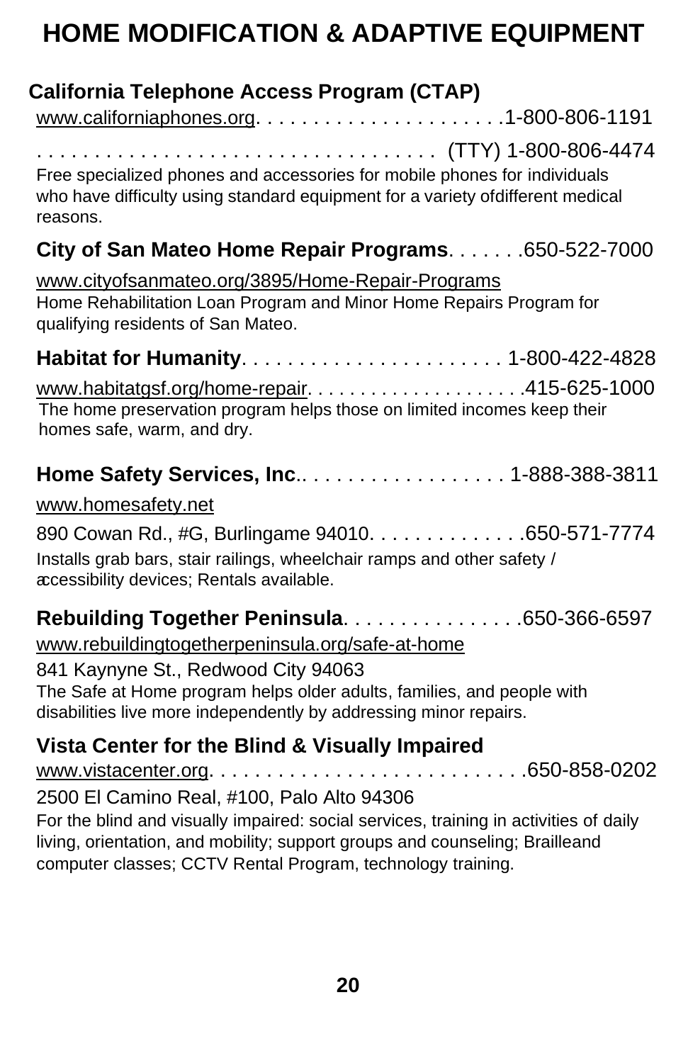# HOME MODIFICATION & ADAPTIVE EQUIPMENT

**California Telephone Access Program (CTAP)**

www.californiaphones.org. . . . . . . . . . . . . . . . . . . . .1-800-806-1191

. . . . . . . . . . . . . . . . . . . . . . . . . . . . . . . . . (TTY) 1-800-806-4474

Free specialized phones and accessories for mobile phones for individuals who have difficulty using standard equipment for a variety ofdifferent medical reasons.

**City of San Mateo Home Repair Programs**. . . . . . .650-522-7000

www.cityofsanmateo.org/3895/Home-Repair-Programs

Home Rehabilitation Loan Program and Minor Home Repairs Program for qualifying residents of San Mateo.

**Habitat for Humanity**. . . . . . . . . . . . . . . . . . . . . . 1-800-422-4828

www.habitatgsf.org/home-repair. . . . . . . . . . . . . . . . . . . .415-625-1000

The home preservation program helps those on limited incomes keep their homes safe, warm, and dry.

**Home Safety Services, Inc**.. . . . . . . . . . . . . . . . . . 1-888-388-3811

www.homesafety.net

890 Cowan Rd., #G, Burlingame 94010. . . . . . . . . . . . . .650-571-7774

Installs grab bars, stair railings, wheelchair ramps and other safety / accessibility devices; Rentals available.

**Rebuilding Together Peninsula**. . . . . . . . . . . . . . . .650-366-6597

www.rebuildingtogetherpeninsula.org/safe-at-home

841 Kaynyne St., Redwood City 94063

The Safe at Home program helps older adults, families, and people with disabilities live more independently by addressing minor repairs.

**Vista Center for the Blind & Visually Impaired**

www.vistacenter.org. . . . . . . . . . . . . . . . . . . . . . . . . . .650-858-0202

2500 El Camino Real, #100, Palo Alto 94306

For the blind and visually impaired: social services, training in activities of daily living, orientation, and mobility; support groups and counseling; Brailleand computer classes; CCTV Rental Program, technology training.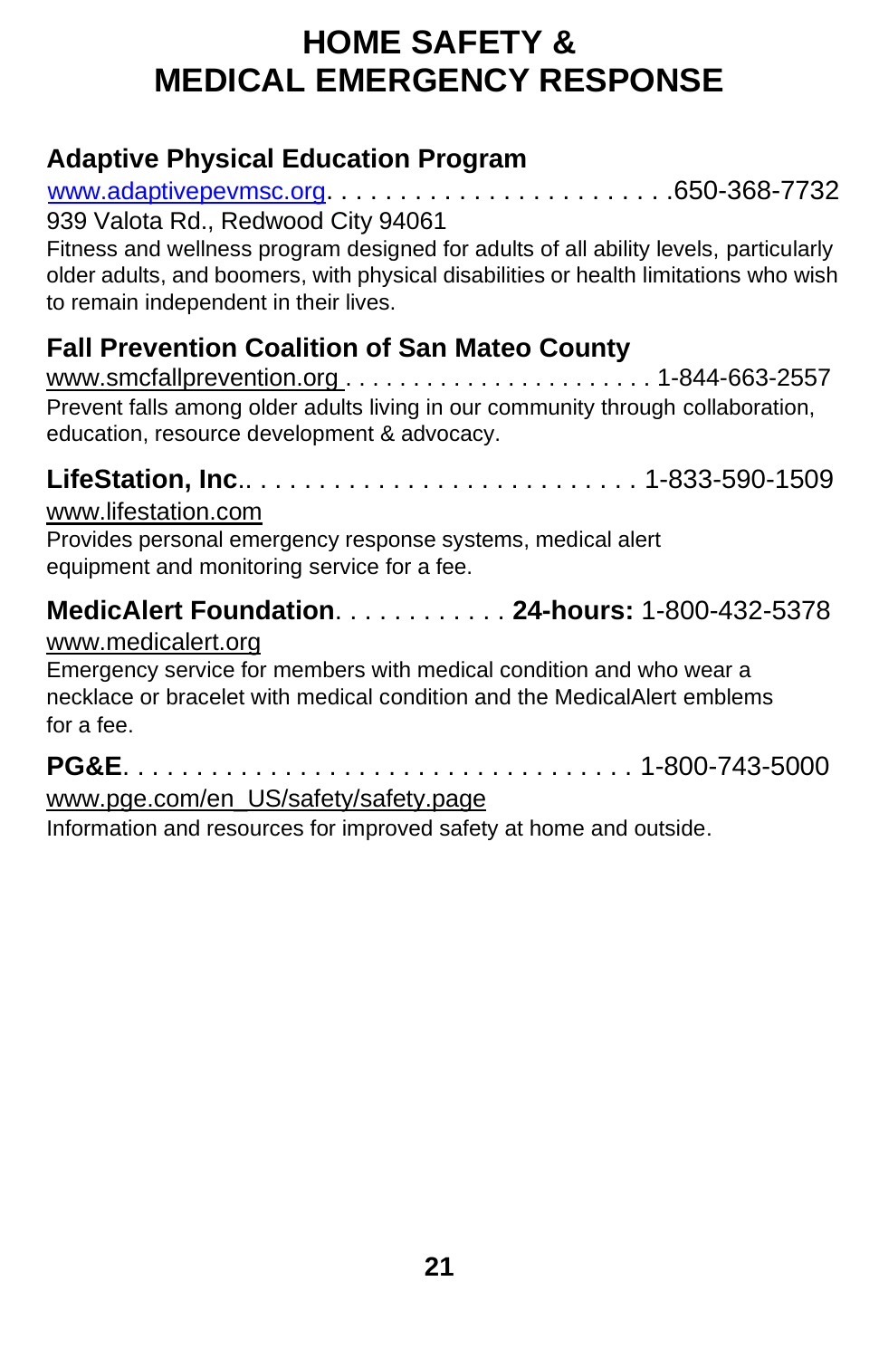# HOME SAFETY & MEDICAL EMERGENCY RESPONSE

### Adaptive Physical Education Program

www.adaptivepevmsc.org. . . . . . . . . . . . . . . . . . . . . . . .650-368-7732
939 Valota Rd., Redwood City 94061
Fitness and wellness program designed for adults of all ability levels, particularly older adults, and boomers, with physical disabilities or health limitations who wish to remain independent in their lives.

### Fall Prevention Coalition of San Mateo County

www.smcfallprevention.org . . . . . . . . . . . . . . . . . . . . . . . 1-844-663-2557
Prevent falls among older adults living in our community through collaboration, education, resource development & advocacy.

**LifeStation, Inc.**. . . . . . . . . . . . . . . . . . . . . . . . . . . 1-833-590-1509
www.lifestation.com
Provides personal emergency response systems, medical alert equipment and monitoring service for a fee.

**MedicAlert Foundation**. . . . . . . . . . . . **24-hours:** 1-800-432-5378
www.medicalert.org
Emergency service for members with medical condition and who wear a necklace or bracelet with medical condition and the MedicalAlert emblems for a fee.

**PG&E**. . . . . . . . . . . . . . . . . . . . . . . . . . . . . . . . . . . 1-800-743-5000
www.pge.com/en_US/safety/safety.page
Information and resources for improved safety at home and outside.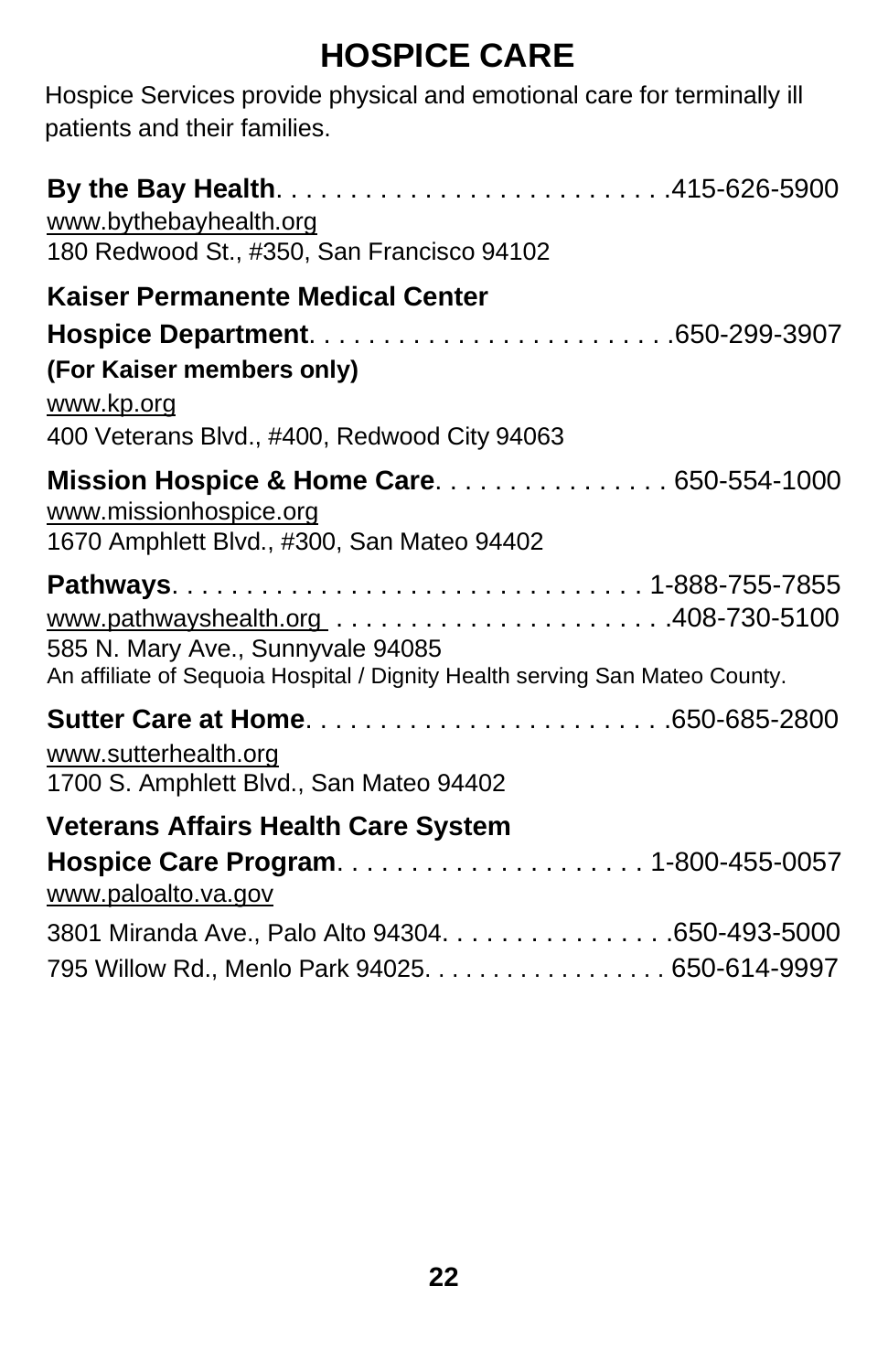# HOSPICE CARE

Hospice Services provide physical and emotional care for terminally ill patients and their families.

**By the Bay Health**. . . . . . . . . . . . . . . . . . . . . . . . . .415-626-5900
www.bythebayhealth.org
180 Redwood St., #350, San Francisco 94102

**Kaiser Permanente Medical Center**
**Hospice Department**. . . . . . . . . . . . . . . . . . . . . . . .650-299-3907
**(For Kaiser members only)**
www.kp.org
400 Veterans Blvd., #400, Redwood City 94063

**Mission Hospice & Home Care**. . . . . . . . . . . . . . . . 650-554-1000
www.missionhospice.org
1670 Amphlett Blvd., #300, San Mateo 94402

**Pathways**. . . . . . . . . . . . . . . . . . . . . . . . . . . . . . . 1-888-755-7855
www.pathwayshealth.org . . . . . . . . . . . . . . . . . . . . . .408-730-5100
585 N. Mary Ave., Sunnyvale 94085
An affiliate of Sequoia Hospital / Dignity Health serving San Mateo County.

**Sutter Care at Home**. . . . . . . . . . . . . . . . . . . . . . . .650-685-2800
www.sutterhealth.org
1700 S. Amphlett Blvd., San Mateo 94402

**Veterans Affairs Health Care System**
**Hospice Care Program**. . . . . . . . . . . . . . . . . . . . 1-800-455-0057
www.paloalto.va.gov
3801 Miranda Ave., Palo Alto 94304. . . . . . . . . . . . . . . .650-493-5000
795 Willow Rd., Menlo Park 94025. . . . . . . . . . . . . . . . . 650-614-9997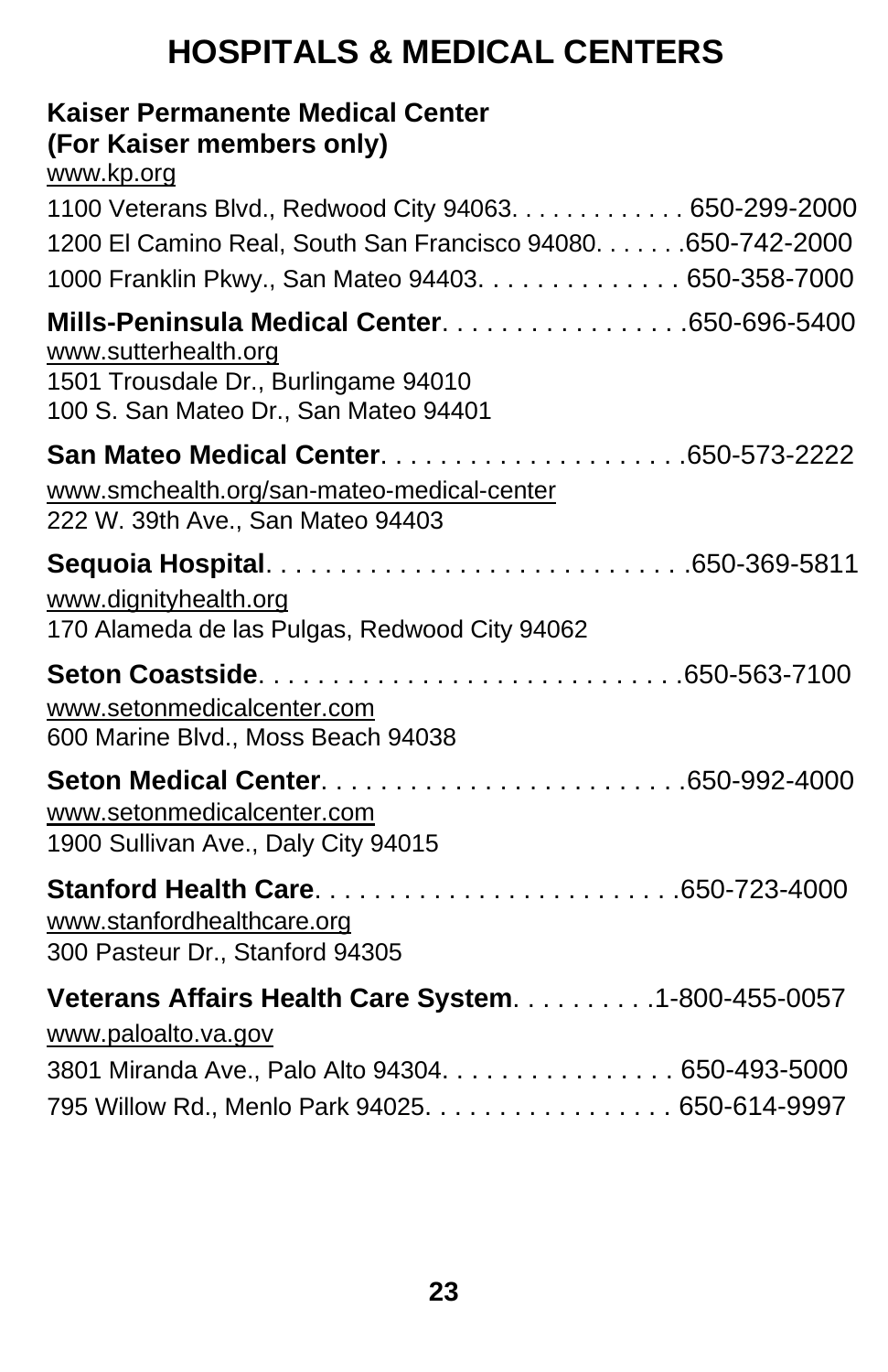# HOSPITALS & MEDICAL CENTERS

**Kaiser Permanente Medical Center**
**(For Kaiser members only)**
www.kp.org
1100 Veterans Blvd., Redwood City 94063. . . . . . . . . . . . . 650-299-2000
1200 El Camino Real, South San Francisco 94080. . . . . . .650-742-2000
1000 Franklin Pkwy., San Mateo 94403. . . . . . . . . . . . . . 650-358-7000

**Mills-Peninsula Medical Center**. . . . . . . . . . . . . . . . .650-696-5400
www.sutterhealth.org
1501 Trousdale Dr., Burlingame 94010
100 S. San Mateo Dr., San Mateo 94401

**San Mateo Medical Center**. . . . . . . . . . . . . . . . . . . .650-573-2222
www.smchealth.org/san-mateo-medical-center
222 W. 39th Ave., San Mateo 94403

**Sequoia Hospital**. . . . . . . . . . . . . . . . . . . . . . . . . . . .650-369-5811
www.dignityhealth.org
170 Alameda de las Pulgas, Redwood City 94062

**Seton Coastside**. . . . . . . . . . . . . . . . . . . . . . . . . . . .650-563-7100
www.setonmedicalcenter.com
600 Marine Blvd., Moss Beach 94038

**Seton Medical Center**. . . . . . . . . . . . . . . . . . . . . . . .650-992-4000
www.setonmedicalcenter.com
1900 Sullivan Ave., Daly City 94015

**Stanford Health Care**. . . . . . . . . . . . . . . . . . . . . . . . .650-723-4000
www.stanfordhealthcare.org
300 Pasteur Dr., Stanford 94305

**Veterans Affairs Health Care System**. . . . . . . . . .1-800-455-0057
www.paloalto.va.gov
3801 Miranda Ave., Palo Alto 94304. . . . . . . . . . . . . . . . 650-493-5000
795 Willow Rd., Menlo Park 94025. . . . . . . . . . . . . . . . . 650-614-9997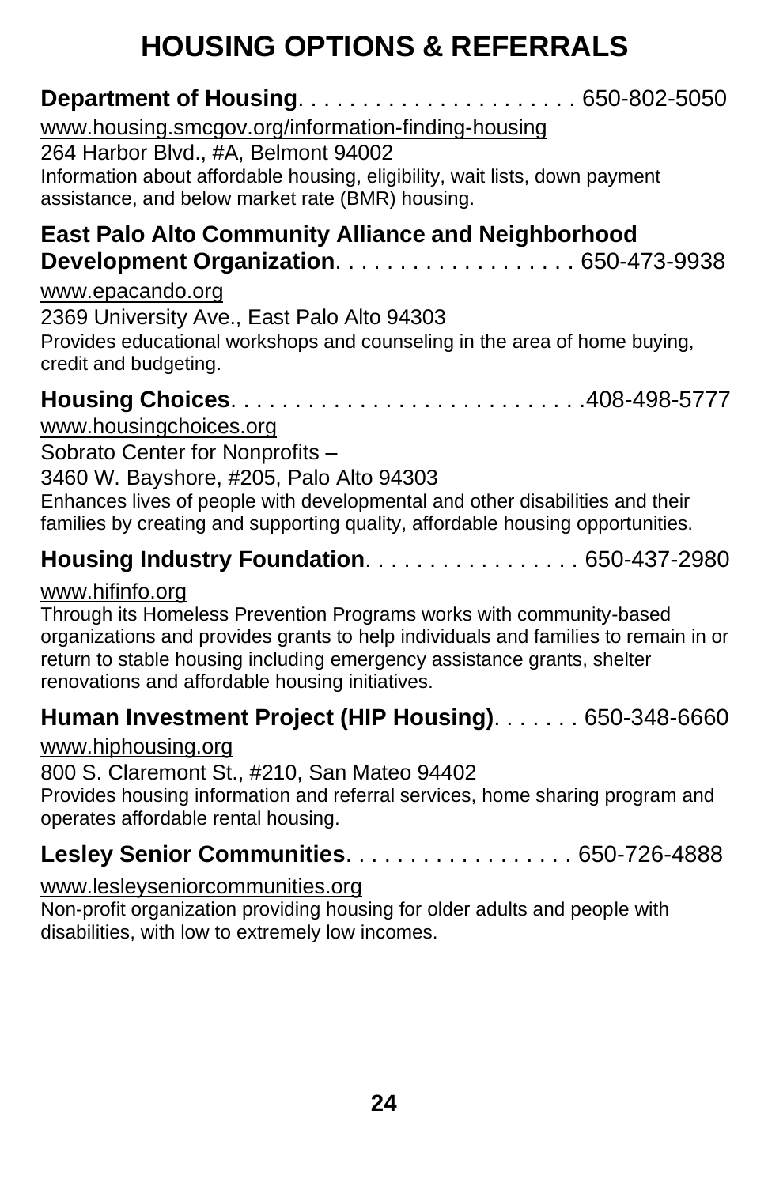# HOUSING OPTIONS & REFERRALS

**Department of Housing**. . . . . . . . . . . . . . . . . . . . . 650-802-5050
www.housing.smcgov.org/information-finding-housing
264 Harbor Blvd., #A, Belmont 94002
Information about affordable housing, eligibility, wait lists, down payment assistance, and below market rate (BMR) housing.

**East Palo Alto Community Alliance and Neighborhood Development Organization**. . . . . . . . . . . . . . . . . . 650-473-9938
www.epacando.org
2369 University Ave., East Palo Alto 94303
Provides educational workshops and counseling in the area of home buying, credit and budgeting.

**Housing Choices**. . . . . . . . . . . . . . . . . . . . . . . . . . .408-498-5777
www.housingchoices.org
Sobrato Center for Nonprofits –
3460 W. Bayshore, #205, Palo Alto 94303
Enhances lives of people with developmental and other disabilities and their families by creating and supporting quality, affordable housing opportunities.

**Housing Industry Foundation**. . . . . . . . . . . . . . . . 650-437-2980
www.hifinfo.org
Through its Homeless Prevention Programs works with community-based organizations and provides grants to help individuals and families to remain in or return to stable housing including emergency assistance grants, shelter renovations and affordable housing initiatives.

**Human Investment Project (HIP Housing)**. . . . . . . 650-348-6660
www.hiphousing.org
800 S. Claremont St., #210, San Mateo 94402
Provides housing information and referral services, home sharing program and operates affordable rental housing.

**Lesley Senior Communities**. . . . . . . . . . . . . . . . . 650-726-4888
www.lesleyseniorcommunities.org
Non-profit organization providing housing for older adults and people with disabilities, with low to extremely low incomes.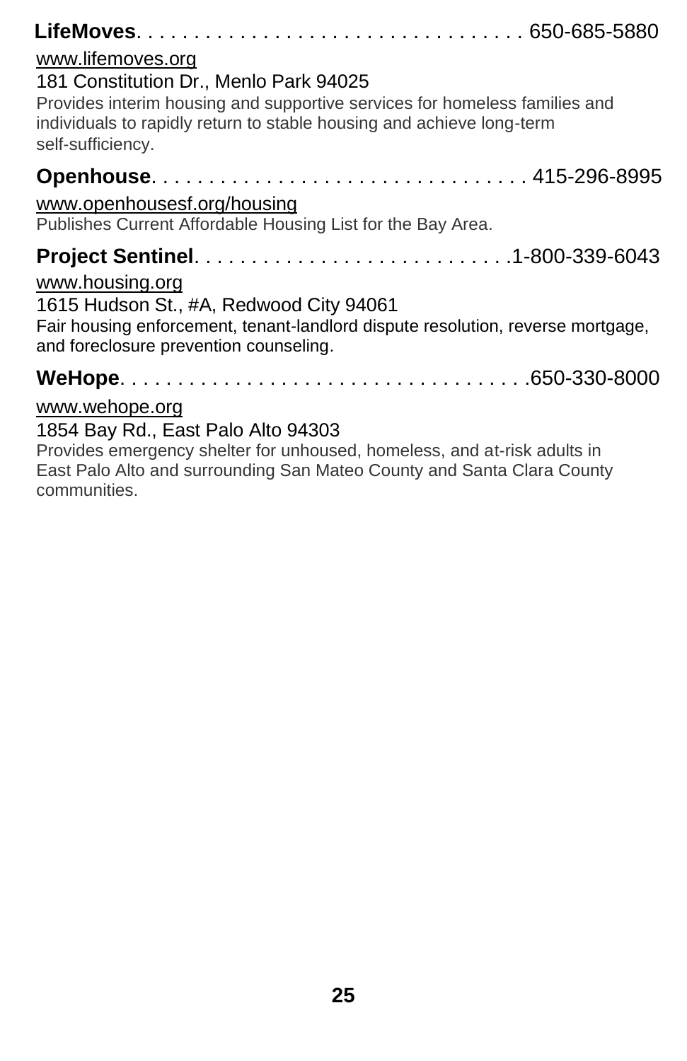**LifeMoves**. . . . . . . . . . . . . . . . . . . . . . . . . . . . . . . . . . 650-685-5880

www.lifemoves.org

181 Constitution Dr., Menlo Park 94025

Provides interim housing and supportive services for homeless families and individuals to rapidly return to stable housing and achieve long-term self-sufficiency.

**Openhouse**. . . . . . . . . . . . . . . . . . . . . . . . . . . . . . . . . 415-296-8995

www.openhousesf.org/housing

Publishes Current Affordable Housing List for the Bay Area.

**Project Sentinel**. . . . . . . . . . . . . . . . . . . . . . . . . . . .1-800-339-6043

www.housing.org

1615 Hudson St., #A, Redwood City 94061

Fair housing enforcement, tenant-landlord dispute resolution, reverse mortgage, and foreclosure prevention counseling.

**WeHope**. . . . . . . . . . . . . . . . . . . . . . . . . . . . . . . . . . . .650-330-8000

www.wehope.org

1854 Bay Rd., East Palo Alto 94303

Provides emergency shelter for unhoused, homeless, and at-risk adults in East Palo Alto and surrounding San Mateo County and Santa Clara County communities.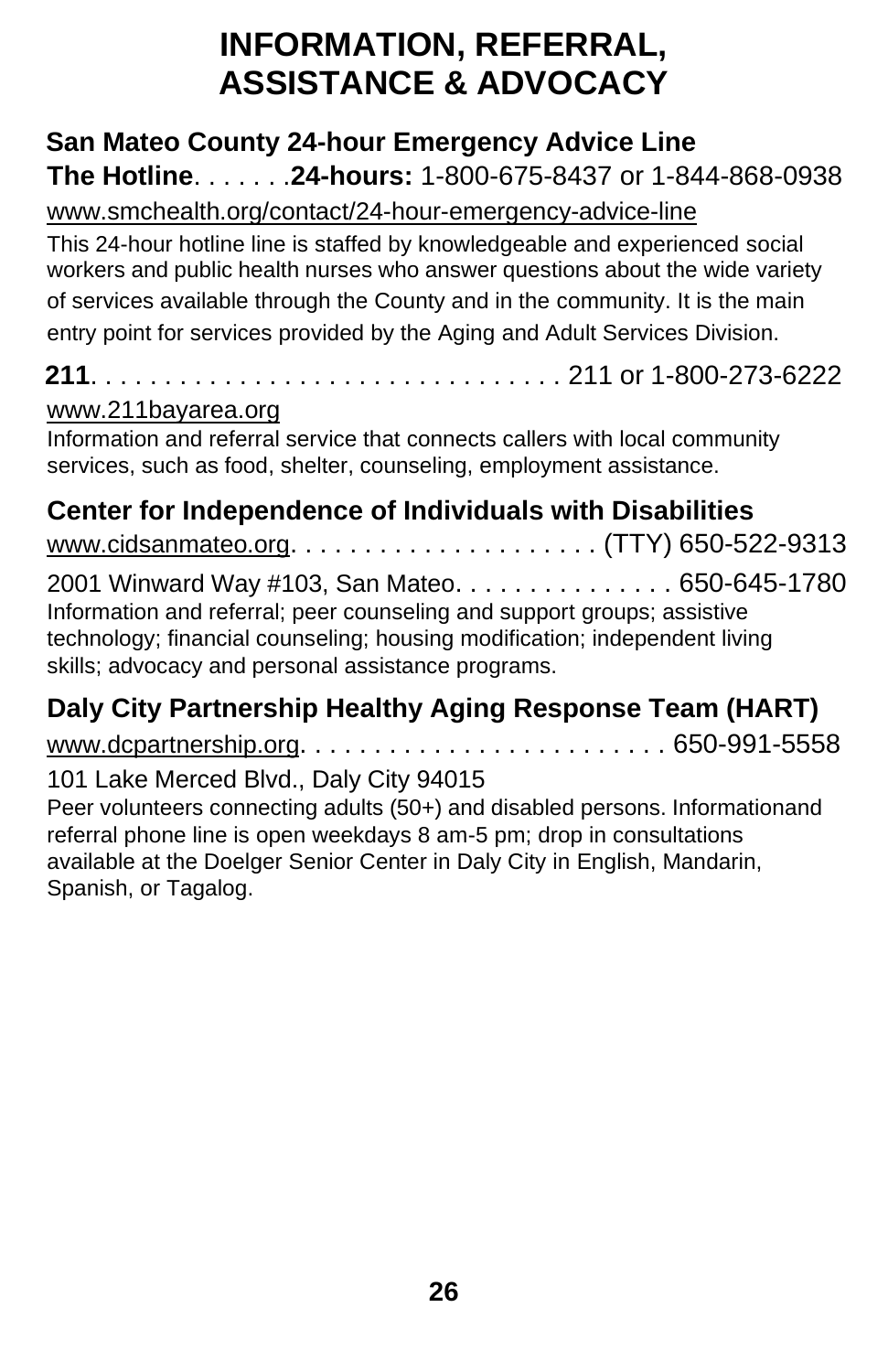# INFORMATION, REFERRAL, ASSISTANCE & ADVOCACY

**San Mateo County 24-hour Emergency Advice Line**

**The Hotline**. . . . . . .**24-hours:** 1-800-675-8437 or 1-844-868-0938

www.smchealth.org/contact/24-hour-emergency-advice-line

This 24-hour hotline line is staffed by knowledgeable and experienced social workers and public health nurses who answer questions about the wide variety of services available through the County and in the community. It is the main entry point for services provided by the Aging and Adult Services Division.

**211**. . . . . . . . . . . . . . . . . . . . . . . . . . . . . . . 211 or 1-800-273-6222

www.211bayarea.org

Information and referral service that connects callers with local community services, such as food, shelter, counseling, employment assistance.

**Center for Independence of Individuals with Disabilities**

www.cidsanmateo.org. . . . . . . . . . . . . . . . . . . . (TTY) 650-522-9313

2001 Winward Way #103, San Mateo. . . . . . . . . . . . . . 650-645-1780

Information and referral; peer counseling and support groups; assistive technology; financial counseling; housing modification; independent living skills; advocacy and personal assistance programs.

**Daly City Partnership Healthy Aging Response Team (HART)**

www.dcpartnership.org. . . . . . . . . . . . . . . . . . . . . . . . 650-991-5558

101 Lake Merced Blvd., Daly City 94015

Peer volunteers connecting adults (50+) and disabled persons. Informationand referral phone line is open weekdays 8 am-5 pm; drop in consultations available at the Doelger Senior Center in Daly City in English, Mandarin, Spanish, or Tagalog.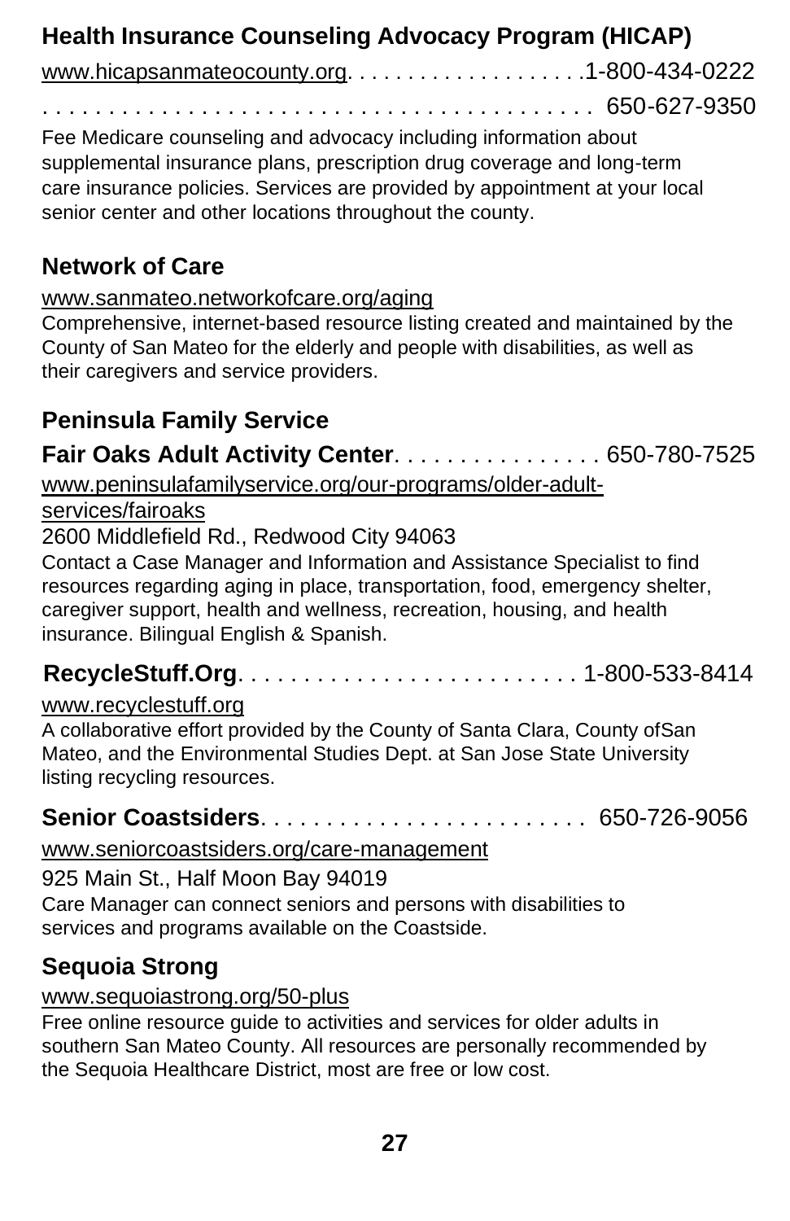## Health Insurance Counseling Advocacy Program (HICAP)

www.hicapsanmateocounty.org. . . . . . . . . . . . . . . . . . . .1-800-434-0222

. . . . . . . . . . . . . . . . . . . . . . . . . . . . . . . . . . . . . . . . . . 650-627-9350

Fee Medicare counseling and advocacy including information about supplemental insurance plans, prescription drug coverage and long-term care insurance policies. Services are provided by appointment at your local senior center and other locations throughout the county.

## Network of Care

www.sanmateo.networkofcare.org/aging

Comprehensive, internet-based resource listing created and maintained by the County of San Mateo for the elderly and people with disabilities, as well as their caregivers and service providers.

## Peninsula Family Service

**Fair Oaks Adult Activity Center**. . . . . . . . . . . . . . . . 650-780-7525

www.peninsulafamilyservice.org/our-programs/older-adult-services/fairoaks

2600 Middlefield Rd., Redwood City 94063

Contact a Case Manager and Information and Assistance Specialist to find resources regarding aging in place, transportation, food, emergency shelter, caregiver support, health and wellness, recreation, housing, and health insurance. Bilingual English & Spanish.

**RecycleStuff.Org**. . . . . . . . . . . . . . . . . . . . . . . . . . 1-800-533-8414

www.recyclestuff.org

A collaborative effort provided by the County of Santa Clara, County ofSan Mateo, and the Environmental Studies Dept. at San Jose State University listing recycling resources.

**Senior Coastsiders**. . . . . . . . . . . . . . . . . . . . . . . . 650-726-9056

www.seniorcoastsiders.org/care-management

925 Main St., Half Moon Bay 94019

Care Manager can connect seniors and persons with disabilities to services and programs available on the Coastside.

## Sequoia Strong

www.sequoiastrong.org/50-plus

Free online resource guide to activities and services for older adults in southern San Mateo County. All resources are personally recommended by the Sequoia Healthcare District, most are free or low cost.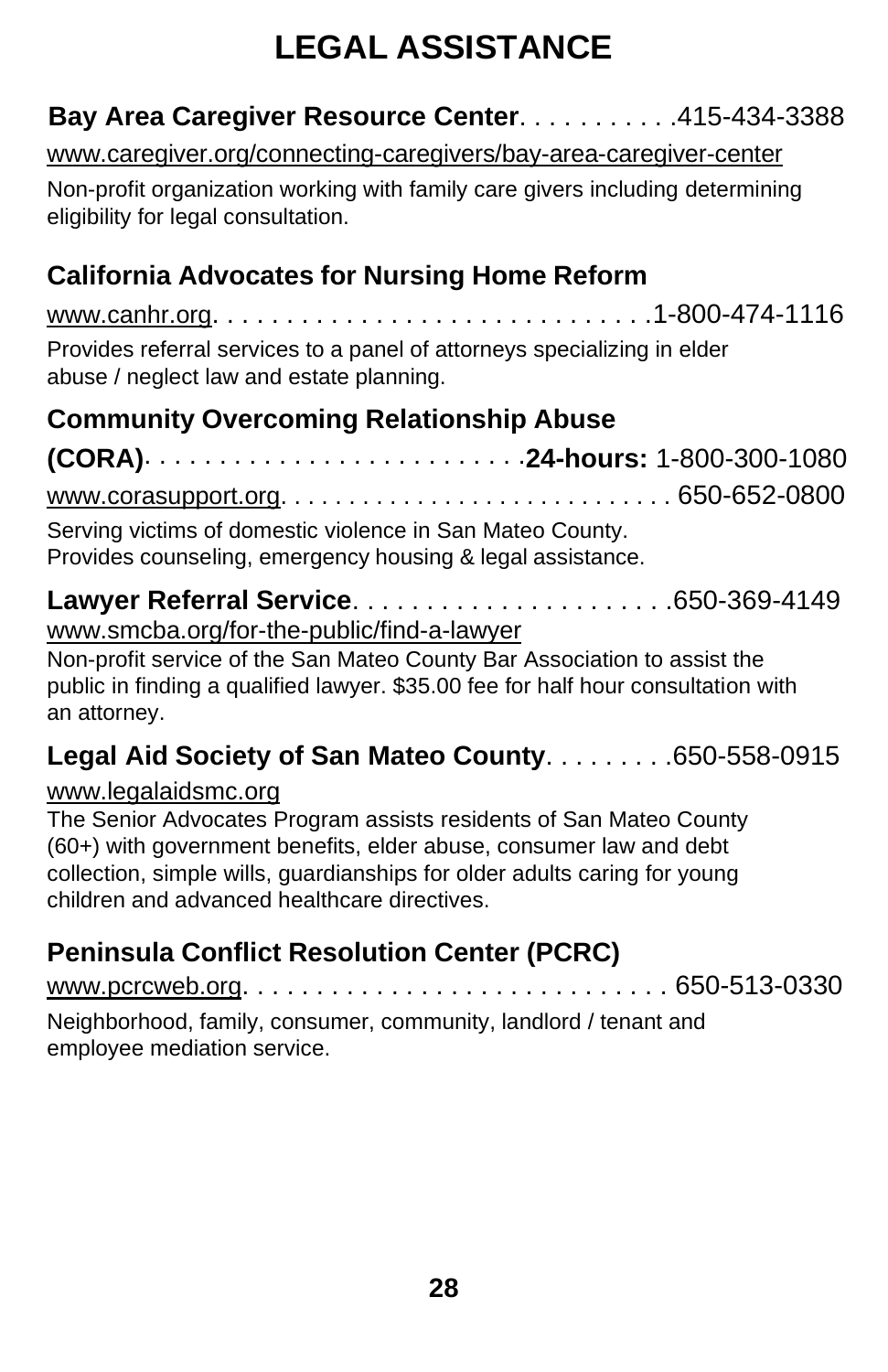# LEGAL ASSISTANCE

**Bay Area Caregiver Resource Center**. . . . . . . . . . .415-434-3388

www.caregiver.org/connecting-caregivers/bay-area-caregiver-center

Non-profit organization working with family care givers including determining eligibility for legal consultation.

**California Advocates for Nursing Home Reform**

www.canhr.org. . . . . . . . . . . . . . . . . . . . . . . . . . . . .1-800-474-1116

Provides referral services to a panel of attorneys specializing in elder abuse / neglect law and estate planning.

**Community Overcoming Relationship Abuse (CORA)**. . . . . . . . . . . . . . . . . . . . . . . . .**24-hours:** 1-800-300-1080

www.corasupport.org. . . . . . . . . . . . . . . . . . . . . . . . . . . . 650-652-0800

Serving victims of domestic violence in San Mateo County. Provides counseling, emergency housing & legal assistance.

**Lawyer Referral Service**. . . . . . . . . . . . . . . . . . . . .650-369-4149

www.smcba.org/for-the-public/find-a-lawyer

Non-profit service of the San Mateo County Bar Association to assist the public in finding a qualified lawyer. $35.00 fee for half hour consultation with an attorney.

**Legal Aid Society of San Mateo County**. . . . . . . . .650-558-0915

www.legalaidsmc.org

The Senior Advocates Program assists residents of San Mateo County (60+) with government benefits, elder abuse, consumer law and debt collection, simple wills, guardianships for older adults caring for young children and advanced healthcare directives.

**Peninsula Conflict Resolution Center (PCRC)**

www.pcrcweb.org. . . . . . . . . . . . . . . . . . . . . . . . . . . . 650-513-0330

Neighborhood, family, consumer, community, landlord / tenant and employee mediation service.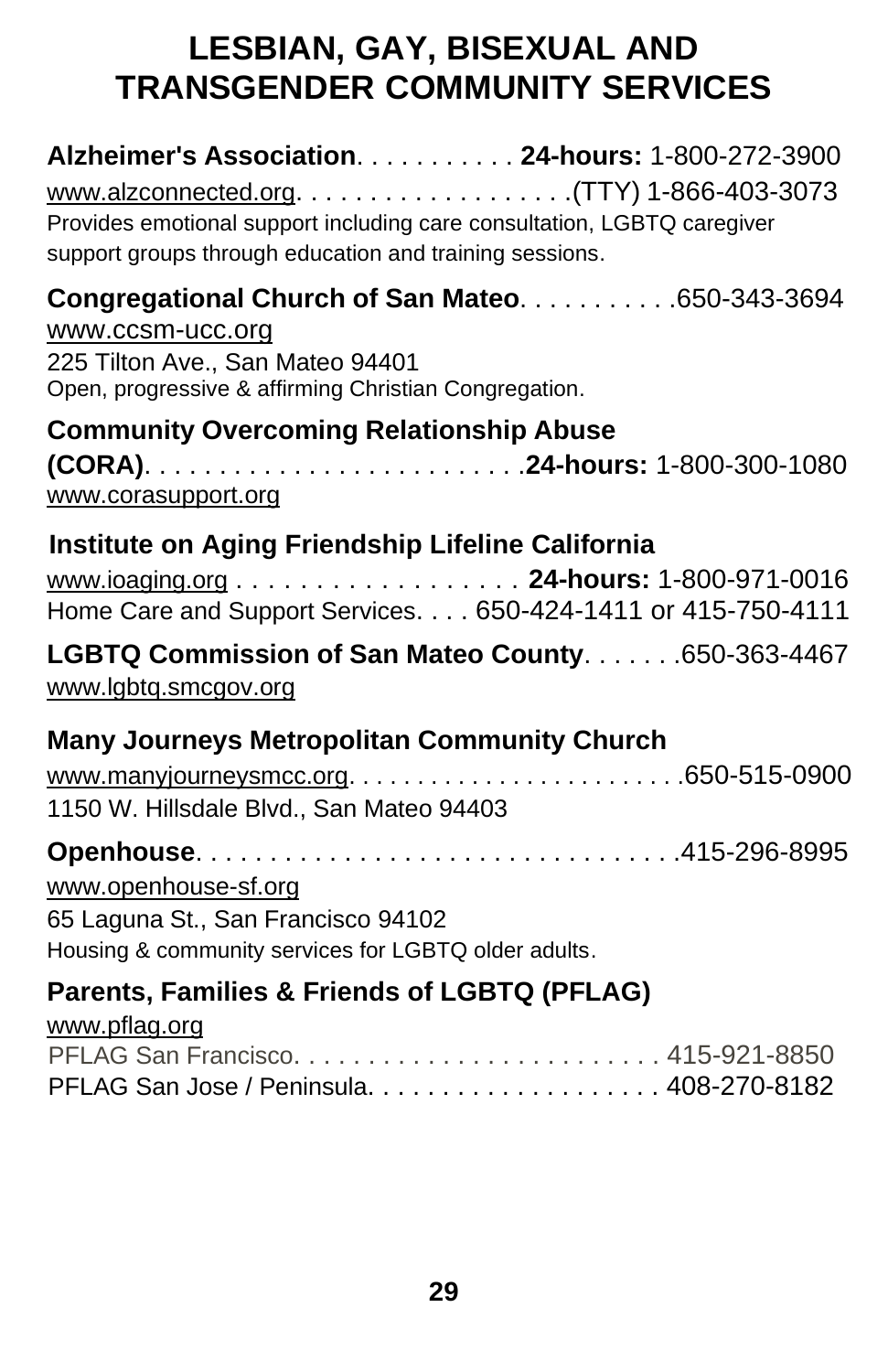# LESBIAN, GAY, BISEXUAL AND TRANSGENDER COMMUNITY SERVICES

**Alzheimer's Association**. . . . . . . . . . . **24-hours:** 1-800-272-3900
www.alzconnected.org. . . . . . . . . . . . . . . . . . .(TTY) 1-866-403-3073
Provides emotional support including care consultation, LGBTQ caregiver support groups through education and training sessions.

**Congregational Church of San Mateo**. . . . . . . . . . .650-343-3694
www.ccsm-ucc.org
225 Tilton Ave., San Mateo 94401
Open, progressive & affirming Christian Congregation.

**Community Overcoming Relationship Abuse (CORA)**. . . . . . . . . . . . . . . . . . . . . . . . .**24-hours:** 1-800-300-1080
www.corasupport.org

**Institute on Aging Friendship Lifeline California**
www.ioaging.org . . . . . . . . . . . . . . . . . . **24-hours:** 1-800-971-0016
Home Care and Support Services. . . . 650-424-1411 or 415-750-4111

**LGBTQ Commission of San Mateo County**. . . . . . .650-363-4467
www.lgbtq.smcgov.org

**Many Journeys Metropolitan Community Church**
www.manyjourneysmcc.org. . . . . . . . . . . . . . . . . . . . . . . .650-515-0900
1150 W. Hillsdale Blvd., San Mateo 94403

**Openhouse**. . . . . . . . . . . . . . . . . . . . . . . . . . . . . . . .415-296-8995
www.openhouse-sf.org
65 Laguna St., San Francisco 94102
Housing & community services for LGBTQ older adults.

**Parents, Families & Friends of LGBTQ (PFLAG)**
www.pflag.org
PFLAG San Francisco. . . . . . . . . . . . . . . . . . . . . . . . . 415-921-8850
PFLAG San Jose / Peninsula. . . . . . . . . . . . . . . . . . . . 408-270-8182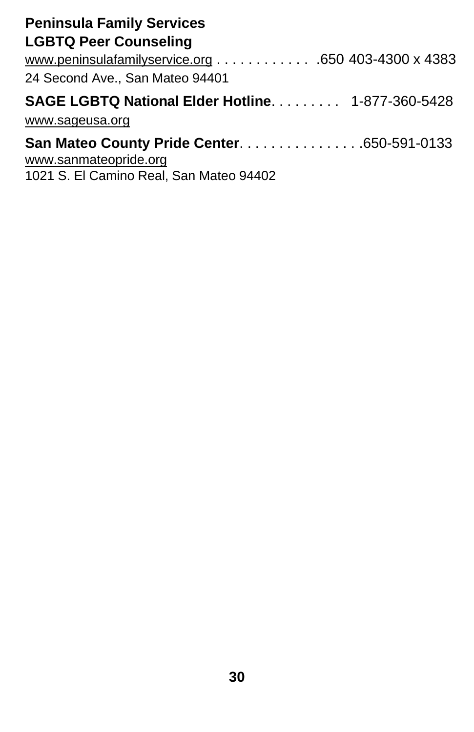**Peninsula Family Services**
**LGBTQ Peer Counseling**
www.peninsulafamilyservice.org . . . . . . . . . . . . .650 403-4300 x 4383
24 Second Ave., San Mateo 94401

**SAGE LGBTQ National Elder Hotline**. . . . . . . . . 1-877-360-5428
www.sageusa.org

**San Mateo County Pride Center**. . . . . . . . . . . . . . . .650-591-0133
www.sanmateopride.org
1021 S. El Camino Real, San Mateo 94402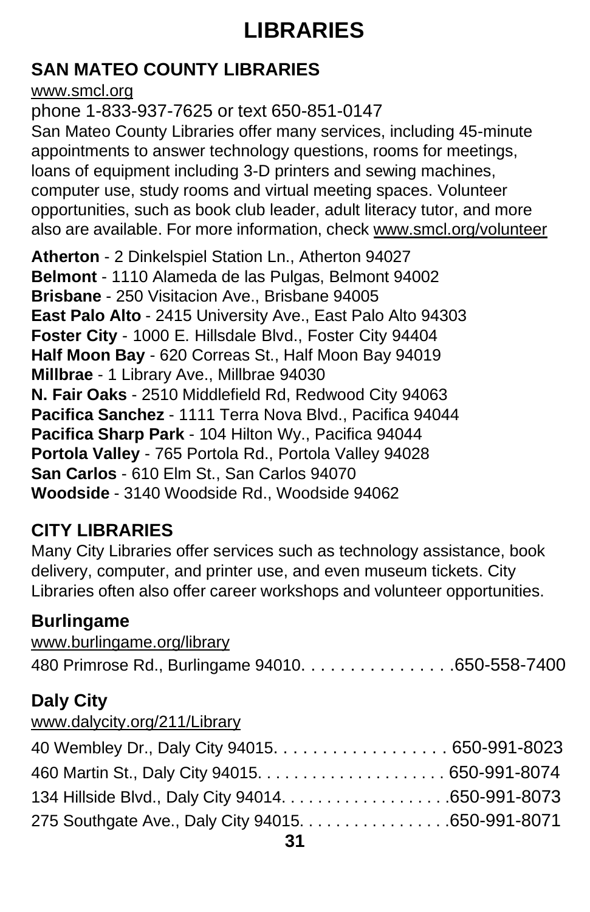# LIBRARIES

## SAN MATEO COUNTY LIBRARIES

www.smcl.org

phone 1-833-937-7625 or text 650-851-0147

San Mateo County Libraries offer many services, including 45-minute appointments to answer technology questions, rooms for meetings, loans of equipment including 3-D printers and sewing machines, computer use, study rooms and virtual meeting spaces. Volunteer opportunities, such as book club leader, adult literacy tutor, and more also are available. For more information, check www.smcl.org/volunteer

**Atherton** - 2 Dinkelspiel Station Ln., Atherton 94027
**Belmont** - 1110 Alameda de las Pulgas, Belmont 94002
**Brisbane** - 250 Visitacion Ave., Brisbane 94005
**East Palo Alto** - 2415 University Ave., East Palo Alto 94303
**Foster City** - 1000 E. Hillsdale Blvd., Foster City 94404
**Half Moon Bay** - 620 Correas St., Half Moon Bay 94019
**Millbrae** - 1 Library Ave., Millbrae 94030
**N. Fair Oaks** - 2510 Middlefield Rd, Redwood City 94063
**Pacifica Sanchez** - 1111 Terra Nova Blvd., Pacifica 94044
**Pacifica Sharp Park** - 104 Hilton Wy., Pacifica 94044
**Portola Valley** - 765 Portola Rd., Portola Valley 94028
**San Carlos** - 610 Elm St., San Carlos 94070
**Woodside** - 3140 Woodside Rd., Woodside 94062

## CITY LIBRARIES

Many City Libraries offer services such as technology assistance, book delivery, computer, and printer use, and even museum tickets. City Libraries often also offer career workshops and volunteer opportunities.

### Burlingame

www.burlingame.org/library

480 Primrose Rd., Burlingame 94010. . . . . . . . . . . . . . . .650-558-7400

### Daly City

www.dalycity.org/211/Library

40 Wembley Dr., Daly City 94015. . . . . . . . . . . . . . . . . . 650-991-8023
460 Martin St., Daly City 94015. . . . . . . . . . . . . . . . . . . . 650-991-8074
134 Hillside Blvd., Daly City 94014. . . . . . . . . . . . . . . . . .650-991-8073
275 Southgate Ave., Daly City 94015. . . . . . . . . . . . . . . . .650-991-8071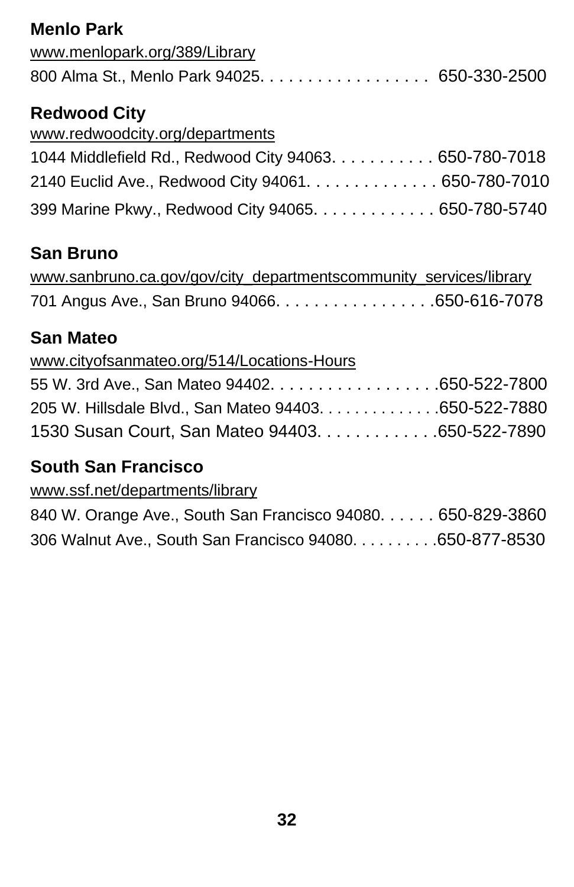**Menlo Park**

www.menlopark.org/389/Library

800 Alma St., Menlo Park 94025. . . . . . . . . . . . . . . . . . 650-330-2500

**Redwood City**

www.redwoodcity.org/departments

1044 Middlefield Rd., Redwood City 94063. . . . . . . . . . . 650-780-7018

2140 Euclid Ave., Redwood City 94061. . . . . . . . . . . . . . 650-780-7010

399 Marine Pkwy., Redwood City 94065. . . . . . . . . . . . . 650-780-5740

**San Bruno**

www.sanbruno.ca.gov/gov/city_departmentscommunity_services/library

701 Angus Ave., San Bruno 94066. . . . . . . . . . . . . . . . .650-616-7078

**San Mateo**

www.cityofsanmateo.org/514/Locations-Hours

55 W. 3rd Ave., San Mateo 94402. . . . . . . . . . . . . . . . . .650-522-7800

205 W. Hillsdale Blvd., San Mateo 94403. . . . . . . . . . . . .650-522-7880

1530 Susan Court, San Mateo 94403. . . . . . . . . . . . .650-522-7890

**South San Francisco**

www.ssf.net/departments/library

840 W. Orange Ave., South San Francisco 94080. . . . . . 650-829-3860

306 Walnut Ave., South San Francisco 94080. . . . . . . . . .650-877-8530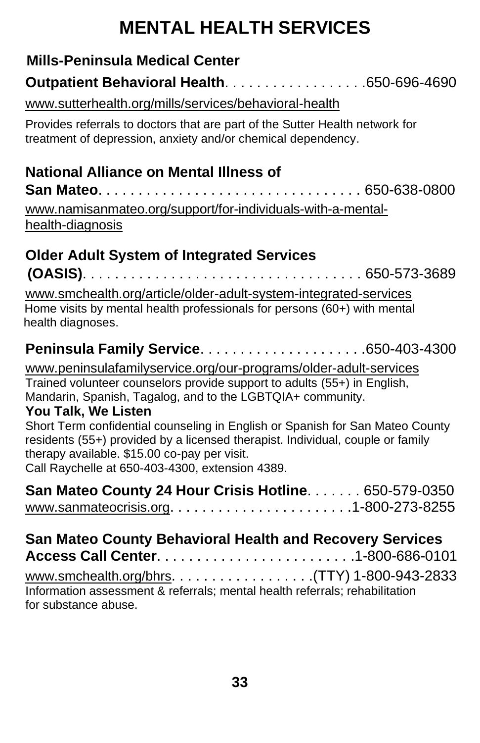# MENTAL HEALTH SERVICES

**Mills-Peninsula Medical Center**

**Outpatient Behavioral Health** . . . . . . . . . . . . . . . . . 650-696-4690

www.sutterhealth.org/mills/services/behavioral-health

Provides referrals to doctors that are part of the Sutter Health network for treatment of depression, anxiety and/or chemical dependency.

**National Alliance on Mental Illness of San Mateo** . . . . . . . . . . . . . . . . . . . . . . . . . . . . . . . . 650-638-0800

www.namisanmateo.org/support/for-individuals-with-a-mental-health-diagnosis

**Older Adult System of Integrated Services (OASIS)** . . . . . . . . . . . . . . . . . . . . . . . . . . . . . . . . . . 650-573-3689

www.smchealth.org/article/older-adult-system-integrated-services

Home visits by mental health professionals for persons (60+) with mental health diagnoses.

**Peninsula Family Service** . . . . . . . . . . . . . . . . . . . . 650-403-4300

www.peninsulafamilyservice.org/our-programs/older-adult-services

Trained volunteer counselors provide support to adults (55+) in English, Mandarin, Spanish, Tagalog, and to the LGBTQIA+ community.

**You Talk, We Listen**

Short Term confidential counseling in English or Spanish for San Mateo County residents (55+) provided by a licensed therapist. Individual, couple or family therapy available. $15.00 co-pay per visit.

Call Raychelle at 650-403-4300, extension 4389.

**San Mateo County 24 Hour Crisis Hotline** . . . . . . . 650-579-0350

www.sanmateocrisis.org . . . . . . . . . . . . . . . . . . . . . . 1-800-273-8255

**San Mateo County Behavioral Health and Recovery Services Access Call Center** . . . . . . . . . . . . . . . . . . . . . . . . 1-800-686-0101

www.smchealth.org/bhrs . . . . . . . . . . . . . . . . . (TTY) 1-800-943-2833

Information assessment & referrals; mental health referrals; rehabilitation for substance abuse.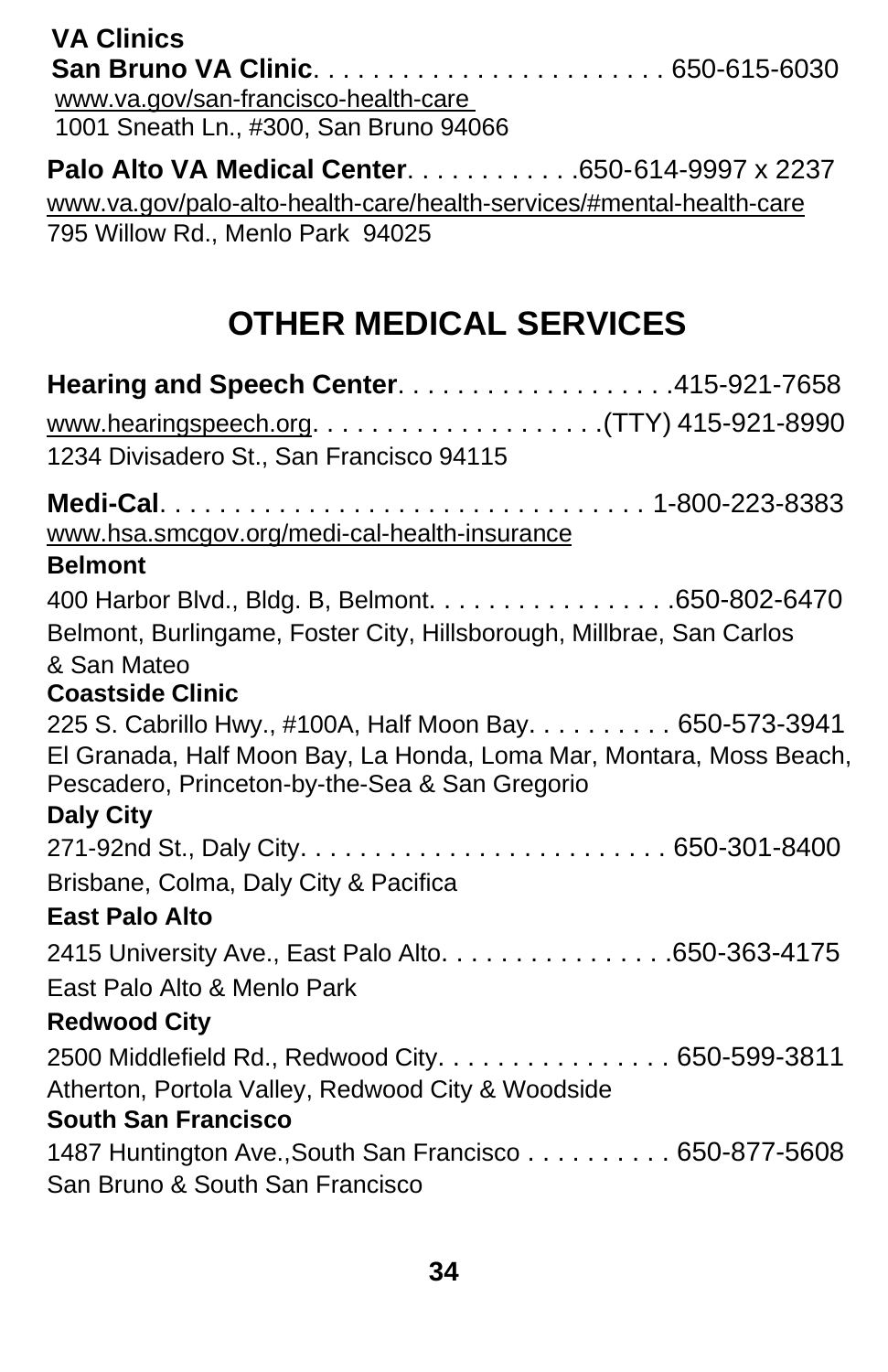**VA Clinics**

**San Bruno VA Clinic**. . . . . . . . . . . . . . . . . . . . . . . . 650-615-6030
www.va.gov/san-francisco-health-care
1001 Sneath Ln., #300, San Bruno 94066

**Palo Alto VA Medical Center**. . . . . . . . . . . .650-614-9997 x 2237
www.va.gov/palo-alto-health-care/health-services/#mental-health-care
795 Willow Rd., Menlo Park 94025

# OTHER MEDICAL SERVICES

**Hearing and Speech Center**. . . . . . . . . . . . . . . . . . .415-921-7658
www.hearingspeech.org. . . . . . . . . . . . . . . . . . . .(TTY) 415-921-8990
1234 Divisadero St., San Francisco 94115

**Medi-Cal**. . . . . . . . . . . . . . . . . . . . . . . . . . . . . . . . 1-800-223-8383
www.hsa.smcgov.org/medi-cal-health-insurance

**Belmont**
400 Harbor Blvd., Bldg. B, Belmont. . . . . . . . . . . . . . . . .650-802-6470
Belmont, Burlingame, Foster City, Hillsborough, Millbrae, San Carlos & San Mateo

**Coastside Clinic**
225 S. Cabrillo Hwy., #100A, Half Moon Bay. . . . . . . . . . 650-573-3941
El Granada, Half Moon Bay, La Honda, Loma Mar, Montara, Moss Beach, Pescadero, Princeton-by-the-Sea & San Gregorio

**Daly City**
271-92nd St., Daly City. . . . . . . . . . . . . . . . . . . . . . . . . 650-301-8400
Brisbane, Colma, Daly City & Pacifica

**East Palo Alto**
2415 University Ave., East Palo Alto. . . . . . . . . . . . . . . .650-363-4175
East Palo Alto & Menlo Park

**Redwood City**
2500 Middlefield Rd., Redwood City. . . . . . . . . . . . . . . . 650-599-3811
Atherton, Portola Valley, Redwood City & Woodside

**South San Francisco**
1487 Huntington Ave.,South San Francisco . . . . . . . . . . 650-877-5608
San Bruno & South San Francisco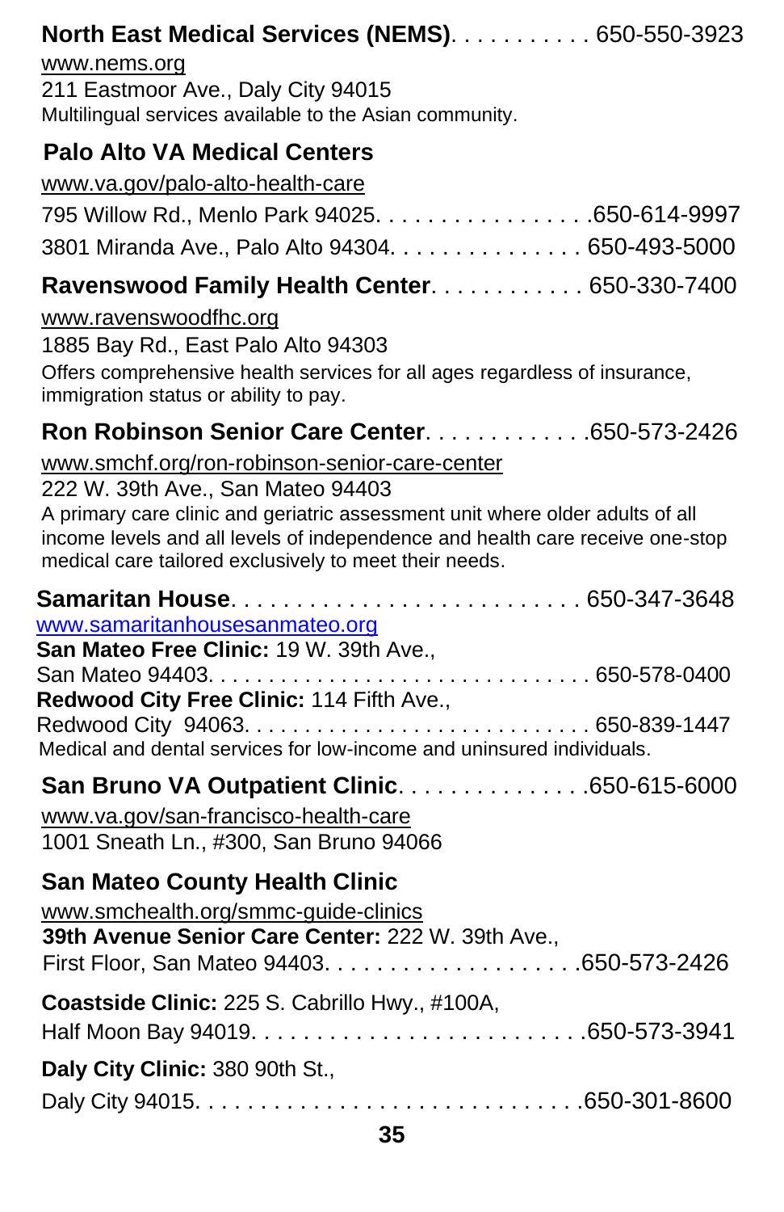**North East Medical Services (NEMS)**. . . . . . . . . . . 650-550-3923
www.nems.org
211 Eastmoor Ave., Daly City 94015
Multilingual services available to the Asian community.

**Palo Alto VA Medical Centers**
www.va.gov/palo-alto-health-care
795 Willow Rd., Menlo Park 94025. . . . . . . . . . . . . . . . .650-614-9997
3801 Miranda Ave., Palo Alto 94304. . . . . . . . . . . . . . . 650-493-5000

**Ravenswood Family Health Center**. . . . . . . . . . . . 650-330-7400
www.ravenswoodfhc.org
1885 Bay Rd., East Palo Alto 94303
Offers comprehensive health services for all ages regardless of insurance, immigration status or ability to pay.

**Ron Robinson Senior Care Center**. . . . . . . . . . . . .650-573-2426
www.smchf.org/ron-robinson-senior-care-center
222 W. 39th Ave., San Mateo 94403
A primary care clinic and geriatric assessment unit where older adults of all income levels and all levels of independence and health care receive one-stop medical care tailored exclusively to meet their needs.

**Samaritan House**. . . . . . . . . . . . . . . . . . . . . . . . . . 650-347-3648
www.samaritanhousesanmateo.org
**San Mateo Free Clinic:** 19 W. 39th Ave.,
San Mateo 94403. . . . . . . . . . . . . . . . . . . . . . . . . . . . . . . 650-578-0400
**Redwood City Free Clinic:** 114 Fifth Ave.,
Redwood City 94063. . . . . . . . . . . . . . . . . . . . . . . . . . . . 650-839-1447
Medical and dental services for low-income and uninsured individuals.

**San Bruno VA Outpatient Clinic**. . . . . . . . . . . . . . .650-615-6000
www.va.gov/san-francisco-health-care
1001 Sneath Ln., #300, San Bruno 94066

**San Mateo County Health Clinic**
www.smchealth.org/smmc-guide-clinics
**39th Avenue Senior Care Center:** 222 W. 39th Ave.,
First Floor, San Mateo 94403. . . . . . . . . . . . . . . . . . . .650-573-2426

**Coastside Clinic:** 225 S. Cabrillo Hwy., #100A,
Half Moon Bay 94019. . . . . . . . . . . . . . . . . . . . . . . . . .650-573-3941

**Daly City Clinic:** 380 90th St.,
Daly City 94015. . . . . . . . . . . . . . . . . . . . . . . . . . . . . .650-301-8600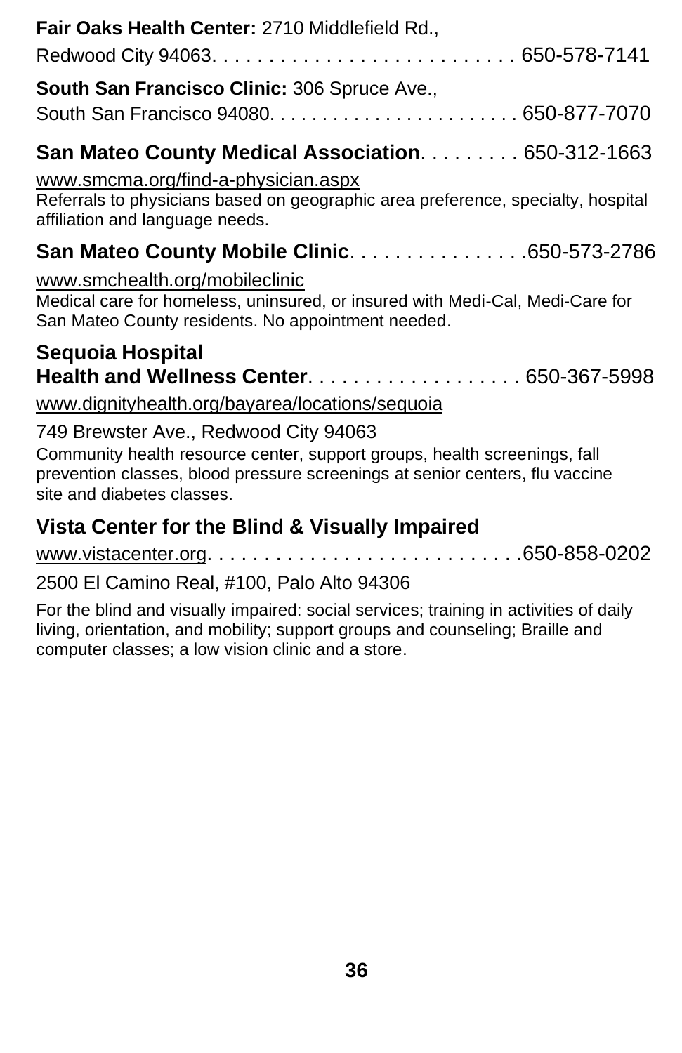**Fair Oaks Health Center:** 2710 Middlefield Rd., Redwood City 94063. . . . . . . . . . . . . . . . . . . . . . . . . . 650-578-7141

**South San Francisco Clinic:** 306 Spruce Ave., South San Francisco 94080. . . . . . . . . . . . . . . . . . . . . . . 650-877-7070

**San Mateo County Medical Association**. . . . . . . . . 650-312-1663

www.smcma.org/find-a-physician.aspx

Referrals to physicians based on geographic area preference, specialty, hospital affiliation and language needs.

**San Mateo County Mobile Clinic**. . . . . . . . . . . . . . .650-573-2786

www.smchealth.org/mobileclinic

Medical care for homeless, uninsured, or insured with Medi-Cal, Medi-Care for San Mateo County residents. No appointment needed.

**Sequoia Hospital Health and Wellness Center**. . . . . . . . . . . . . . . . . . . 650-367-5998

www.dignityhealth.org/bayarea/locations/sequoia

749 Brewster Ave., Redwood City 94063

Community health resource center, support groups, health screenings, fall prevention classes, blood pressure screenings at senior centers, flu vaccine site and diabetes classes.

**Vista Center for the Blind & Visually Impaired**

www.vistacenter.org. . . . . . . . . . . . . . . . . . . . . . . . . . .650-858-0202

2500 El Camino Real, #100, Palo Alto 94306

For the blind and visually impaired: social services; training in activities of daily living, orientation, and mobility; support groups and counseling; Braille and computer classes; a low vision clinic and a store.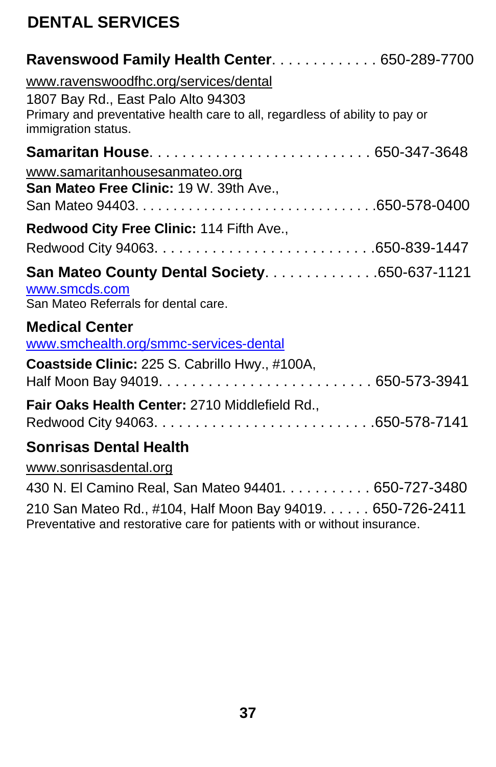## DENTAL SERVICES

**Ravenswood Family Health Center**. . . . . . . . . . . . . 650-289-7700

www.ravenswoodfhc.org/services/dental

1807 Bay Rd., East Palo Alto 94303

Primary and preventative health care to all, regardless of ability to pay or immigration status.

**Samaritan House**. . . . . . . . . . . . . . . . . . . . . . . . . . 650-347-3648

www.samaritanhousesanmateo.org

**San Mateo Free Clinic:** 19 W. 39th Ave., San Mateo 94403. . . . . . . . . . . . . . . . . . . . . . . . . . . . . .650-578-0400

**Redwood City Free Clinic:** 114 Fifth Ave., Redwood City 94063. . . . . . . . . . . . . . . . . . . . . . . . . .650-839-1447

**San Mateo County Dental Society**. . . . . . . . . . . . . .650-637-1121

www.smcds.com

San Mateo Referrals for dental care.

**Medical Center**

www.smchealth.org/smmc-services-dental

**Coastside Clinic:** 225 S. Cabrillo Hwy., #100A, Half Moon Bay 94019. . . . . . . . . . . . . . . . . . . . . . . . . 650-573-3941

**Fair Oaks Health Center:** 2710 Middlefield Rd., Redwood City 94063. . . . . . . . . . . . . . . . . . . . . . . . . .650-578-7141

**Sonrisas Dental Health**

www.sonrisasdental.org

430 N. El Camino Real, San Mateo 94401. . . . . . . . . . . 650-727-3480

210 San Mateo Rd., #104, Half Moon Bay 94019. . . . . . 650-726-2411

Preventative and restorative care for patients with or without insurance.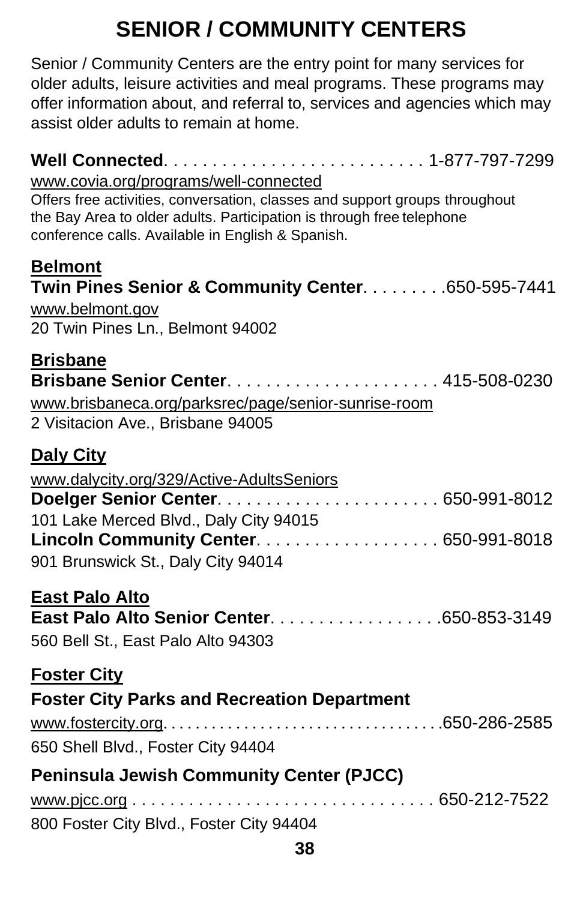# SENIOR / COMMUNITY CENTERS

Senior / Community Centers are the entry point for many services for older adults, leisure activities and meal programs. These programs may offer information about, and referral to, services and agencies which may assist older adults to remain at home.

**Well Connected**. . . . . . . . . . . . . . . . . . . . . . . . . . 1-877-797-7299
www.covia.org/programs/well-connected
Offers free activities, conversation, classes and support groups throughout the Bay Area to older adults. Participation is through free telephone conference calls. Available in English & Spanish.

## Belmont

**Twin Pines Senior & Community Center**. . . . . . . . .650-595-7441
www.belmont.gov
20 Twin Pines Ln., Belmont 94002

## Brisbane

**Brisbane Senior Center**. . . . . . . . . . . . . . . . . . . . . . 415-508-0230
www.brisbaneca.org/parksrec/page/senior-sunrise-room
2 Visitacion Ave., Brisbane 94005

## Daly City

www.dalycity.org/329/Active-AdultsSeniors
**Doelger Senior Center**. . . . . . . . . . . . . . . . . . . . . . . 650-991-8012
101 Lake Merced Blvd., Daly City 94015
**Lincoln Community Center**. . . . . . . . . . . . . . . . . . . 650-991-8018
901 Brunswick St., Daly City 94014

## East Palo Alto

**East Palo Alto Senior Center**. . . . . . . . . . . . . . . . . .650-853-3149
560 Bell St., East Palo Alto 94303

## Foster City

**Foster City Parks and Recreation Department**
www.fostercity.org. . . . . . . . . . . . . . . . . . . . . . . . . . . . . . . . .650-286-2585
650 Shell Blvd., Foster City 94404

**Peninsula Jewish Community Center (PJCC)**
www.pjcc.org . . . . . . . . . . . . . . . . . . . . . . . . . . . . . . . 650-212-7522
800 Foster City Blvd., Foster City 94404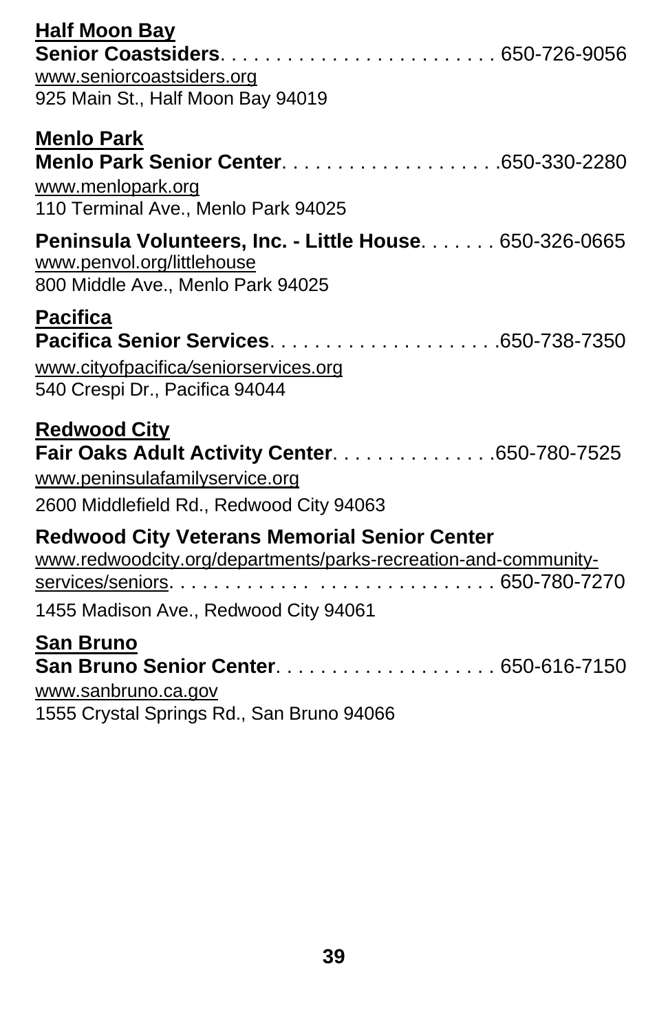**Half Moon Bay**

**Senior Coastsiders**. . . . . . . . . . . . . . . . . . . . . . . . . 650-726-9056
www.seniorcoastsiders.org
925 Main St., Half Moon Bay 94019

**Menlo Park**

**Menlo Park Senior Center**. . . . . . . . . . . . . . . . . . . .650-330-2280
www.menlopark.org
110 Terminal Ave., Menlo Park 94025

**Peninsula Volunteers, Inc. - Little House**. . . . . . . 650-326-0665
www.penvol.org/littlehouse
800 Middle Ave., Menlo Park 94025

**Pacifica**

**Pacifica Senior Services**. . . . . . . . . . . . . . . . . . . . .650-738-7350
www.cityofpacifica/seniorservices.org
540 Crespi Dr., Pacifica 94044

**Redwood City**

**Fair Oaks Adult Activity Center**. . . . . . . . . . . . . . .650-780-7525
www.peninsulafamilyservice.org
2600 Middlefield Rd., Redwood City 94063

**Redwood City Veterans Memorial Senior Center**
www.redwoodcity.org/departments/parks-recreation-and-community-services/seniors. . . . . . . . . . . . . . . . . . . . . . . . . . . . 650-780-7270
1455 Madison Ave., Redwood City 94061

**San Bruno**

**San Bruno Senior Center**. . . . . . . . . . . . . . . . . . . . 650-616-7150
www.sanbruno.ca.gov
1555 Crystal Springs Rd., San Bruno 94066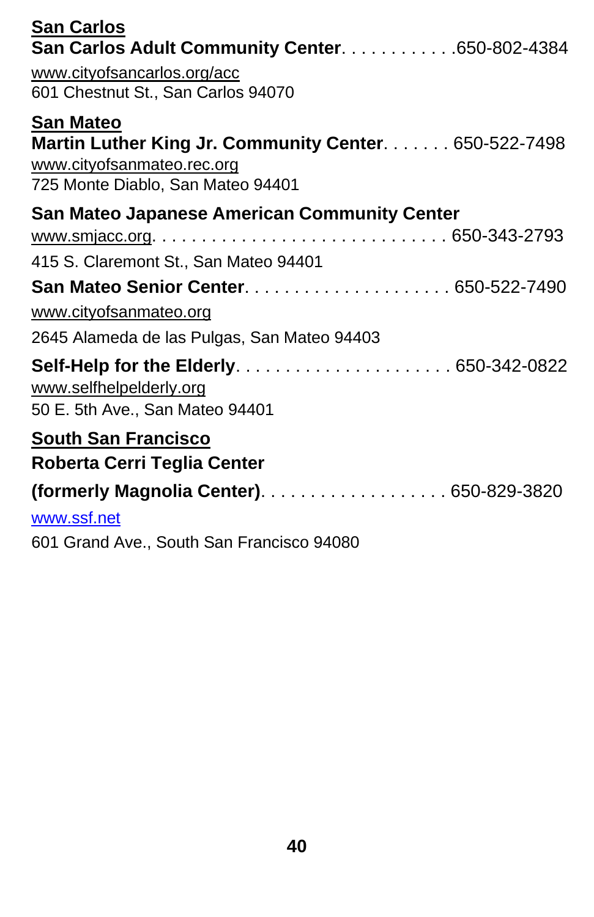**San Carlos**

**San Carlos Adult Community Center**. . . . . . . . . . . .650-802-4384
www.cityofsancarlos.org/acc
601 Chestnut St., San Carlos 94070

**San Mateo**

**Martin Luther King Jr. Community Center**. . . . . . . 650-522-7498
www.cityofsanmateo.rec.org
725 Monte Diablo, San Mateo 94401

**San Mateo Japanese American Community Center**
www.smjacc.org. . . . . . . . . . . . . . . . . . . . . . . . . . . . . . 650-343-2793
415 S. Claremont St., San Mateo 94401

**San Mateo Senior Center**. . . . . . . . . . . . . . . . . . . . . 650-522-7490
www.cityofsanmateo.org
2645 Alameda de las Pulgas, San Mateo 94403

**Self-Help for the Elderly**. . . . . . . . . . . . . . . . . . . . . . 650-342-0822
www.selfhelpelderly.org
50 E. 5th Ave., San Mateo 94401

**South San Francisco**

**Roberta Cerri Teglia Center**
**(formerly Magnolia Center)**. . . . . . . . . . . . . . . . . . . 650-829-3820
www.ssf.net
601 Grand Ave., South San Francisco 94080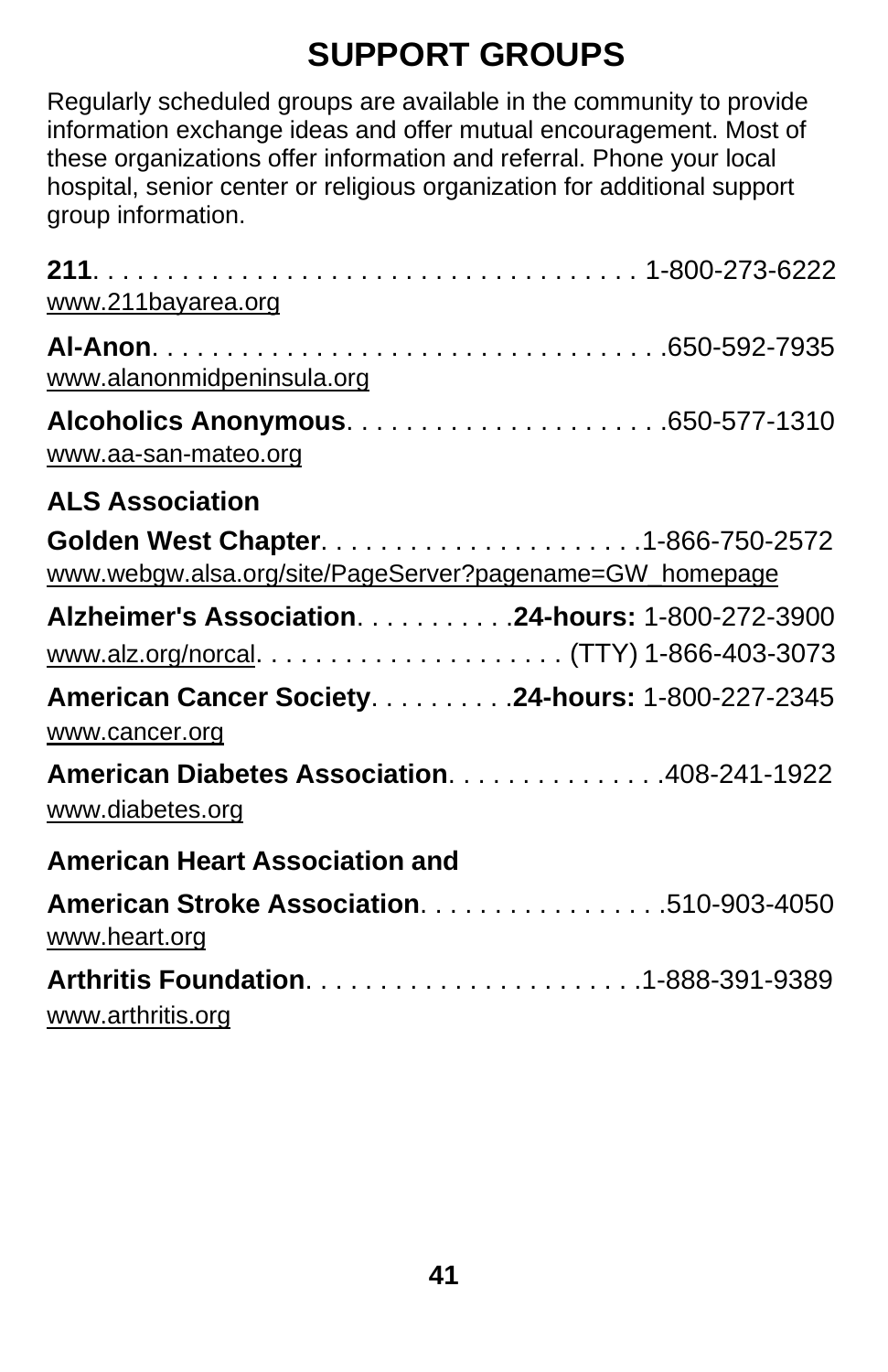# SUPPORT GROUPS

Regularly scheduled groups are available in the community to provide information exchange ideas and offer mutual encouragement. Most of these organizations offer information and referral. Phone your local hospital, senior center or religious organization for additional support group information.

**211**. . . . . . . . . . . . . . . . . . . . . . . . . . . . . . . . . . . . 1-800-273-6222
www.211bayarea.org

**Al-Anon**. . . . . . . . . . . . . . . . . . . . . . . . . . . . . . . . . . .650-592-7935
www.alanonmidpeninsula.org

**Alcoholics Anonymous**. . . . . . . . . . . . . . . . . . . . . .650-577-1310
www.aa-san-mateo.org

**ALS Association**

**Golden West Chapter**. . . . . . . . . . . . . . . . . . . . . .1-866-750-2572
www.webgw.alsa.org/site/PageServer?pagename=GW_homepage

**Alzheimer's Association**. . . . . . . . . . .**24-hours:** 1-800-272-3900
www.alz.org/norcal. . . . . . . . . . . . . . . . . . . . . (TTY) 1-866-403-3073

**American Cancer Society**. . . . . . . . . .**24-hours:** 1-800-227-2345
www.cancer.org

**American Diabetes Association**. . . . . . . . . . . . . . .408-241-1922
www.diabetes.org

**American Heart Association and**

**American Stroke Association**. . . . . . . . . . . . . . . . .510-903-4050
www.heart.org

**Arthritis Foundation**. . . . . . . . . . . . . . . . . . . . . .1-888-391-9389
www.arthritis.org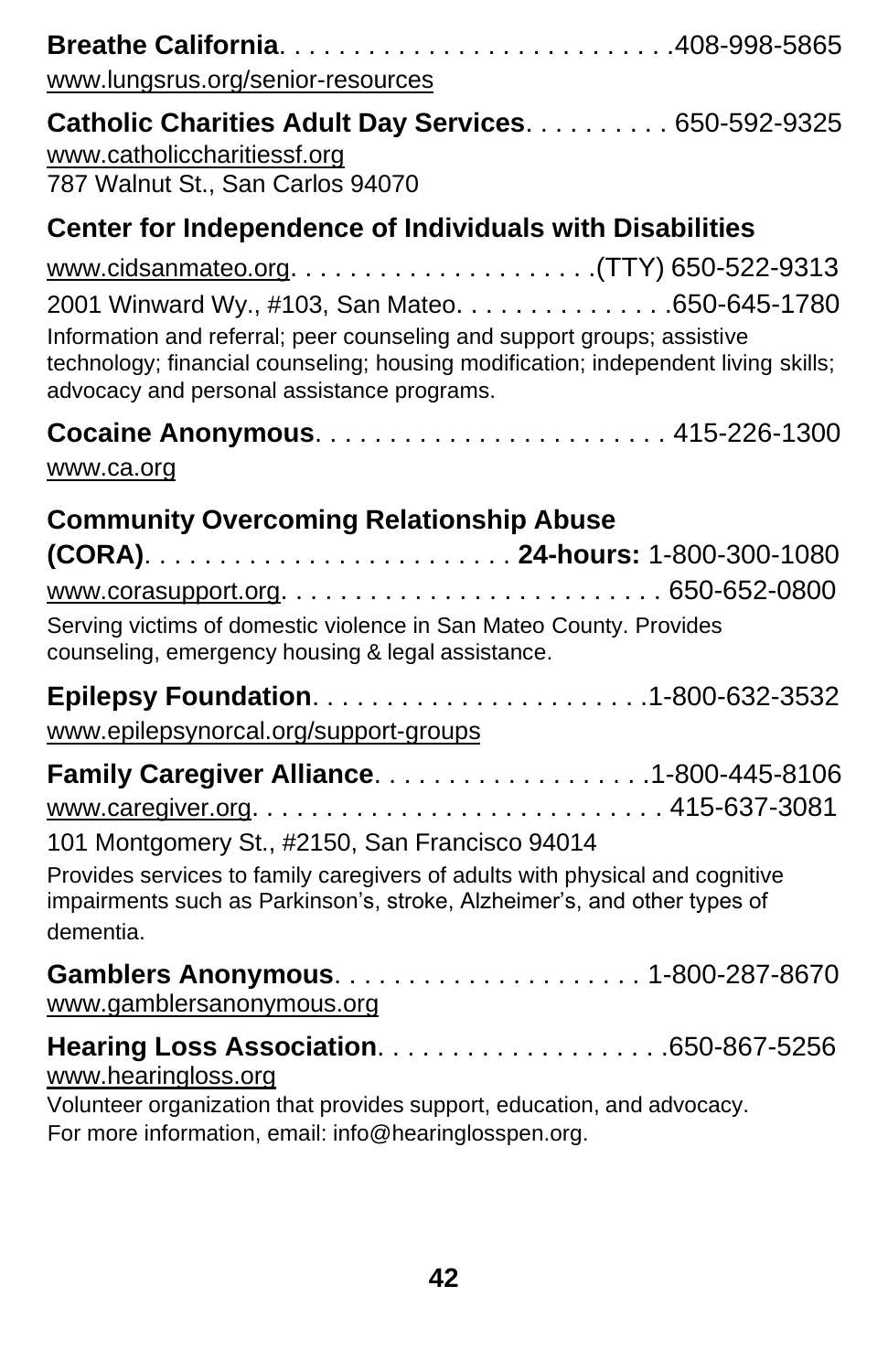**Breathe California**. . . . . . . . . . . . . . . . . . . . . . . . . .408-998-5865
www.lungsrus.org/senior-resources

**Catholic Charities Adult Day Services**. . . . . . . . . . 650-592-9325
www.catholiccharitiessf.org
787 Walnut St., San Carlos 94070

**Center for Independence of Individuals with Disabilities**

www.cidsanmateo.org. . . . . . . . . . . . . . . . . . . .(TTY) 650-522-9313
2001 Winward Wy., #103, San Mateo. . . . . . . . . . . . . .650-645-1780
Information and referral; peer counseling and support groups; assistive technology; financial counseling; housing modification; independent living skills; advocacy and personal assistance programs.

**Cocaine Anonymous**. . . . . . . . . . . . . . . . . . . . . . . 415-226-1300
www.ca.org

**Community Overcoming Relationship Abuse (CORA)**. . . . . . . . . . . . . . . . . . . . . . . . . **24-hours:** 1-800-300-1080
www.corasupport.org. . . . . . . . . . . . . . . . . . . . . . . . . 650-652-0800
Serving victims of domestic violence in San Mateo County. Provides counseling, emergency housing & legal assistance.

**Epilepsy Foundation**. . . . . . . . . . . . . . . . . . . . . .1-800-632-3532
www.epilepsynorcal.org/support-groups

**Family Caregiver Alliance**. . . . . . . . . . . . . . . . . . .1-800-445-8106
www.caregiver.org. . . . . . . . . . . . . . . . . . . . . . . . . . . 415-637-3081
101 Montgomery St., #2150, San Francisco 94014
Provides services to family caregivers of adults with physical and cognitive impairments such as Parkinson's, stroke, Alzheimer's, and other types of dementia.

**Gamblers Anonymous**. . . . . . . . . . . . . . . . . . . . 1-800-287-8670
www.gamblersanonymous.org

**Hearing Loss Association**. . . . . . . . . . . . . . . . . . .650-867-5256
www.hearingloss.org
Volunteer organization that provides support, education, and advocacy. For more information, email: info@hearinglosspen.org.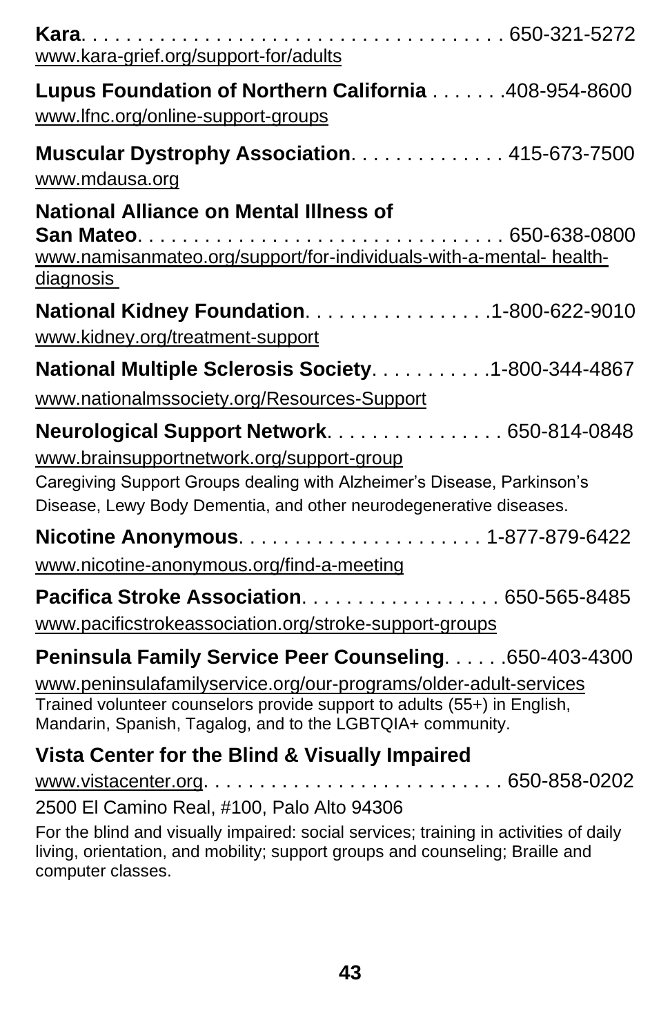**Kara**. . . . . . . . . . . . . . . . . . . . . . . . . . . . . . . . . . . . . . . 650-321-5272
www.kara-grief.org/support-for/adults

**Lupus Foundation of Northern California** . . . . . . .408-954-8600
www.lfnc.org/online-support-groups

**Muscular Dystrophy Association**. . . . . . . . . . . . . 415-673-7500
www.mdausa.org

**National Alliance on Mental Illness of San Mateo**. . . . . . . . . . . . . . . . . . . . . . . . . . . . . . . . . 650-638-0800
www.namisanmateo.org/support/for-individuals-with-a-mental- health-diagnosis

**National Kidney Foundation**. . . . . . . . . . . . . . . .1-800-622-9010
www.kidney.org/treatment-support

**National Multiple Sclerosis Society**. . . . . . . . . . .1-800-344-4867
www.nationalmssociety.org/Resources-Support

**Neurological Support Network**. . . . . . . . . . . . . . . . 650-814-0848
www.brainsupportnetwork.org/support-group
Caregiving Support Groups dealing with Alzheimer's Disease, Parkinson's Disease, Lewy Body Dementia, and other neurodegenerative diseases.

**Nicotine Anonymous**. . . . . . . . . . . . . . . . . . . . . 1-877-879-6422
www.nicotine-anonymous.org/find-a-meeting

**Pacifica Stroke Association**. . . . . . . . . . . . . . . . . 650-565-8485
www.pacificstrokeassociation.org/stroke-support-groups

**Peninsula Family Service Peer Counseling**. . . . . .650-403-4300
www.peninsulafamilyservice.org/our-programs/older-adult-services
Trained volunteer counselors provide support to adults (55+) in English, Mandarin, Spanish, Tagalog, and to the LGBTQIA+ community.

**Vista Center for the Blind & Visually Impaired**
www.vistacenter.org. . . . . . . . . . . . . . . . . . . . . . . . . . 650-858-0202
2500 El Camino Real, #100, Palo Alto 94306
For the blind and visually impaired: social services; training in activities of daily living, orientation, and mobility; support groups and counseling; Braille and computer classes.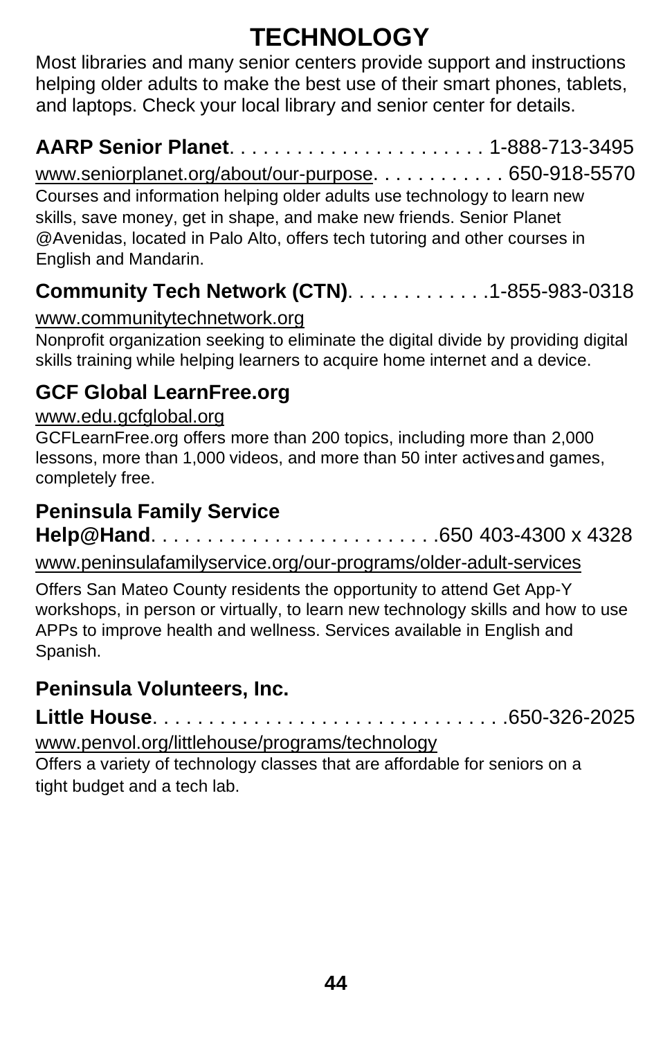# TECHNOLOGY

Most libraries and many senior centers provide support and instructions helping older adults to make the best use of their smart phones, tablets, and laptops. Check your local library and senior center for details.

**AARP Senior Planet**. . . . . . . . . . . . . . . . . . . . . . 1-888-713-3495

www.seniorplanet.org/about/our-purpose. . . . . . . . . . . . 650-918-5570

Courses and information helping older adults use technology to learn new skills, save money, get in shape, and make new friends. Senior Planet @Avenidas, located in Palo Alto, offers tech tutoring and other courses in English and Mandarin.

**Community Tech Network (CTN)**. . . . . . . . . . . . .1-855-983-0318

www.communitytechnetwork.org

Nonprofit organization seeking to eliminate the digital divide by providing digital skills training while helping learners to acquire home internet and a device.

**GCF Global LearnFree.org**

www.edu.gcfglobal.org

GCFLearnFree.org offers more than 200 topics, including more than 2,000 lessons, more than 1,000 videos, and more than 50 inter activesand games, completely free.

**Peninsula Family Service**

**Help@Hand**. . . . . . . . . . . . . . . . . . . . . . . . .650 403-4300 x 4328

www.peninsulafamilyservice.org/our-programs/older-adult-services

Offers San Mateo County residents the opportunity to attend Get App-Y workshops, in person or virtually, to learn new technology skills and how to use APPs to improve health and wellness. Services available in English and Spanish.

**Peninsula Volunteers, Inc.**

**Little House**. . . . . . . . . . . . . . . . . . . . . . . . . . . . . .650-326-2025

www.penvol.org/littlehouse/programs/technology

Offers a variety of technology classes that are affordable for seniors on a tight budget and a tech lab.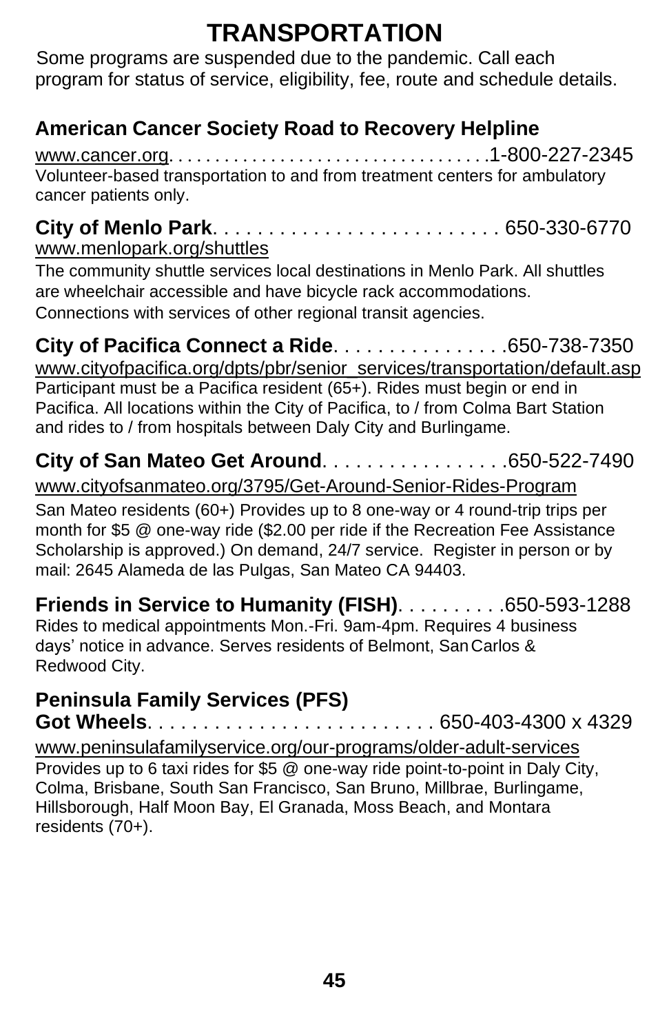# TRANSPORTATION

Some programs are suspended due to the pandemic. Call each program for status of service, eligibility, fee, route and schedule details.

**American Cancer Society Road to Recovery Helpline**

www.cancer.org. . . . . . . . . . . . . . . . . . . . . . . . . . . . . . . . . .1-800-227-2345

Volunteer-based transportation to and from treatment centers for ambulatory cancer patients only.

**City of Menlo Park**. . . . . . . . . . . . . . . . . . . . . . . . . . 650-330-6770

www.menlopark.org/shuttles

The community shuttle services local destinations in Menlo Park. All shuttles are wheelchair accessible and have bicycle rack accommodations. Connections with services of other regional transit agencies.

**City of Pacifica Connect a Ride**. . . . . . . . . . . . . . . .650-738-7350

www.cityofpacifica.org/dpts/pbr/senior_services/transportation/default.asp

Participant must be a Pacifica resident (65+). Rides must begin or end in Pacifica. All locations within the City of Pacifica, to / from Colma Bart Station and rides to / from hospitals between Daly City and Burlingame.

**City of San Mateo Get Around**. . . . . . . . . . . . . . . . .650-522-7490

www.cityofsanmateo.org/3795/Get-Around-Senior-Rides-Program

San Mateo residents (60+) Provides up to 8 one-way or 4 round-trip trips per month for $5 @ one-way ride ($2.00 per ride if the Recreation Fee Assistance Scholarship is approved.) On demand, 24/7 service. Register in person or by mail: 2645 Alameda de las Pulgas, San Mateo CA 94403.

**Friends in Service to Humanity (FISH)**. . . . . . . . . .650-593-1288

Rides to medical appointments Mon.-Fri. 9am-4pm. Requires 4 business days' notice in advance. Serves residents of Belmont, San Carlos & Redwood City.

**Peninsula Family Services (PFS)**
**Got Wheels**. . . . . . . . . . . . . . . . . . . . . . . . . 650-403-4300 x 4329

www.peninsulafamilyservice.org/our-programs/older-adult-services

Provides up to 6 taxi rides for $5 @ one-way ride point-to-point in Daly City, Colma, Brisbane, South San Francisco, San Bruno, Millbrae, Burlingame, Hillsborough, Half Moon Bay, El Granada, Moss Beach, and Montara residents (70+).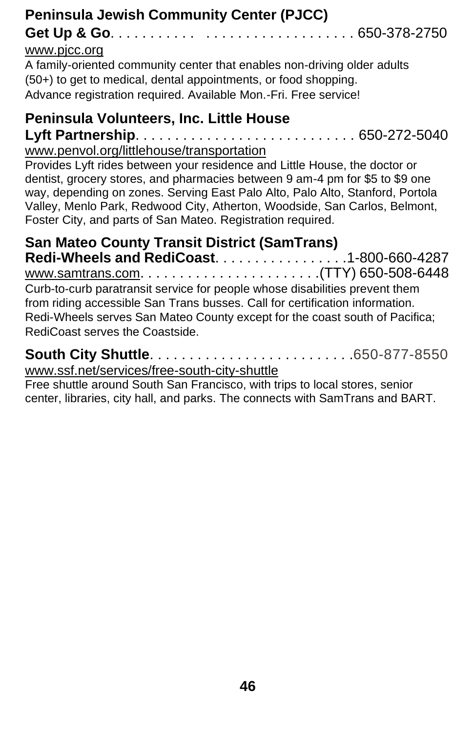**Peninsula Jewish Community Center (PJCC)**
**Get Up & Go**. . . . . . . . . . . . . . . . . . . . . . . . . . . . . . 650-378-2750
www.pjcc.org
A family-oriented community center that enables non-driving older adults (50+) to get to medical, dental appointments, or food shopping. Advance registration required. Available Mon.-Fri. Free service!

**Peninsula Volunteers, Inc. Little House**
**Lyft Partnership**. . . . . . . . . . . . . . . . . . . . . . . . . . . 650-272-5040
www.penvol.org/littlehouse/transportation
Provides Lyft rides between your residence and Little House, the doctor or dentist, grocery stores, and pharmacies between 9 am-4 pm for $5 to $9 one way, depending on zones. Serving East Palo Alto, Palo Alto, Stanford, Portola Valley, Menlo Park, Redwood City, Atherton, Woodside, San Carlos, Belmont, Foster City, and parts of San Mateo. Registration required.

**San Mateo County Transit District (SamTrans)**
**Redi-Wheels and RediCoast**. . . . . . . . . . . . . . . . .1-800-660-4287
www.samtrans.com. . . . . . . . . . . . . . . . . . . . . . .(TTY) 650-508-6448
Curb-to-curb paratransit service for people whose disabilities prevent them from riding accessible San Trans busses. Call for certification information. Redi-Wheels serves San Mateo County except for the coast south of Pacifica; RediCoast serves the Coastside.

**South City Shuttle**. . . . . . . . . . . . . . . . . . . . . . . . .650-877-8550
www.ssf.net/services/free-south-city-shuttle
Free shuttle around South San Francisco, with trips to local stores, senior center, libraries, city hall, and parks. The connects with SamTrans and BART.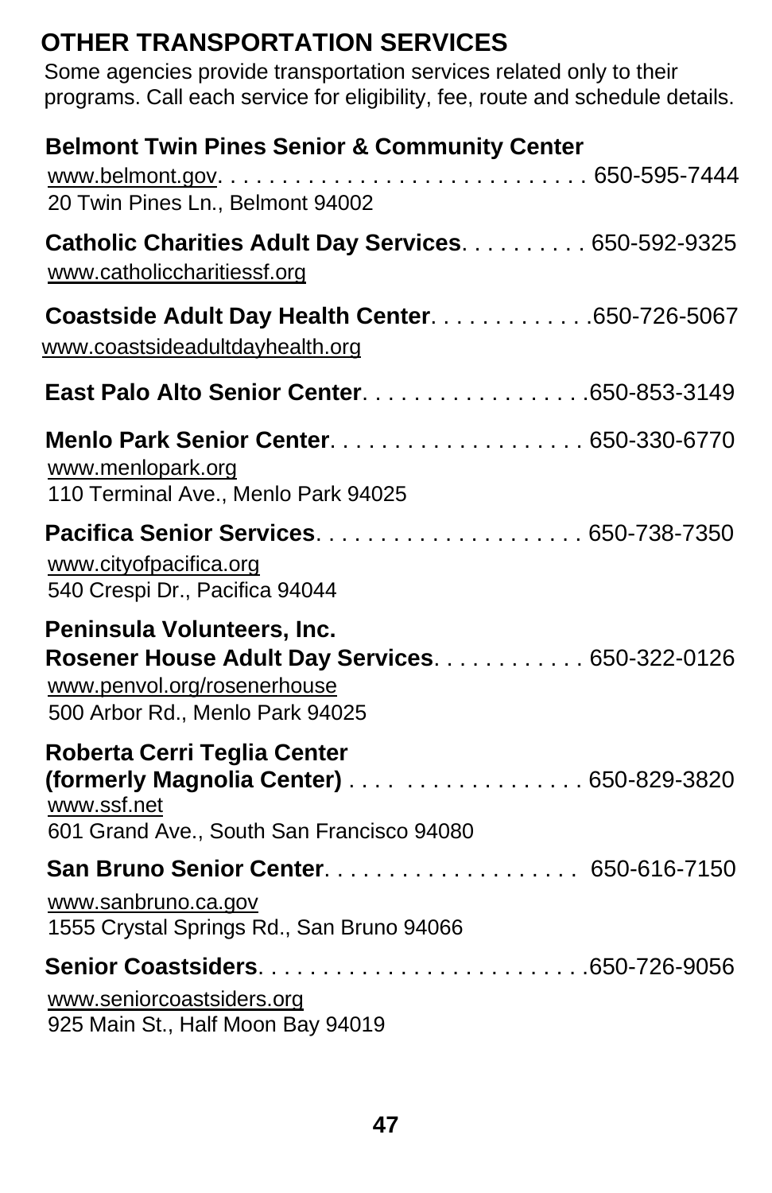## OTHER TRANSPORTATION SERVICES

Some agencies provide transportation services related only to their programs. Call each service for eligibility, fee, route and schedule details.

**Belmont Twin Pines Senior & Community Center**
www.belmont.gov. . . . . . . . . . . . . . . . . . . . . . . . . . . . 650-595-7444
20 Twin Pines Ln., Belmont 94002

**Catholic Charities Adult Day Services**. . . . . . . . . . 650-592-9325
www.catholiccharitiessf.org

**Coastside Adult Day Health Center**. . . . . . . . . . . . .650-726-5067
www.coastsideadultdayhealth.org

**East Palo Alto Senior Center**. . . . . . . . . . . . . . . . . .650-853-3149

**Menlo Park Senior Center**. . . . . . . . . . . . . . . . . . . 650-330-6770
www.menlopark.org
110 Terminal Ave., Menlo Park 94025

**Pacifica Senior Services**. . . . . . . . . . . . . . . . . . . . 650-738-7350
www.cityofpacifica.org
540 Crespi Dr., Pacifica 94044

**Peninsula Volunteers, Inc.**
**Rosener House Adult Day Services**. . . . . . . . . . . 650-322-0126
www.penvol.org/rosenerhouse
500 Arbor Rd., Menlo Park 94025

**Roberta Cerri Teglia Center**
**(formerly Magnolia Center)** . . . . . . . . . . . . . . . . . . 650-829-3820
www.ssf.net
601 Grand Ave., South San Francisco 94080

**San Bruno Senior Center**. . . . . . . . . . . . . . . . . . . 650-616-7150
www.sanbruno.ca.gov
1555 Crystal Springs Rd., San Bruno 94066

**Senior Coastsiders**. . . . . . . . . . . . . . . . . . . . . . . . .650-726-9056
www.seniorcoastsiders.org
925 Main St., Half Moon Bay 94019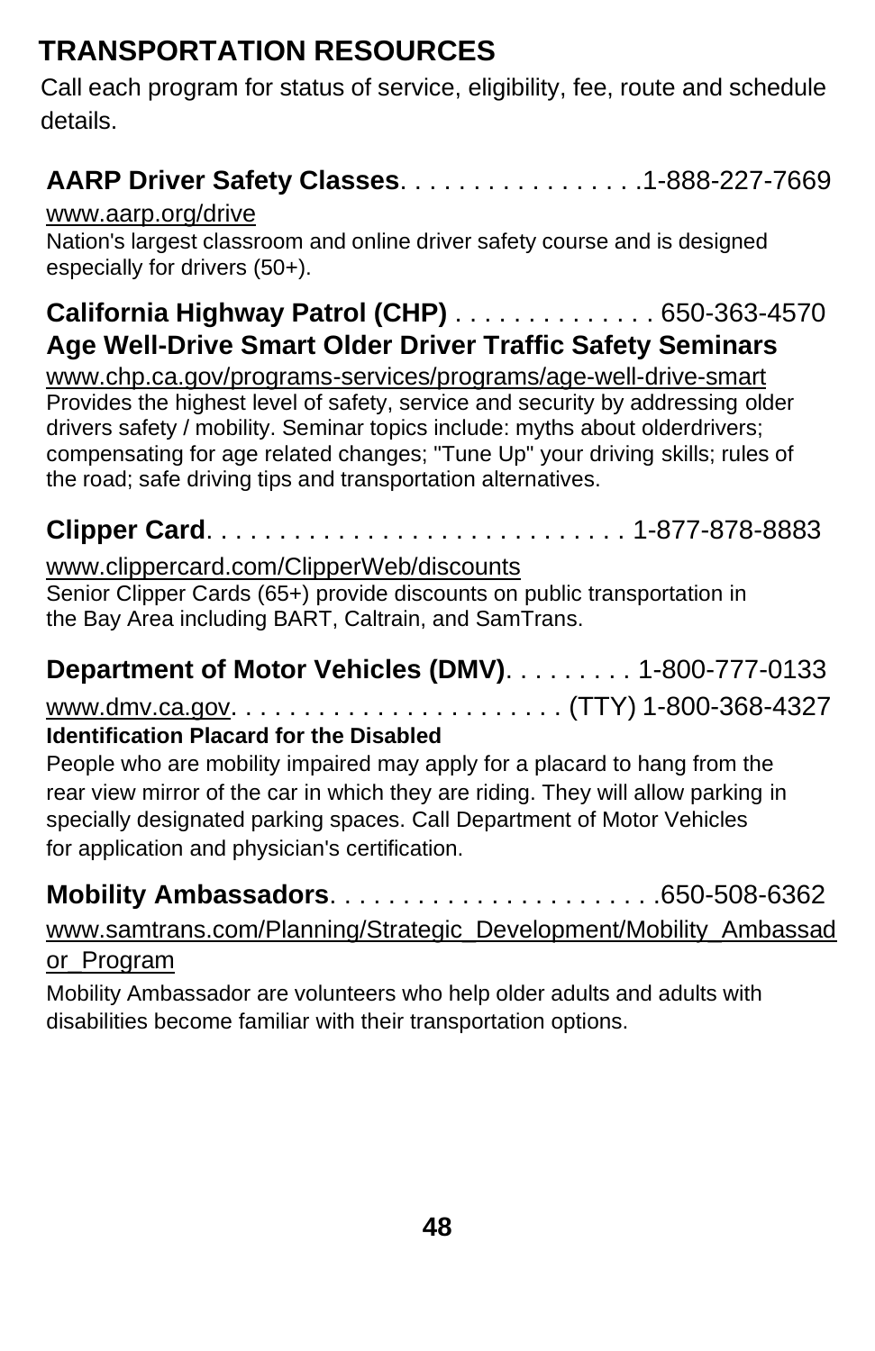## TRANSPORTATION RESOURCES

Call each program for status of service, eligibility, fee, route and schedule details.

**AARP Driver Safety Classes**. . . . . . . . . . . . . . . . .1-888-227-7669

www.aarp.org/drive

Nation's largest classroom and online driver safety course and is designed especially for drivers (50+).

**California Highway Patrol (CHP)** . . . . . . . . . . . . . . 650-363-4570

**Age Well-Drive Smart Older Driver Traffic Safety Seminars**

www.chp.ca.gov/programs-services/programs/age-well-drive-smart

Provides the highest level of safety, service and security by addressing older drivers safety / mobility. Seminar topics include: myths about olderdrivers; compensating for age related changes; "Tune Up" your driving skills; rules of the road; safe driving tips and transportation alternatives.

**Clipper Card**. . . . . . . . . . . . . . . . . . . . . . . . . . . . 1-877-878-8883

www.clippercard.com/ClipperWeb/discounts

Senior Clipper Cards (65+) provide discounts on public transportation in the Bay Area including BART, Caltrain, and SamTrans.

**Department of Motor Vehicles (DMV)**. . . . . . . . . 1-800-777-0133

www.dmv.ca.gov. . . . . . . . . . . . . . . . . . . . . . . (TTY) 1-800-368-4327

**Identification Placard for the Disabled**

People who are mobility impaired may apply for a placard to hang from the rear view mirror of the car in which they are riding. They will allow parking in specially designated parking spaces. Call Department of Motor Vehicles for application and physician's certification.

**Mobility Ambassadors**. . . . . . . . . . . . . . . . . . . . . .650-508-6362

www.samtrans.com/Planning/Strategic_Development/Mobility_Ambassador_Program

Mobility Ambassador are volunteers who help older adults and adults with disabilities become familiar with their transportation options.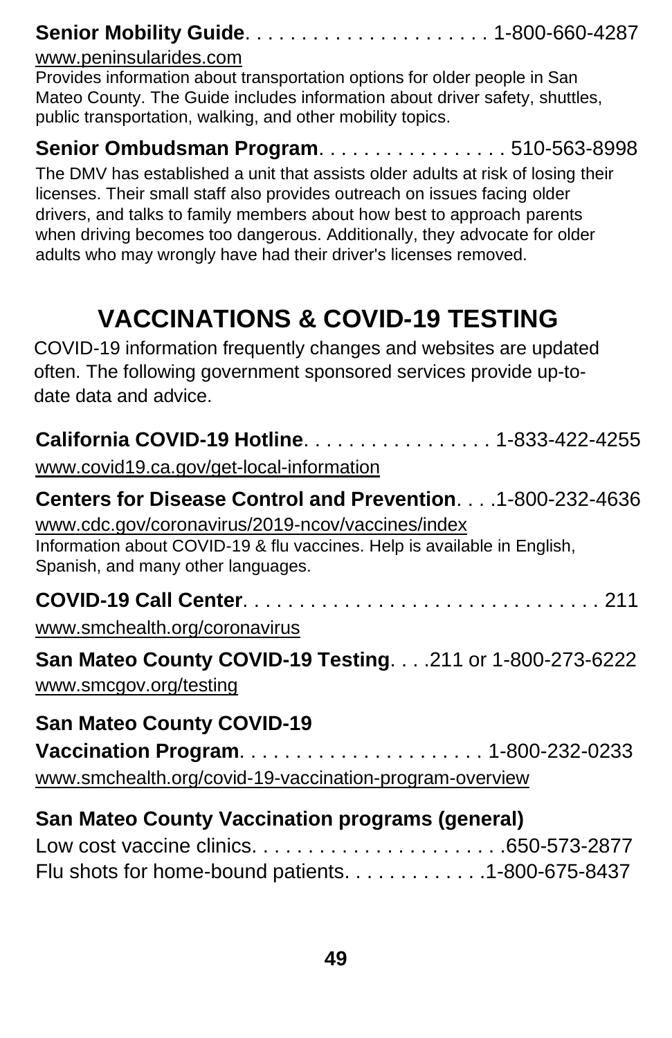**Senior Mobility Guide**. . . . . . . . . . . . . . . . . . . . . . 1-800-660-4287
www.peninsularides.com
Provides information about transportation options for older people in San Mateo County. The Guide includes information about driver safety, shuttles, public transportation, walking, and other mobility topics.

**Senior Ombudsman Program**. . . . . . . . . . . . . . . . . 510-563-8998
The DMV has established a unit that assists older adults at risk of losing their licenses. Their small staff also provides outreach on issues facing older drivers, and talks to family members about how best to approach parents when driving becomes too dangerous. Additionally, they advocate for older adults who may wrongly have had their driver's licenses removed.

# VACCINATIONS & COVID-19 TESTING

COVID-19 information frequently changes and websites are updated often. The following government sponsored services provide up-to-date data and advice.

**California COVID-19 Hotline**. . . . . . . . . . . . . . . . . 1-833-422-4255
www.covid19.ca.gov/get-local-information

**Centers for Disease Control and Prevention**. . . .1-800-232-4636
www.cdc.gov/coronavirus/2019-ncov/vaccines/index
Information about COVID-19 & flu vaccines. Help is available in English, Spanish, and many other languages.

**COVID-19 Call Center**. . . . . . . . . . . . . . . . . . . . . . . . . . . . . . . . 211
www.smchealth.org/coronavirus

**San Mateo County COVID-19 Testing**. . . .211 or 1-800-273-6222
www.smcgov.org/testing

**San Mateo County COVID-19 Vaccination Program**. . . . . . . . . . . . . . . . . . . . . 1-800-232-0233
www.smchealth.org/covid-19-vaccination-program-overview

**San Mateo County Vaccination programs (general)**
Low cost vaccine clinics. . . . . . . . . . . . . . . . . . . . . . .650-573-2877
Flu shots for home-bound patients. . . . . . . . . . . . .1-800-675-8437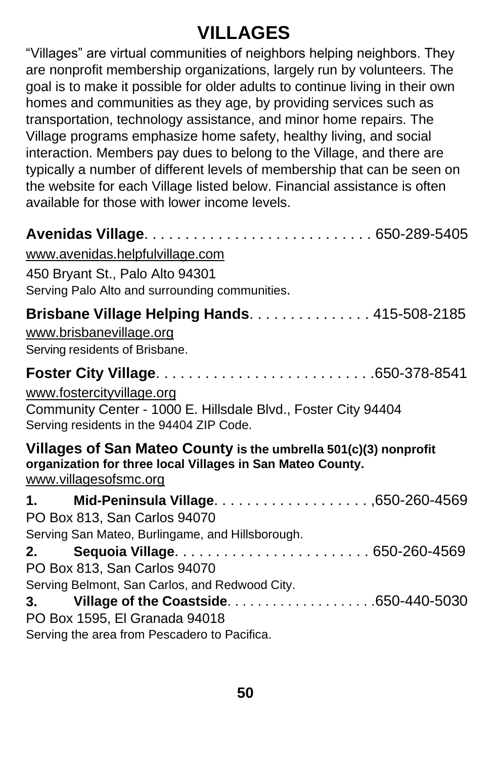# VILLAGES

"Villages" are virtual communities of neighbors helping neighbors. They are nonprofit membership organizations, largely run by volunteers. The goal is to make it possible for older adults to continue living in their own homes and communities as they age, by providing services such as transportation, technology assistance, and minor home repairs. The Village programs emphasize home safety, healthy living, and social interaction. Members pay dues to belong to the Village, and there are typically a number of different levels of membership that can be seen on the website for each Village listed below. Financial assistance is often available for those with lower income levels.

**Avenidas Village**. . . . . . . . . . . . . . . . . . . . . . . . . . . 650-289-5405
www.avenidas.helpfulvillage.com
450 Bryant St., Palo Alto 94301
Serving Palo Alto and surrounding communities.

**Brisbane Village Helping Hands**. . . . . . . . . . . . . . . 415-508-2185
www.brisbanevillage.org
Serving residents of Brisbane.

**Foster City Village**. . . . . . . . . . . . . . . . . . . . . . . . . . .650-378-8541
www.fostercityvillage.org
Community Center - 1000 E. Hillsdale Blvd., Foster City 94404
Serving residents in the 94404 ZIP Code.

**Villages of San Mateo County is the umbrella 501(c)(3) nonprofit organization for three local Villages in San Mateo County.**
www.villagesofsmc.org

1. **Mid-Peninsula Village**. . . . . . . . . . . . . . . . . . . ,650-260-4569
PO Box 813, San Carlos 94070
Serving San Mateo, Burlingame, and Hillsborough.
2. **Sequoia Village**. . . . . . . . . . . . . . . . . . . . . . . . 650-260-4569
PO Box 813, San Carlos 94070
Serving Belmont, San Carlos, and Redwood City.
3. **Village of the Coastside**. . . . . . . . . . . . . . . . . . .650-440-5030
PO Box 1595, El Granada 94018
Serving the area from Pescadero to Pacifica.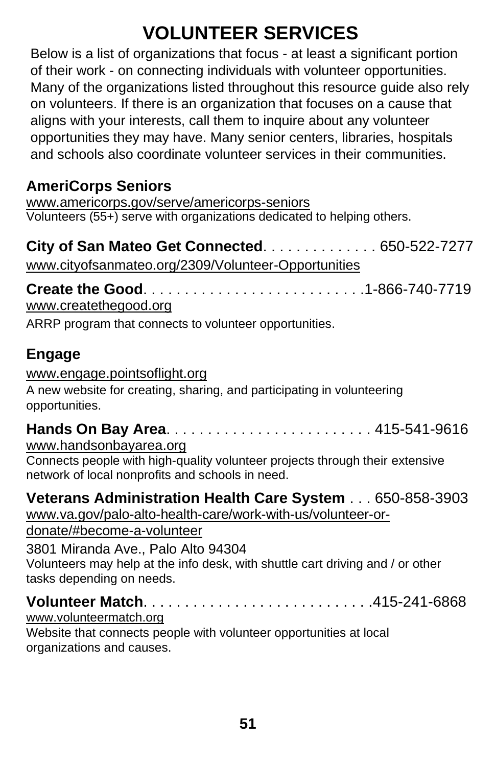# VOLUNTEER SERVICES

Below is a list of organizations that focus - at least a significant portion of their work - on connecting individuals with volunteer opportunities. Many of the organizations listed throughout this resource guide also rely on volunteers. If there is an organization that focuses on a cause that aligns with your interests, call them to inquire about any volunteer opportunities they may have. Many senior centers, libraries, hospitals and schools also coordinate volunteer services in their communities.

**AmeriCorps Seniors**
www.americorps.gov/serve/americorps-seniors
Volunteers (55+) serve with organizations dedicated to helping others.

**City of San Mateo Get Connected**. . . . . . . . . . . . . . 650-522-7277
www.cityofsanmateo.org/2309/Volunteer-Opportunities

**Create the Good**. . . . . . . . . . . . . . . . . . . . . . . . . . .1-866-740-7719
www.createthegood.org
ARRP program that connects to volunteer opportunities.

**Engage**
www.engage.pointsoflight.org
A new website for creating, sharing, and participating in volunteering opportunities.

**Hands On Bay Area**. . . . . . . . . . . . . . . . . . . . . . . . . 415-541-9616
www.handsonbayarea.org
Connects people with high-quality volunteer projects through their extensive network of local nonprofits and schools in need.

**Veterans Administration Health Care System** . . . 650-858-3903
www.va.gov/palo-alto-health-care/work-with-us/volunteer-or-donate/#become-a-volunteer
3801 Miranda Ave., Palo Alto 94304
Volunteers may help at the info desk, with shuttle cart driving and / or other tasks depending on needs.

**Volunteer Match**. . . . . . . . . . . . . . . . . . . . . . . . . . .415-241-6868
www.volunteermatch.org
Website that connects people with volunteer opportunities at local organizations and causes.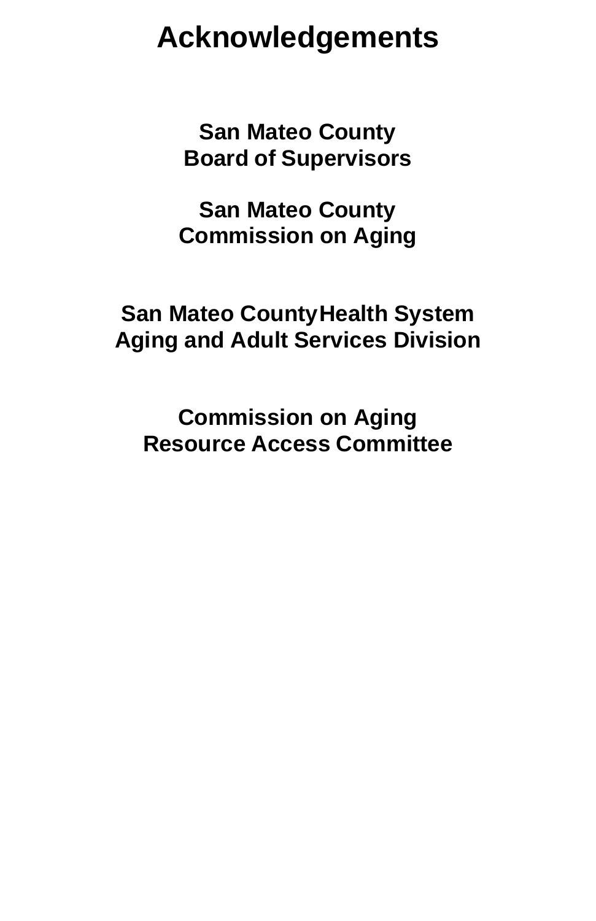# Acknowledgements

**San Mateo County**
**Board of Supervisors**

**San Mateo County**
**Commission on Aging**

**San Mateo CountyHealth System**
**Aging and Adult Services Division**

**Commission on Aging**
**Resource Access Committee**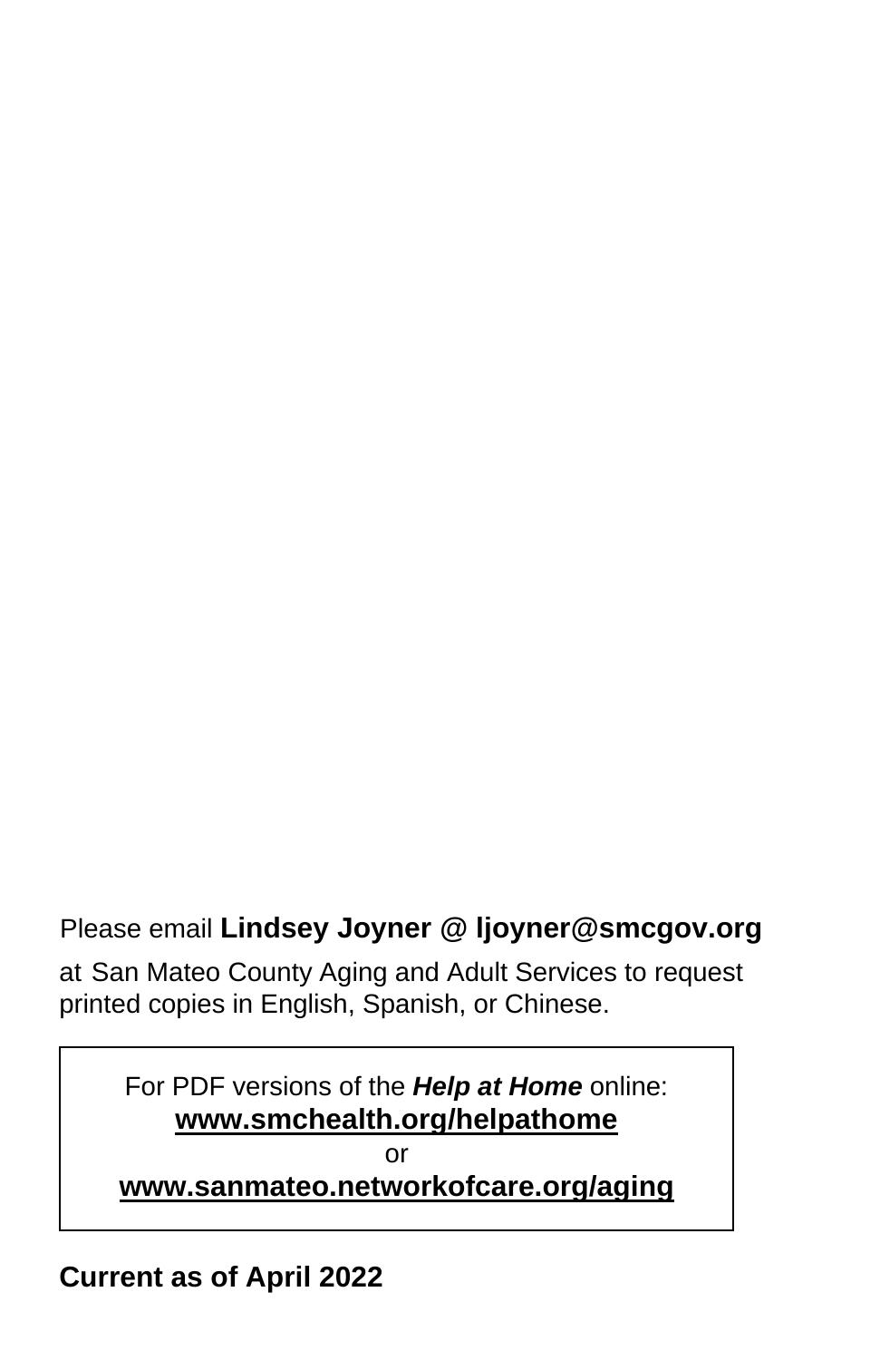Please email **Lindsey Joyner @ ljoyner@smcgov.org**

at San Mateo County Aging and Adult Services to request printed copies in English, Spanish, or Chinese.

For PDF versions of the ***Help at Home*** online:
**www.smchealth.org/helpathome**
or
**www.sanmateo.networkofcare.org/aging**

**Current as of April 2022**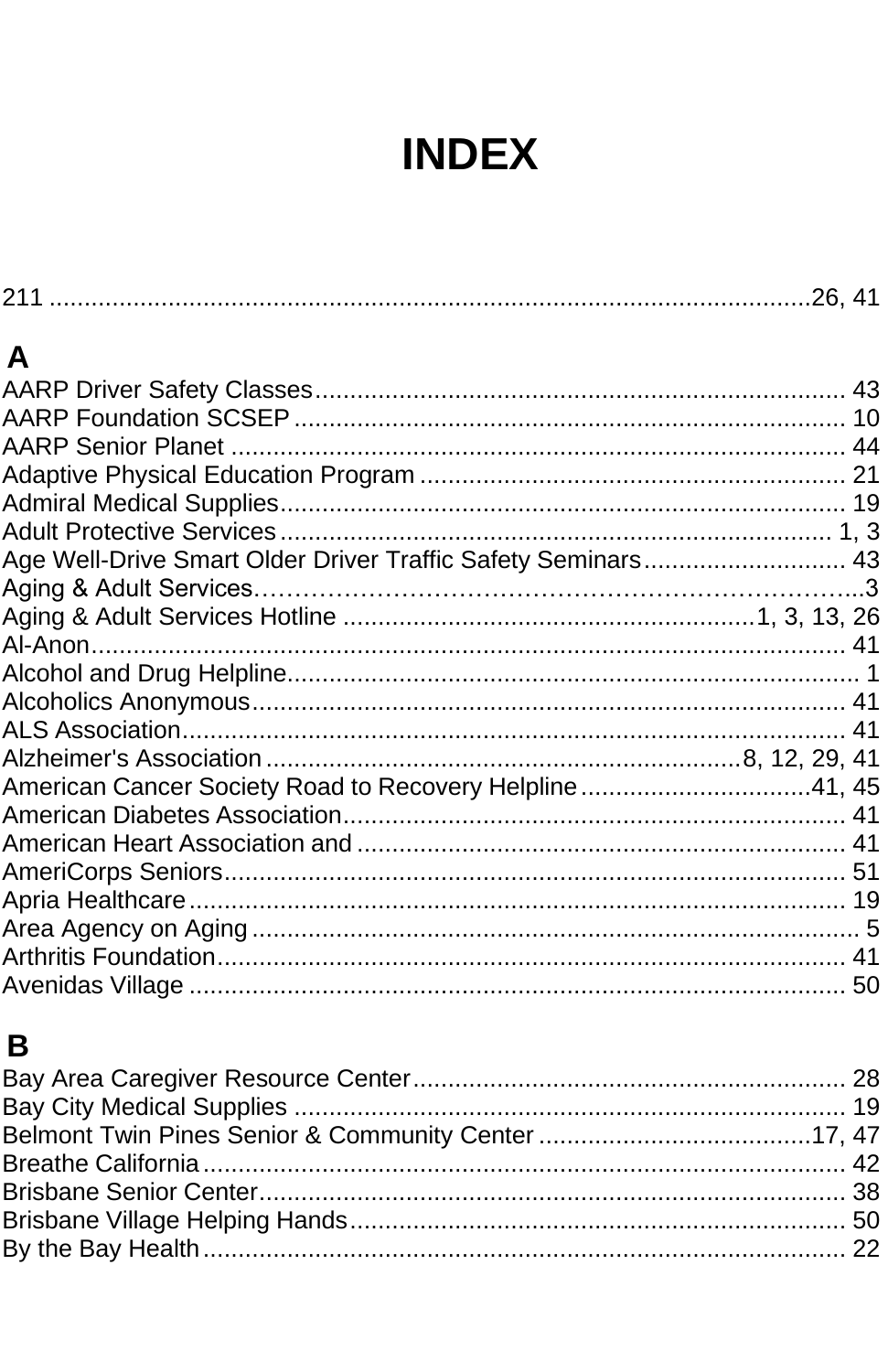# INDEX

211 ......................................................................................................26, 41

## A

AARP Driver Safety Classes.......................................................................... 43
AARP Foundation SCSEP ............................................................................. 10
AARP Senior Planet ..................................................................................... 44
Adaptive Physical Education Program ............................................................ 21
Admiral Medical Supplies................................................................................ 19
Adult Protective Services ............................................................................... 1, 3
Age Well-Drive Smart Older Driver Traffic Safety Seminars............................. 43
Aging & Adult Services……………………………………………………………..3
Aging & Adult Services Hotline .........................................................1, 3, 13, 26
Al-Anon.......................................................................................................... 41
Alcohol and Drug Helpline................................................................................ 1
Alcoholics Anonymous.................................................................................... 41
ALS Association.............................................................................................. 41
Alzheimer's Association ..................................................................8, 12, 29, 41
American Cancer Society Road to Recovery Helpline.................................41, 45
American Diabetes Association....................................................................... 41
American Heart Association and ..................................................................... 41
AmeriCorps Seniors........................................................................................ 51
Apria Healthcare............................................................................................. 19
Area Agency on Aging ...................................................................................... 5
Arthritis Foundation......................................................................................... 41
Avenidas Village ............................................................................................. 50

## B

Bay Area Caregiver Resource Center............................................................. 28
Bay City Medical Supplies .............................................................................. 19
Belmont Twin Pines Senior & Community Center ........................................17, 47
Breathe California........................................................................................... 42
Brisbane Senior Center................................................................................... 38
Brisbane Village Helping Hands...................................................................... 50
By the Bay Health........................................................................................... 22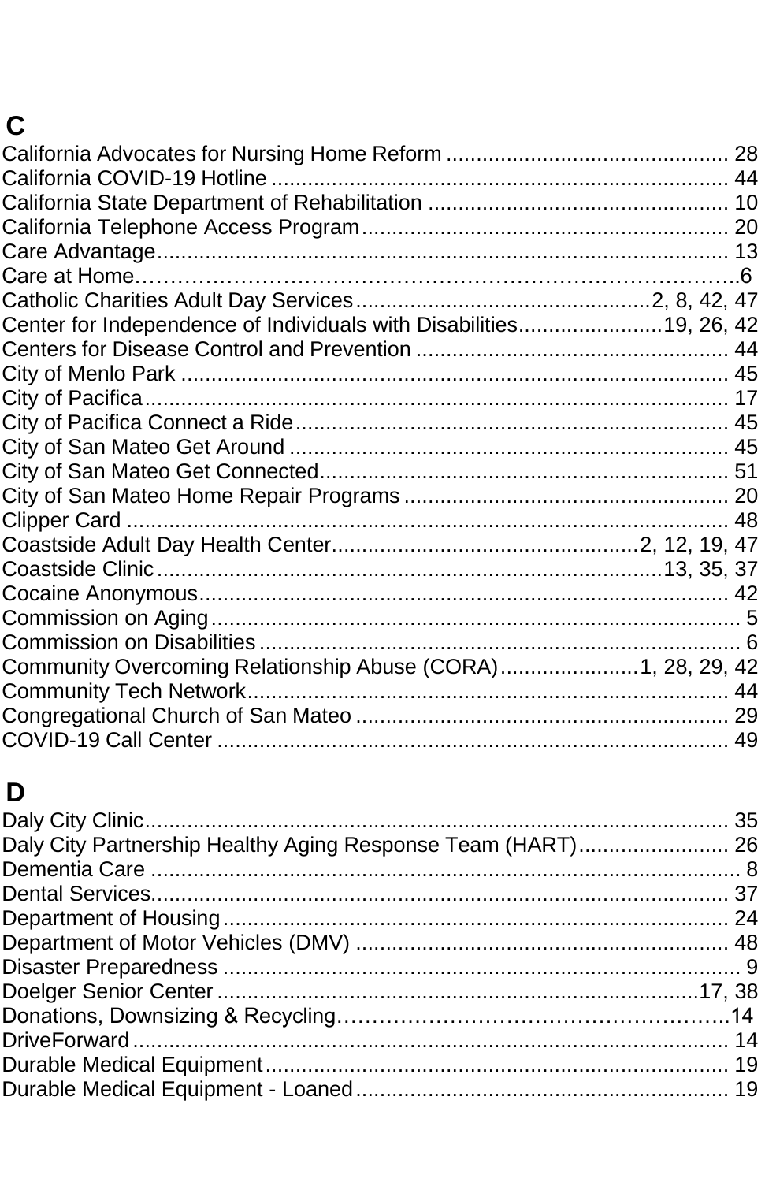## C

California Advocates for Nursing Home Reform .............................................. 28
California COVID-19 Hotline .......................................................................... 44
California State Department of Rehabilitation ................................................. 10
California Telephone Access Program............................................................ 20
Care Advantage............................................................................................. 13
Care at Home……………………………………………………………………….6
Catholic Charities Adult Day Services...............................................2, 8, 42, 47
Center for Independence of Individuals with Disabilities.......................19, 26, 42
Centers for Disease Control and Prevention .................................................... 44
City of Menlo Park ......................................................................................... 45
City of Pacifica.............................................................................................. 17
City of Pacifica Connect a Ride....................................................................... 45
City of San Mateo Get Around ........................................................................ 45
City of San Mateo Get Connected................................................................... 51
City of San Mateo Home Repair Programs ...................................................... 20
Clipper Card .................................................................................................. 48
Coastside Adult Day Health Center..................................................2, 12, 19, 47
Coastside Clinic.......................................................................................13, 35, 37
Cocaine Anonymous........................................................................................ 42
Commission on Aging........................................................................................ 5
Commission on Disabilities ............................................................................... 6
Community Overcoming Relationship Abuse (CORA).......................1, 28, 29, 42
Community Tech Network............................................................................... 44
Congregational Church of San Mateo ............................................................. 29
COVID-19 Call Center .................................................................................... 49

## D

Daly City Clinic.............................................................................................. 35
Daly City Partnership Healthy Aging Response Team (HART)......................... 26
Dementia Care .................................................................................................. 8
Dental Services............................................................................................... 37
Department of Housing................................................................................... 24
Department of Motor Vehicles (DMV) ............................................................. 48
Disaster Preparedness ...................................................................................... 9
Doelger Senior Center ...............................................................................17, 38
Donations, Downsizing & Recycling…………………………………………….14
DriveForward.................................................................................................. 14
Durable Medical Equipment............................................................................ 19
Durable Medical Equipment - Loaned.............................................................. 19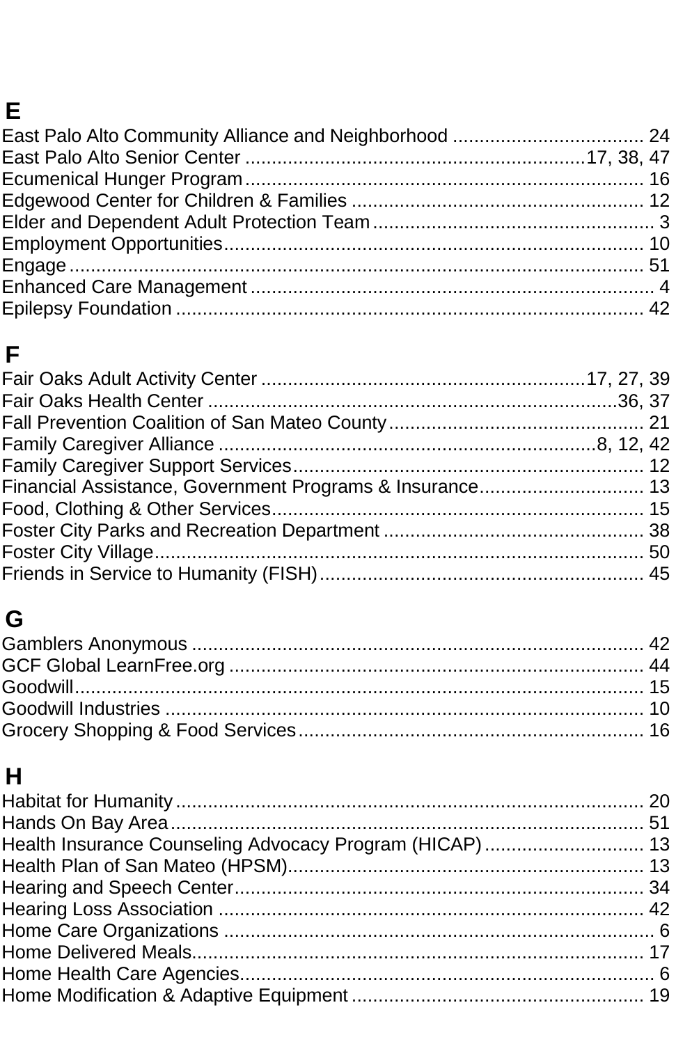## E

East Palo Alto Community Alliance and Neighborhood .................................... 24
East Palo Alto Senior Center ............................................................17, 38, 47
Ecumenical Hunger Program............................................................................ 16
Edgewood Center for Children & Families ....................................................... 12
Elder and Dependent Adult Protection Team..................................................... 3
Employment Opportunities................................................................................ 10
Engage.............................................................................................................. 51
Enhanced Care Management ............................................................................ 4
Epilepsy Foundation ......................................................................................... 42

## F

Fair Oaks Adult Activity Center .........................................................17, 27, 39
Fair Oaks Health Center ...............................................................................36, 37
Fall Prevention Coalition of San Mateo County................................................ 21
Family Caregiver Alliance ....................................................................8, 12, 42
Family Caregiver Support Services.................................................................. 12
Financial Assistance, Government Programs & Insurance............................... 13
Food, Clothing & Other Services...................................................................... 15
Foster City Parks and Recreation Department ................................................. 38
Foster City Village............................................................................................ 50
Friends in Service to Humanity (FISH)............................................................. 45

## G

Gamblers Anonymous ..................................................................................... 42
GCF Global LearnFree.org .............................................................................. 44
Goodwill............................................................................................................ 15
Goodwill Industries .......................................................................................... 10
Grocery Shopping & Food Services................................................................. 16

## H

Habitat for Humanity........................................................................................ 20
Hands On Bay Area.......................................................................................... 51
Health Insurance Counseling Advocacy Program (HICAP).............................. 13
Health Plan of San Mateo (HPSM)................................................................... 13
Hearing and Speech Center............................................................................. 34
Hearing Loss Association ................................................................................ 42
Home Care Organizations ................................................................................. 6
Home Delivered Meals..................................................................................... 17
Home Health Care Agencies.............................................................................. 6
Home Modification & Adaptive Equipment ....................................................... 19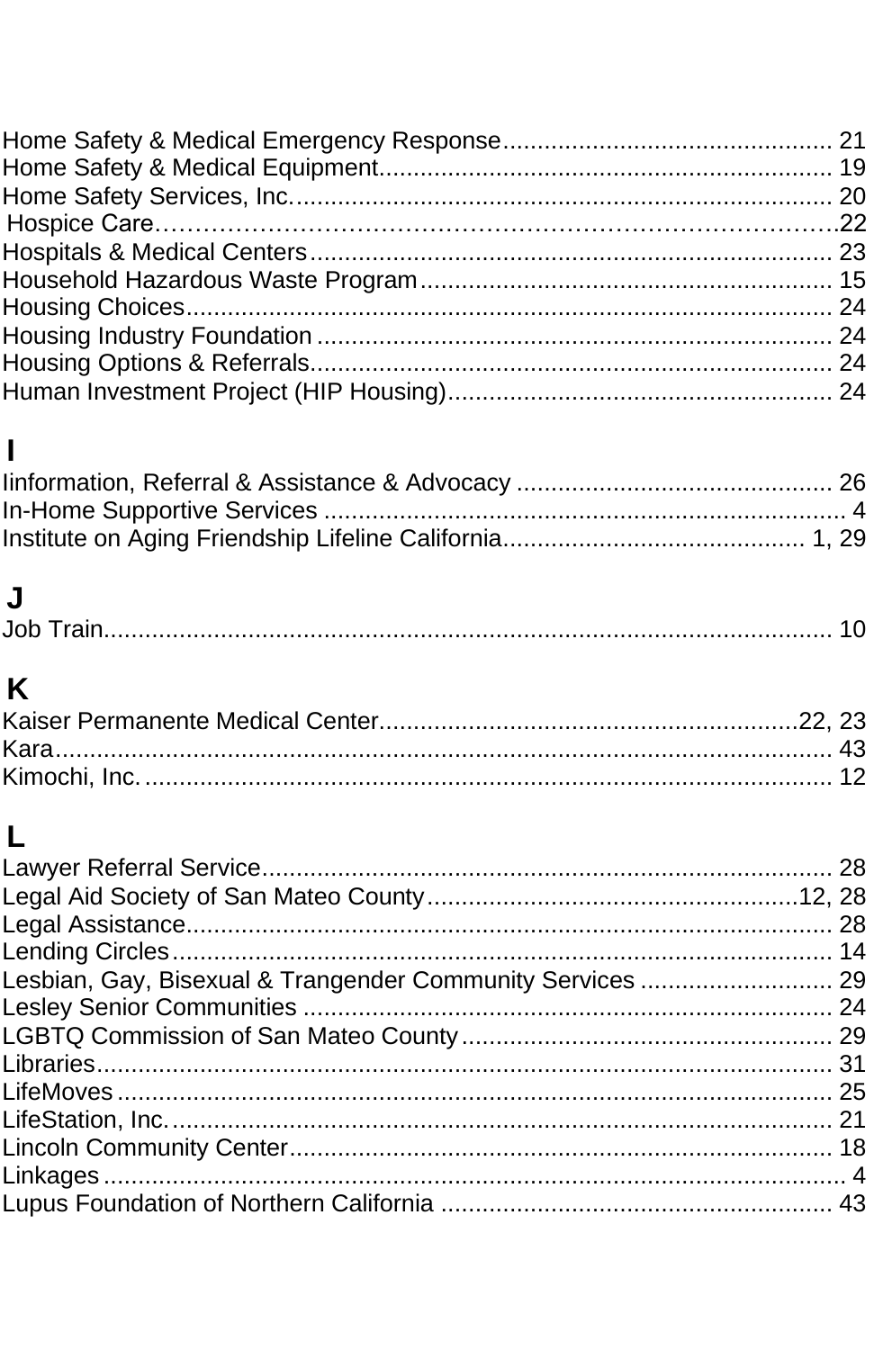Home Safety & Medical Emergency Response................................................ 21
Home Safety & Medical Equipment................................................................. 19
Home Safety Services, Inc.............................................................................. 20
Hospice Care………………………………………………………………………….22
Hospitals & Medical Centers........................................................................... 23
Household Hazardous Waste Program........................................................... 15
Housing Choices.............................................................................................. 24
Housing Industry Foundation .......................................................................... 24
Housing Options & Referrals........................................................................... 24
Human Investment Project (HIP Housing)....................................................... 24

## I

Iinformation, Referral & Assistance & Advocacy .............................................. 26
In-Home Supportive Services ........................................................................... 4
Institute on Aging Friendship Lifeline California............................................. 1, 29

## J

Job Train........................................................................................................... 10

## K

Kaiser Permanente Medical Center..............................................................22, 23
Kara.................................................................................................................. 43
Kimochi, Inc. ..................................................................................................... 12

## L

Lawyer Referral Service................................................................................... 28
Legal Aid Society of San Mateo County........................................................12, 28
Legal Assistance.............................................................................................. 28
Lending Circles................................................................................................. 14
Lesbian, Gay, Bisexual & Trangender Community Services ............................ 29
Lesley Senior Communities ............................................................................. 24
LGBTQ Commission of San Mateo County...................................................... 29
Libraries............................................................................................................ 31
LifeMoves ......................................................................................................... 25
LifeStation, Inc.................................................................................................. 21
Lincoln Community Center............................................................................... 18
Linkages ............................................................................................................. 4
Lupus Foundation of Northern California ......................................................... 43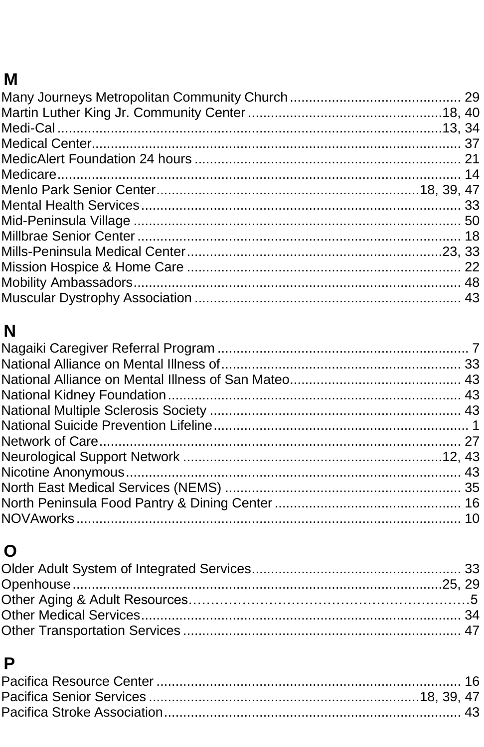## M

Many Journeys Metropolitan Community Church ............................................. 29
Martin Luther King Jr. Community Center ....................................................18, 40
Medi-Cal ..........................................................................................13, 34
Medical Center................................................................................................ 37
MedicAlert Foundation 24 hours ..................................................................... 21
Medicare.......................................................................................................... 14
Menlo Park Senior Center.................................................................18, 39, 47
Mental Health Services.................................................................................... 33
Mid-Peninsula Village ...................................................................................... 50
Millbrae Senior Center .................................................................................... 18
Mills-Peninsula Medical Center.....................................................................23, 33
Mission Hospice & Home Care ....................................................................... 22
Mobility Ambassadors...................................................................................... 48
Muscular Dystrophy Association ..................................................................... 43

## N

Nagaiki Caregiver Referral Program ................................................................. 7
National Alliance on Mental Illness of............................................................... 33
National Alliance on Mental Illness of San Mateo............................................. 43
National Kidney Foundation............................................................................. 43
National Multiple Sclerosis Society .................................................................. 43
National Suicide Prevention Lifeline.................................................................. 1
Network of Care............................................................................................... 27
Neurological Support Network ......................................................................12, 43
Nicotine Anonymous........................................................................................ 43
North East Medical Services (NEMS) .............................................................. 35
North Peninsula Food Pantry & Dining Center ................................................. 16
NOVAworks ..................................................................................................... 10

## O

Older Adult System of Integrated Services....................................................... 33
Openhouse ....................................................................................................25, 29
Other Aging & Adult Resources……………………………………………………5
Other Medical Services.................................................................................... 34
Other Transportation Services ......................................................................... 47

## P

Pacifica Resource Center ................................................................................ 16
Pacifica Senior Services .................................................................18, 39, 47
Pacifica Stroke Association.............................................................................. 43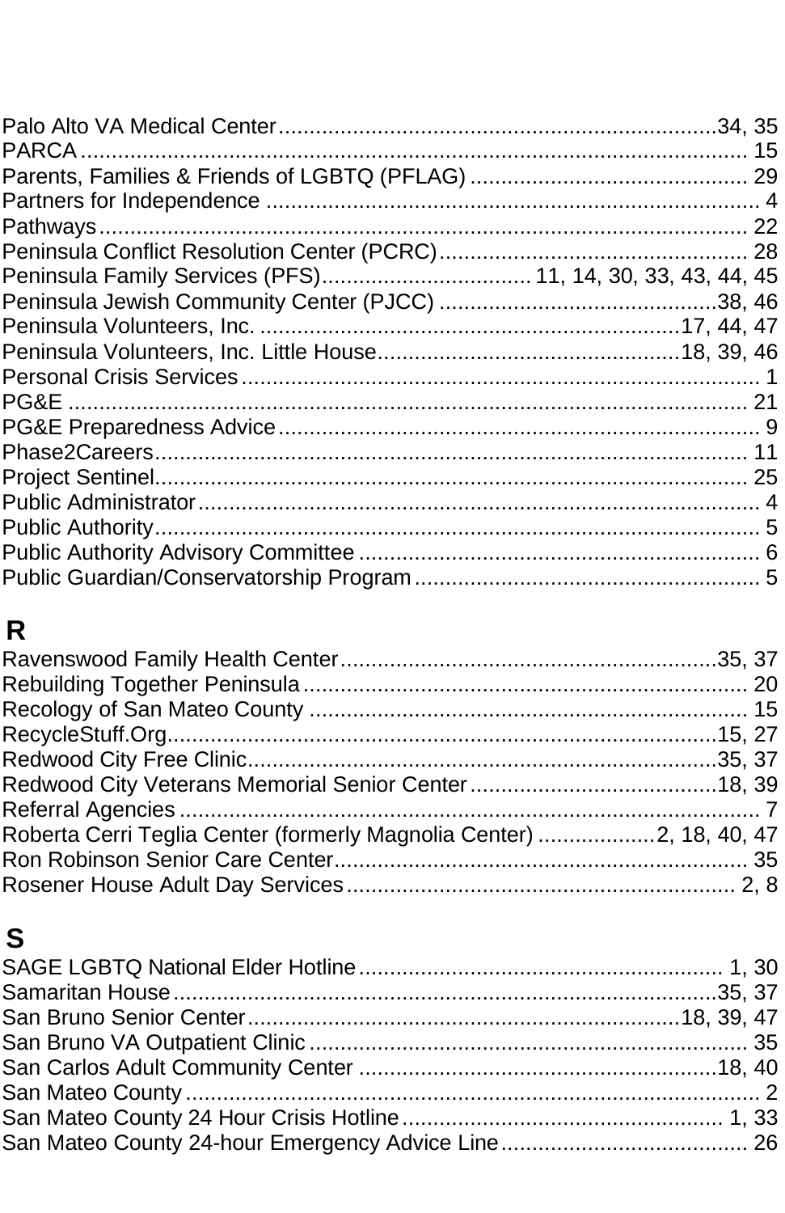Palo Alto VA Medical Center........................................................................34, 35
PARCA ............................................................................................................. 15
Parents, Families & Friends of LGBTQ (PFLAG) ............................................. 29
Partners for Independence ............................................................................... 4
Pathways.......................................................................................................... 22
Peninsula Conflict Resolution Center (PCRC).................................................. 28
Peninsula Family Services (PFS)................................. 11, 14, 30, 33, 43, 44, 45
Peninsula Jewish Community Center (PJCC) .............................................38, 46
Peninsula Volunteers, Inc. ...............................................................17, 44, 47
Peninsula Volunteers, Inc. Little House...............................................18, 39, 46
Personal Crisis Services.................................................................................... 1
PG&E .............................................................................................................. 21
PG&E Preparedness Advice.............................................................................. 9
Phase2Careers................................................................................................. 11
Project Sentinel................................................................................................ 25
Public Administrator........................................................................................... 4
Public Authority.................................................................................................. 5
Public Authority Advisory Committee ................................................................. 6
Public Guardian/Conservatorship Program........................................................ 5

## R

Ravenswood Family Health Center..............................................................35, 37
Rebuilding Together Peninsula........................................................................ 20
Recology of San Mateo County ....................................................................... 15
RecycleStuff.Org............................................................................................15, 27
Redwood City Free Clinic..............................................................................35, 37
Redwood City Veterans Memorial Senior Center........................................18, 39
Referral Agencies .............................................................................................. 7
Roberta Cerri Teglia Center (formerly Magnolia Center) ...................2, 18, 40, 47
Ron Robinson Senior Care Center................................................................... 35
Rosener House Adult Day Services............................................................... 2, 8

## S

SAGE LGBTQ National Elder Hotline........................................................... 1, 30
Samaritan House..........................................................................................35, 37
San Bruno Senior Center..............................................................18, 39, 47
San Bruno VA Outpatient Clinic ...................................................................... 35
San Carlos Adult Community Center ...........................................................18, 40
San Mateo County ............................................................................................. 2
San Mateo County 24 Hour Crisis Hotline...................................................... 1, 33
San Mateo County 24-hour Emergency Advice Line........................................ 26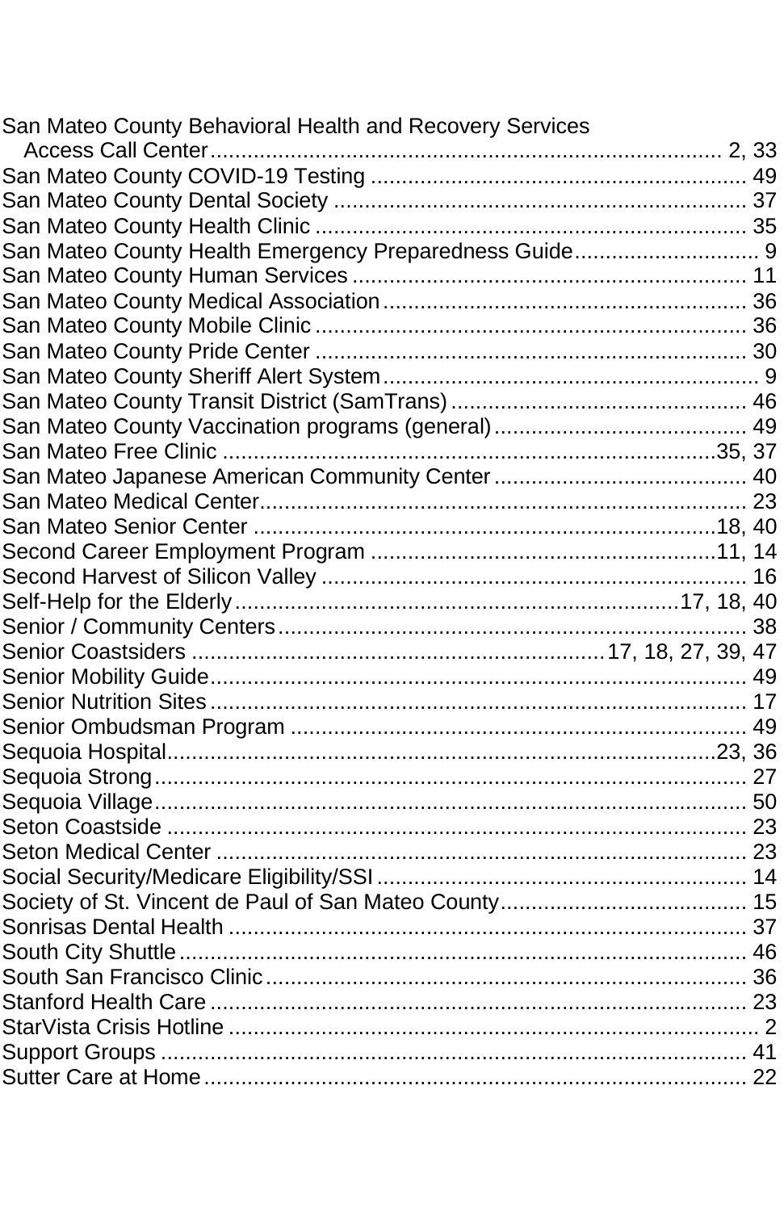San Mateo County Behavioral Health and Recovery Services
Access Call Center .................................................................................. 2, 33
San Mateo County COVID-19 Testing ........................................................... 49
San Mateo County Dental Society ................................................................. 37
San Mateo County Health Clinic .................................................................... 35
San Mateo County Health Emergency Preparedness Guide ............................. 9
San Mateo County Human Services .............................................................. 11
San Mateo County Medical Association .......................................................... 36
San Mateo County Mobile Clinic .................................................................... 36
San Mateo County Pride Center .................................................................... 30
San Mateo County Sheriff Alert System ........................................................... 9
San Mateo County Transit District (SamTrans) ............................................... 46
San Mateo County Vaccination programs (general) ........................................ 49
San Mateo Free Clinic ............................................................................... 35, 37
San Mateo Japanese American Community Center ........................................ 40
San Mateo Medical Center ............................................................................ 23
San Mateo Senior Center .......................................................................... 18, 40
Second Career Employment Program ......................................................... 11, 14
Second Harvest of Silicon Valley ................................................................... 16
Self-Help for the Elderly ......................................................................... 17, 18, 40
Senior / Community Centers .......................................................................... 38
Senior Coastsiders ......................................................... 17, 18, 27, 39, 47
Senior Mobility Guide ...................................................................................... 49
Senior Nutrition Sites ...................................................................................... 17
Senior Ombudsman Program ......................................................................... 49
Sequoia Hospital ......................................................................................... 23, 36
Sequoia Strong ............................................................................................... 27
Sequoia Village ............................................................................................... 50
Seton Coastside ............................................................................................. 23
Seton Medical Center ..................................................................................... 23
Social Security/Medicare Eligibility/SSI ........................................................... 14
Society of St. Vincent de Paul of San Mateo County ....................................... 15
Sonrisas Dental Health ................................................................................... 37
South City Shuttle ........................................................................................... 46
South San Francisco Clinic ............................................................................. 36
Stanford Health Care ...................................................................................... 23
StarVista Crisis Hotline ...................................................................................... 2
Support Groups .............................................................................................. 41
Sutter Care at Home ....................................................................................... 22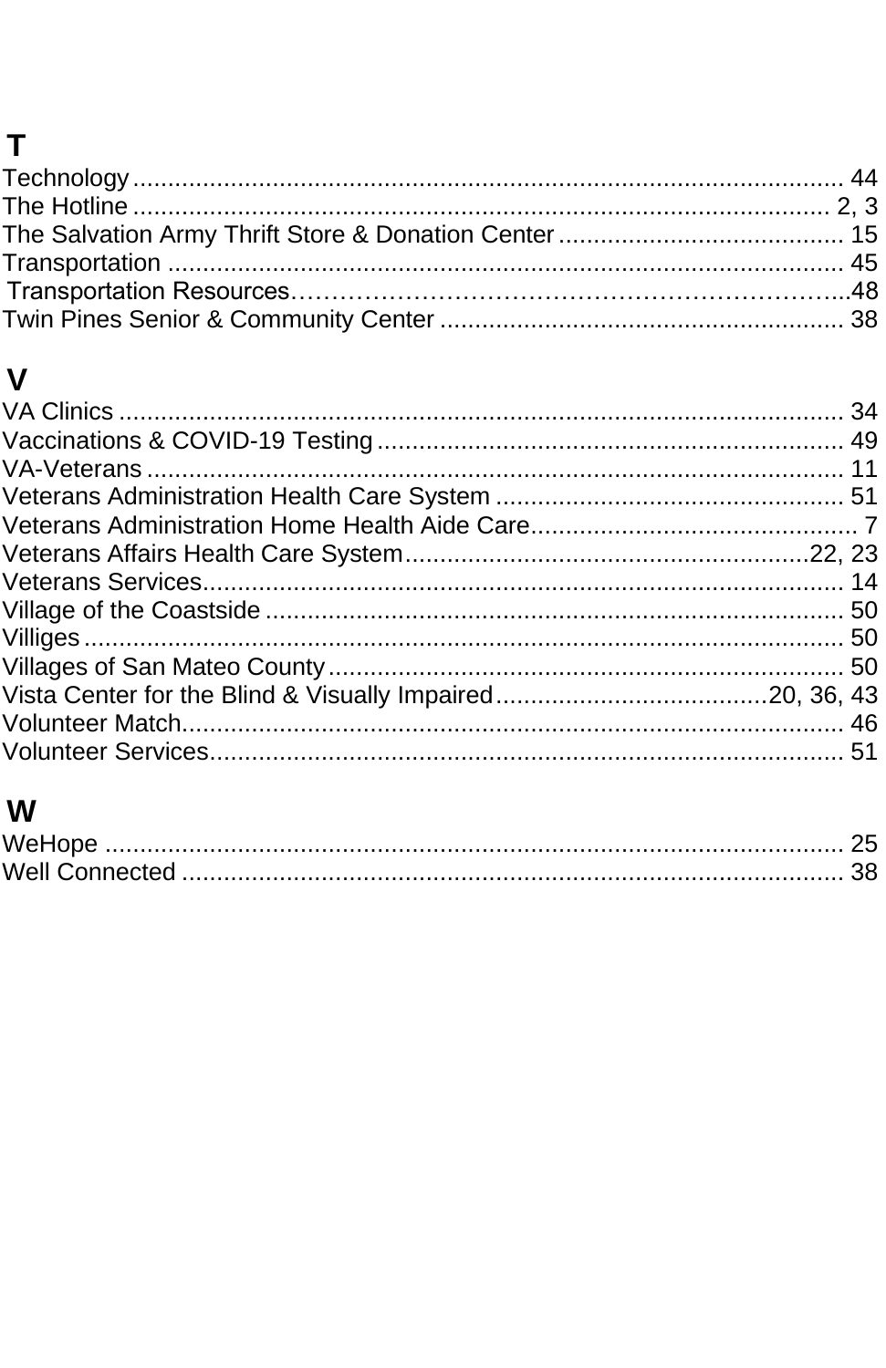## T

Technology ...................................................................................................... 44
The Hotline ..................................................................................................... 2, 3
The Salvation Army Thrift Store & Donation Center ......................................... 15
Transportation ................................................................................................. 45
Transportation Resources……………………………………………………………..48
Twin Pines Senior & Community Center ......................................................... 38

## V

VA Clinics ........................................................................................................ 34
Vaccinations & COVID-19 Testing .................................................................. 49
VA-Veterans .................................................................................................... 11
Veterans Administration Health Care System .................................................. 51
Veterans Administration Home Health Aide Care.............................................. 7
Veterans Affairs Health Care System............................................................22, 23
Veterans Services............................................................................................ 14
Village of the Coastside ................................................................................... 50
Villiges.............................................................................................................. 50
Villages of San Mateo County.......................................................................... 50
Vista Center for the Blind & Visually Impaired......................................20, 36, 43
Volunteer Match................................................................................................ 46
Volunteer Services............................................................................................ 51

## W

WeHope ........................................................................................................... 25
Well Connected ................................................................................................ 38